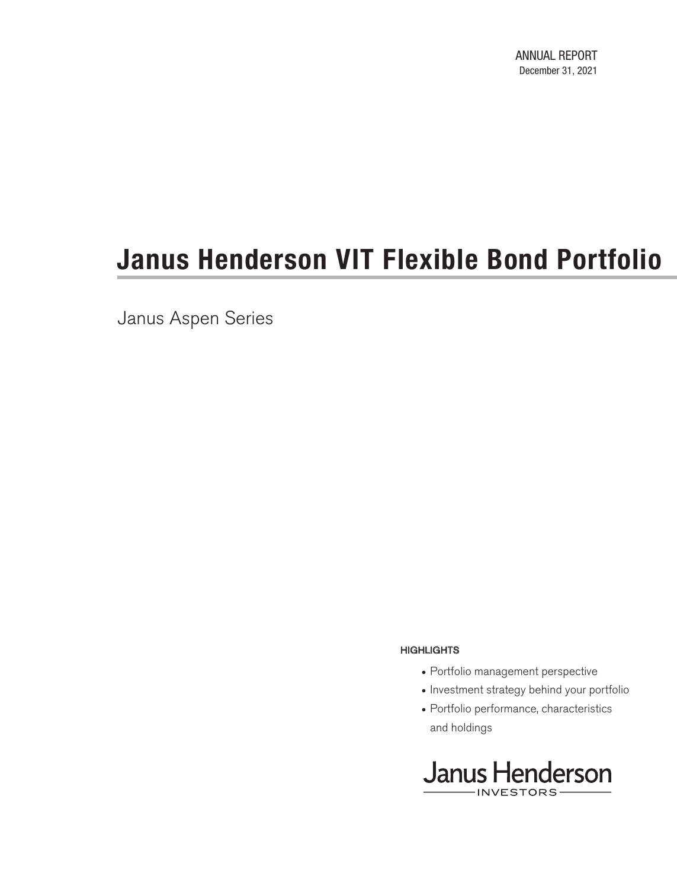ANNUAL REPORT
December 31, 2021

# Janus Henderson VIT Flexible Bond Portfolio

Janus Aspen Series

**HIGHLIGHTS**

- Portfolio management perspective
- Investment strategy behind your portfolio
- Portfolio performance, characteristics and holdings

Janus Henderson
INVESTORS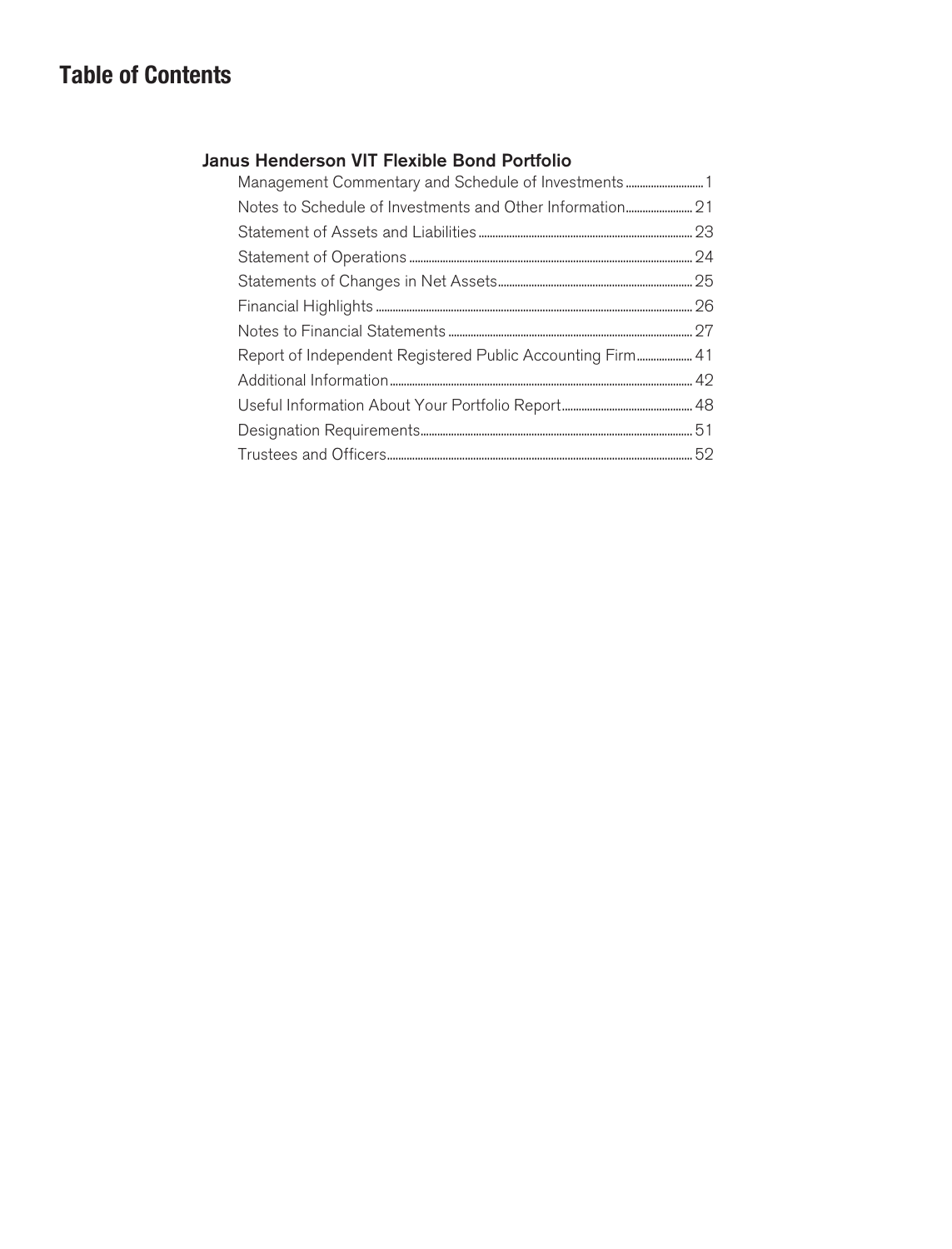# Table of Contents

## Janus Henderson VIT Flexible Bond Portfolio

| | |
|---|---|
| Management Commentary and Schedule of Investments | 1 |
| Notes to Schedule of Investments and Other Information | 21 |
| Statement of Assets and Liabilities | 23 |
| Statement of Operations | 24 |
| Statements of Changes in Net Assets | 25 |
| Financial Highlights | 26 |
| Notes to Financial Statements | 27 |
| Report of Independent Registered Public Accounting Firm | 41 |
| Additional Information | 42 |
| Useful Information About Your Portfolio Report | 48 |
| Designation Requirements | 51 |
| Trustees and Officers | 52 |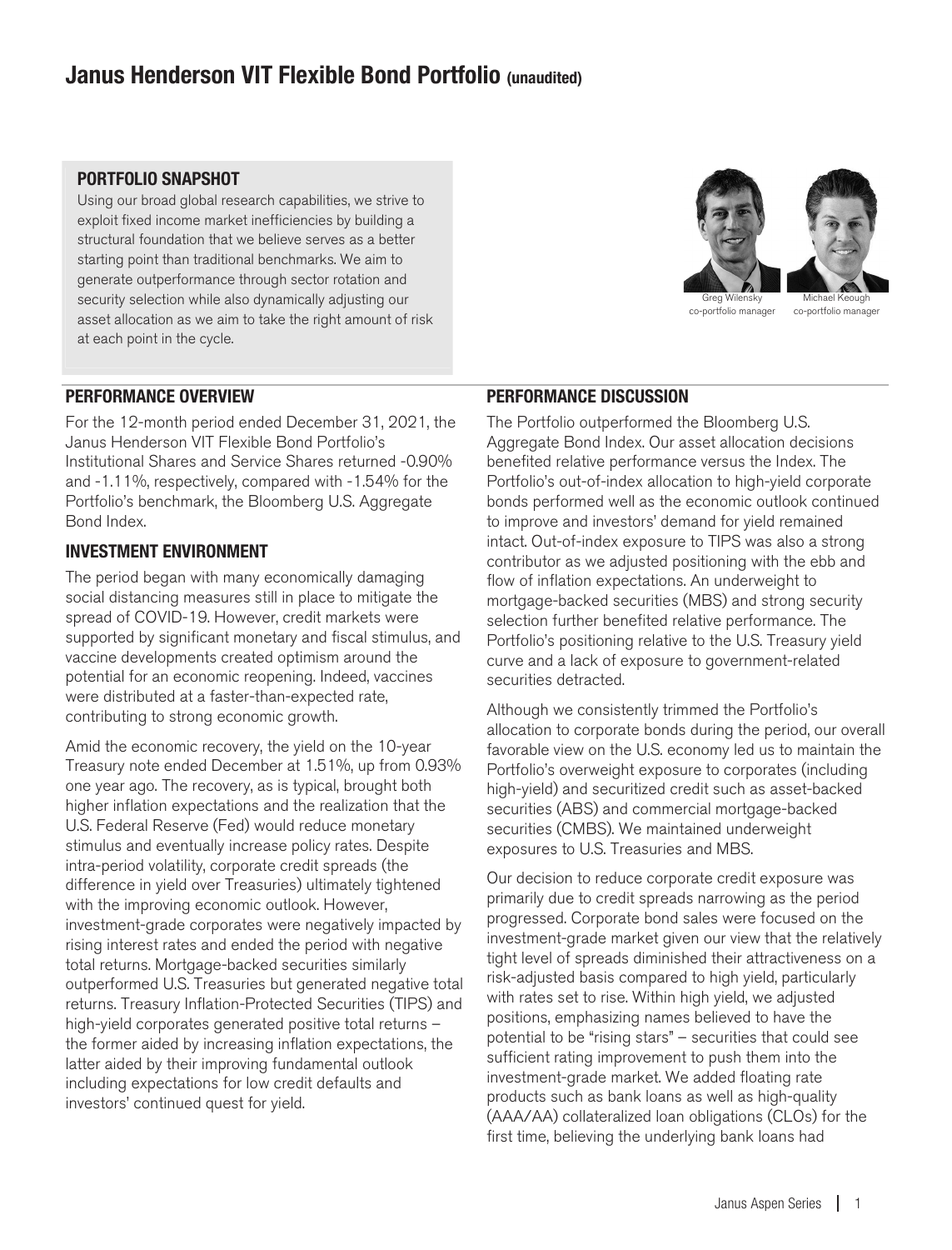# Janus Henderson VIT Flexible Bond Portfolio (unaudited)

## PORTFOLIO SNAPSHOT

Using our broad global research capabilities, we strive to exploit fixed income market inefficiencies by building a structural foundation that we believe serves as a better starting point than traditional benchmarks. We aim to generate outperformance through sector rotation and security selection while also dynamically adjusting our asset allocation as we aim to take the right amount of risk at each point in the cycle.

Greg Wilensky
co-portfolio manager

Michael Keough
co-portfolio manager

## PERFORMANCE OVERVIEW

For the 12-month period ended December 31, 2021, the Janus Henderson VIT Flexible Bond Portfolio's Institutional Shares and Service Shares returned -0.90% and -1.11%, respectively, compared with -1.54% for the Portfolio's benchmark, the Bloomberg U.S. Aggregate Bond Index.

## INVESTMENT ENVIRONMENT

The period began with many economically damaging social distancing measures still in place to mitigate the spread of COVID-19. However, credit markets were supported by significant monetary and fiscal stimulus, and vaccine developments created optimism around the potential for an economic reopening. Indeed, vaccines were distributed at a faster-than-expected rate, contributing to strong economic growth.

Amid the economic recovery, the yield on the 10-year Treasury note ended December at 1.51%, up from 0.93% one year ago. The recovery, as is typical, brought both higher inflation expectations and the realization that the U.S. Federal Reserve (Fed) would reduce monetary stimulus and eventually increase policy rates. Despite intra-period volatility, corporate credit spreads (the difference in yield over Treasuries) ultimately tightened with the improving economic outlook. However, investment-grade corporates were negatively impacted by rising interest rates and ended the period with negative total returns. Mortgage-backed securities similarly outperformed U.S. Treasuries but generated negative total returns. Treasury Inflation-Protected Securities (TIPS) and high-yield corporates generated positive total returns – the former aided by increasing inflation expectations, the latter aided by their improving fundamental outlook including expectations for low credit defaults and investors' continued quest for yield.

## PERFORMANCE DISCUSSION

The Portfolio outperformed the Bloomberg U.S. Aggregate Bond Index. Our asset allocation decisions benefited relative performance versus the Index. The Portfolio's out-of-index allocation to high-yield corporate bonds performed well as the economic outlook continued to improve and investors' demand for yield remained intact. Out-of-index exposure to TIPS was also a strong contributor as we adjusted positioning with the ebb and flow of inflation expectations. An underweight to mortgage-backed securities (MBS) and strong security selection further benefited relative performance. The Portfolio's positioning relative to the U.S. Treasury yield curve and a lack of exposure to government-related securities detracted.

Although we consistently trimmed the Portfolio's allocation to corporate bonds during the period, our overall favorable view on the U.S. economy led us to maintain the Portfolio's overweight exposure to corporates (including high-yield) and securitized credit such as asset-backed securities (ABS) and commercial mortgage-backed securities (CMBS). We maintained underweight exposures to U.S. Treasuries and MBS.

Our decision to reduce corporate credit exposure was primarily due to credit spreads narrowing as the period progressed. Corporate bond sales were focused on the investment-grade market given our view that the relatively tight level of spreads diminished their attractiveness on a risk-adjusted basis compared to high yield, particularly with rates set to rise. Within high yield, we adjusted positions, emphasizing names believed to have the potential to be "rising stars" – securities that could see sufficient rating improvement to push them into the investment-grade market. We added floating rate products such as bank loans as well as high-quality (AAA/AA) collateralized loan obligations (CLOs) for the first time, believing the underlying bank loans had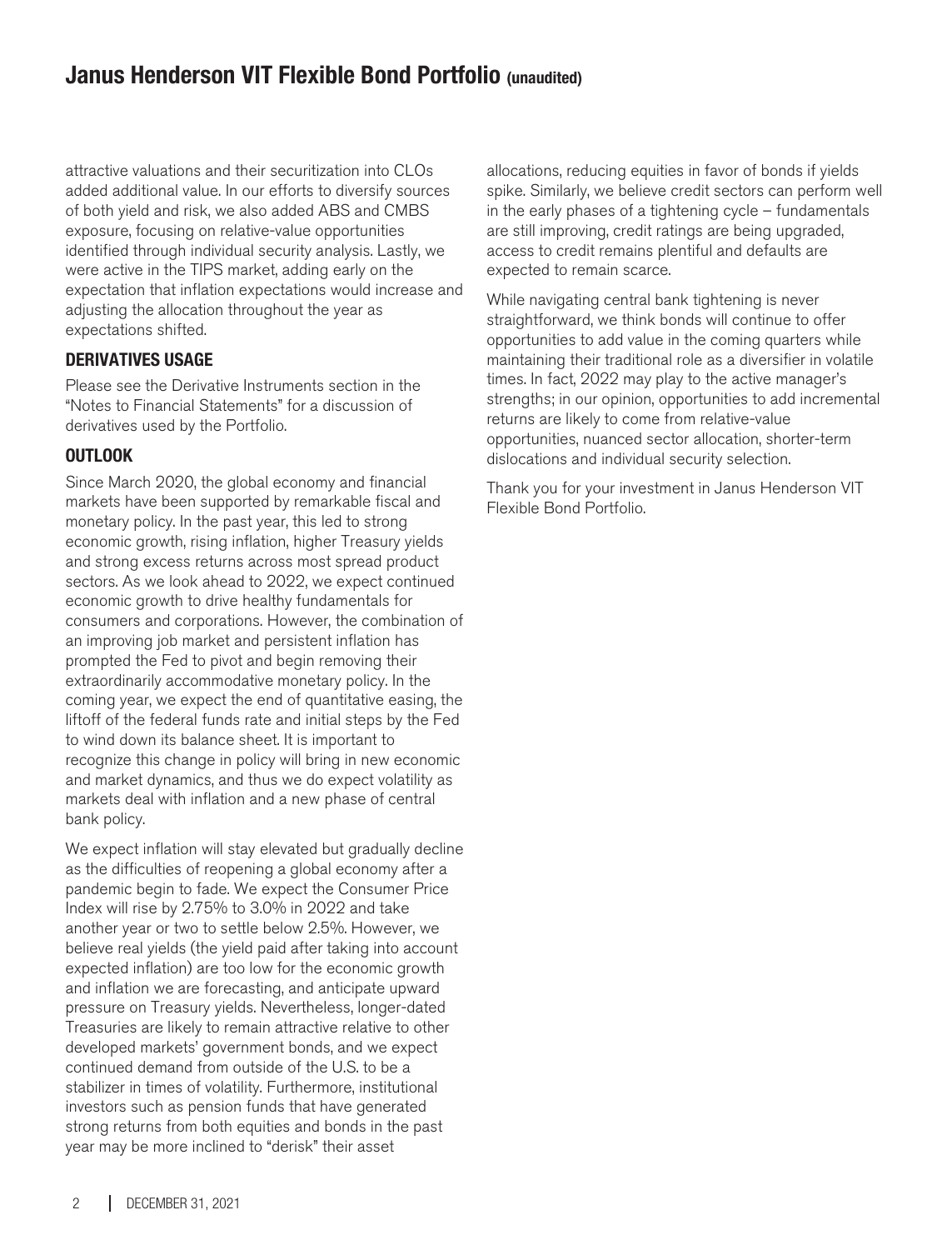attractive valuations and their securitization into CLOs added additional value. In our efforts to diversify sources of both yield and risk, we also added ABS and CMBS exposure, focusing on relative-value opportunities identified through individual security analysis. Lastly, we were active in the TIPS market, adding early on the expectation that inflation expectations would increase and adjusting the allocation throughout the year as expectations shifted.

### DERIVATIVES USAGE

Please see the Derivative Instruments section in the "Notes to Financial Statements" for a discussion of derivatives used by the Portfolio.

### OUTLOOK

Since March 2020, the global economy and financial markets have been supported by remarkable fiscal and monetary policy. In the past year, this led to strong economic growth, rising inflation, higher Treasury yields and strong excess returns across most spread product sectors. As we look ahead to 2022, we expect continued economic growth to drive healthy fundamentals for consumers and corporations. However, the combination of an improving job market and persistent inflation has prompted the Fed to pivot and begin removing their extraordinarily accommodative monetary policy. In the coming year, we expect the end of quantitative easing, the liftoff of the federal funds rate and initial steps by the Fed to wind down its balance sheet. It is important to recognize this change in policy will bring in new economic and market dynamics, and thus we do expect volatility as markets deal with inflation and a new phase of central bank policy.

We expect inflation will stay elevated but gradually decline as the difficulties of reopening a global economy after a pandemic begin to fade. We expect the Consumer Price Index will rise by 2.75% to 3.0% in 2022 and take another year or two to settle below 2.5%. However, we believe real yields (the yield paid after taking into account expected inflation) are too low for the economic growth and inflation we are forecasting, and anticipate upward pressure on Treasury yields. Nevertheless, longer-dated Treasuries are likely to remain attractive relative to other developed markets' government bonds, and we expect continued demand from outside of the U.S. to be a stabilizer in times of volatility. Furthermore, institutional investors such as pension funds that have generated strong returns from both equities and bonds in the past year may be more inclined to "derisk" their asset allocations, reducing equities in favor of bonds if yields spike. Similarly, we believe credit sectors can perform well in the early phases of a tightening cycle – fundamentals are still improving, credit ratings are being upgraded, access to credit remains plentiful and defaults are expected to remain scarce.

While navigating central bank tightening is never straightforward, we think bonds will continue to offer opportunities to add value in the coming quarters while maintaining their traditional role as a diversifier in volatile times. In fact, 2022 may play to the active manager's strengths; in our opinion, opportunities to add incremental returns are likely to come from relative-value opportunities, nuanced sector allocation, shorter-term dislocations and individual security selection.

Thank you for your investment in Janus Henderson VIT Flexible Bond Portfolio.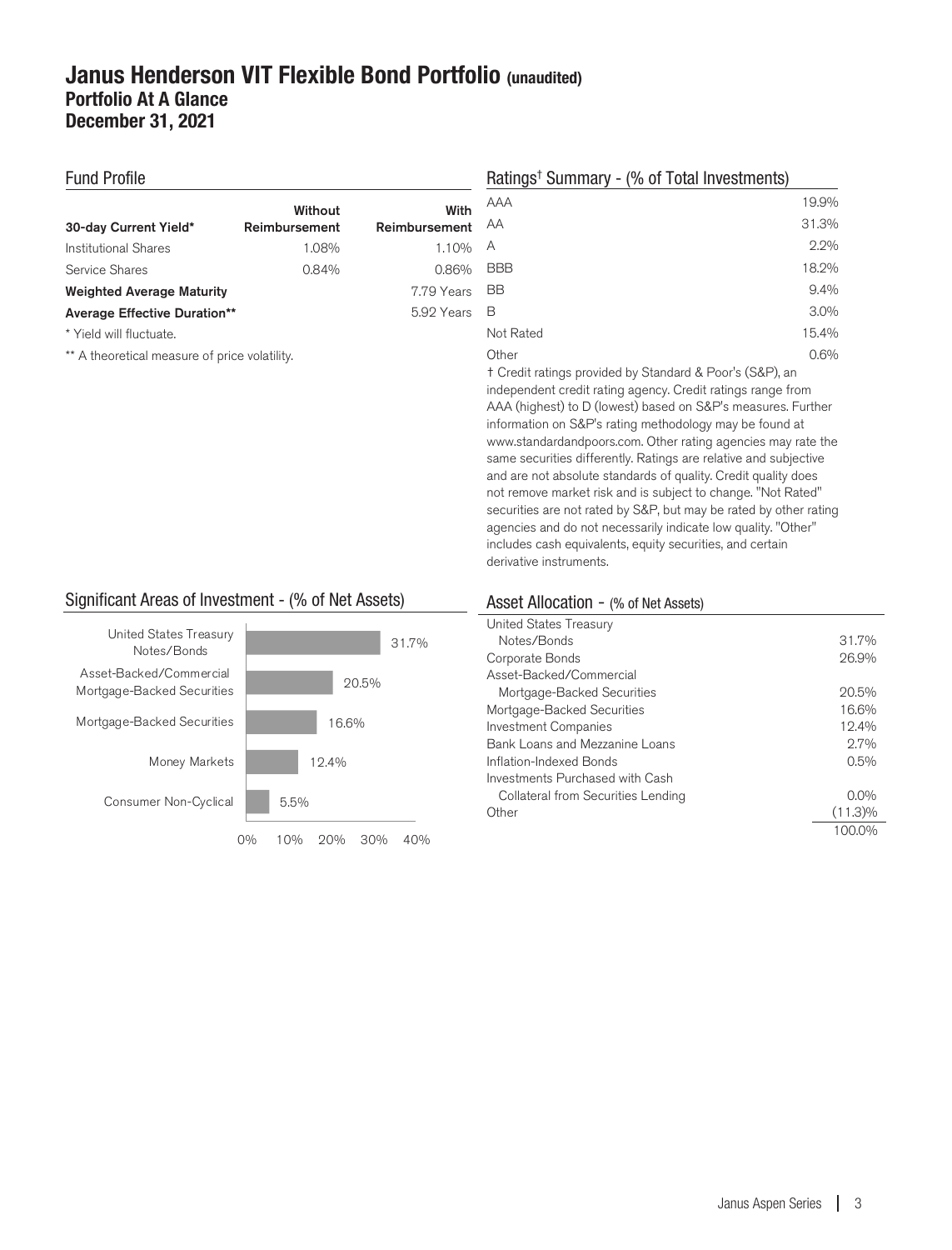# Janus Henderson VIT Flexible Bond Portfolio (unaudited)

## Portfolio At A Glance

## December 31, 2021

### Fund Profile

| 30-day Current Yield* | Without Reimbursement | With Reimbursement |
|---|---|---|
| Institutional Shares | 1.08% | 1.10% |
| Service Shares | 0.84% | 0.86% |
| **Weighted Average Maturity** | | 7.79 Years |
| **Average Effective Duration**** | | 5.92 Years |

* Yield will fluctuate.

** A theoretical measure of price volatility.

### Ratings† Summary - (% of Total Investments)

| Rating | % |
|---|---|
| AAA | 19.9% |
| AA | 31.3% |
| A | 2.2% |
| BBB | 18.2% |
| BB | 9.4% |
| B | 3.0% |
| Not Rated | 15.4% |
| Other | 0.6% |

† Credit ratings provided by Standard & Poor's (S&P), an independent credit rating agency. Credit ratings range from AAA (highest) to D (lowest) based on S&P's measures. Further information on S&P's rating methodology may be found at www.standardandpoors.com. Other rating agencies may rate the same securities differently. Ratings are relative and subjective and are not absolute standards of quality. Credit quality does not remove market risk and is subject to change. "Not Rated" securities are not rated by S&P, but may be rated by other rating agencies and do not necessarily indicate low quality. "Other" includes cash equivalents, equity securities, and certain derivative instruments.

### Significant Areas of Investment - (% of Net Assets)

| Area | % |
|---|---|
| United States Treasury Notes/Bonds | 31.7% |
| Asset-Backed/Commercial Mortgage-Backed Securities | 20.5% |
| Mortgage-Backed Securities | 16.6% |
| Money Markets | 12.4% |
| Consumer Non-Cyclical | 5.5% |

### Asset Allocation - (% of Net Assets)

| Asset | % |
|---|---|
| United States Treasury Notes/Bonds | 31.7% |
| Corporate Bonds | 26.9% |
| Asset-Backed/Commercial Mortgage-Backed Securities | 20.5% |
| Mortgage-Backed Securities | 16.6% |
| Investment Companies | 12.4% |
| Bank Loans and Mezzanine Loans | 2.7% |
| Inflation-Indexed Bonds | 0.5% |
| Investments Purchased with Cash Collateral from Securities Lending | 0.0% |
| Other | (11.3)% |
| | 100.0% |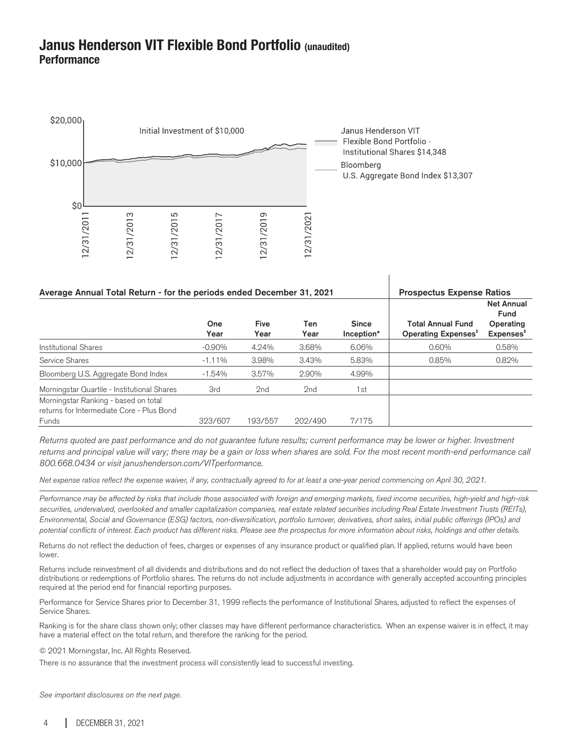# Janus Henderson VIT Flexible Bond Portfolio (unaudited)
## Performance

Initial Investment of $10,000

Janus Henderson VIT Flexible Bond Portfolio - Institutional Shares $14,348

Bloomberg U.S. Aggregate Bond Index $13,307

| Average Annual Total Return - for the periods ended December 31, 2021 | | | | | Prospectus Expense Ratios | |
|---|---|---|---|---|---|---|
| | One Year | Five Year | Ten Year | Since Inception* | Total Annual Fund Operating Expenses‡ | Net Annual Fund Operating Expenses‡ |
| Institutional Shares | -0.90% | 4.24% | 3.68% | 6.06% | 0.60% | 0.58% |
| Service Shares | -1.11% | 3.98% | 3.43% | 5.83% | 0.85% | 0.82% |
| Bloomberg U.S. Aggregate Bond Index | -1.54% | 3.57% | 2.90% | 4.99% | | |
| Morningstar Quartile - Institutional Shares | 3rd | 2nd | 2nd | 1st | | |
| Morningstar Ranking - based on total returns for Intermediate Core - Plus Bond Funds | 323/607 | 193/557 | 202/490 | 7/175 | | |

*Returns quoted are past performance and do not guarantee future results; current performance may be lower or higher. Investment returns and principal value will vary; there may be a gain or loss when shares are sold. For the most recent month-end performance call 800.668.0434 or visit janushenderson.com/VITperformance.*

*Net expense ratios reflect the expense waiver, if any, contractually agreed to for at least a one-year period commencing on April 30, 2021.*

*Performance may be affected by risks that include those associated with foreign and emerging markets, fixed income securities, high-yield and high-risk securities, undervalued, overlooked and smaller capitalization companies, real estate related securities including Real Estate Investment Trusts (REITs), Environmental, Social and Governance (ESG) factors, non-diversification, portfolio turnover, derivatives, short sales, initial public offerings (IPOs) and potential conflicts of interest. Each product has different risks. Please see the prospectus for more information about risks, holdings and other details.*

Returns do not reflect the deduction of fees, charges or expenses of any insurance product or qualified plan. If applied, returns would have been lower.

Returns include reinvestment of all dividends and distributions and do not reflect the deduction of taxes that a shareholder would pay on Portfolio distributions or redemptions of Portfolio shares. The returns do not include adjustments in accordance with generally accepted accounting principles required at the period end for financial reporting purposes.

Performance for Service Shares prior to December 31, 1999 reflects the performance of Institutional Shares, adjusted to reflect the expenses of Service Shares.

Ranking is for the share class shown only; other classes may have different performance characteristics. When an expense waiver is in effect, it may have a material effect on the total return, and therefore the ranking for the period.

© 2021 Morningstar, Inc. All Rights Reserved.

There is no assurance that the investment process will consistently lead to successful investing.

*See important disclosures on the next page.*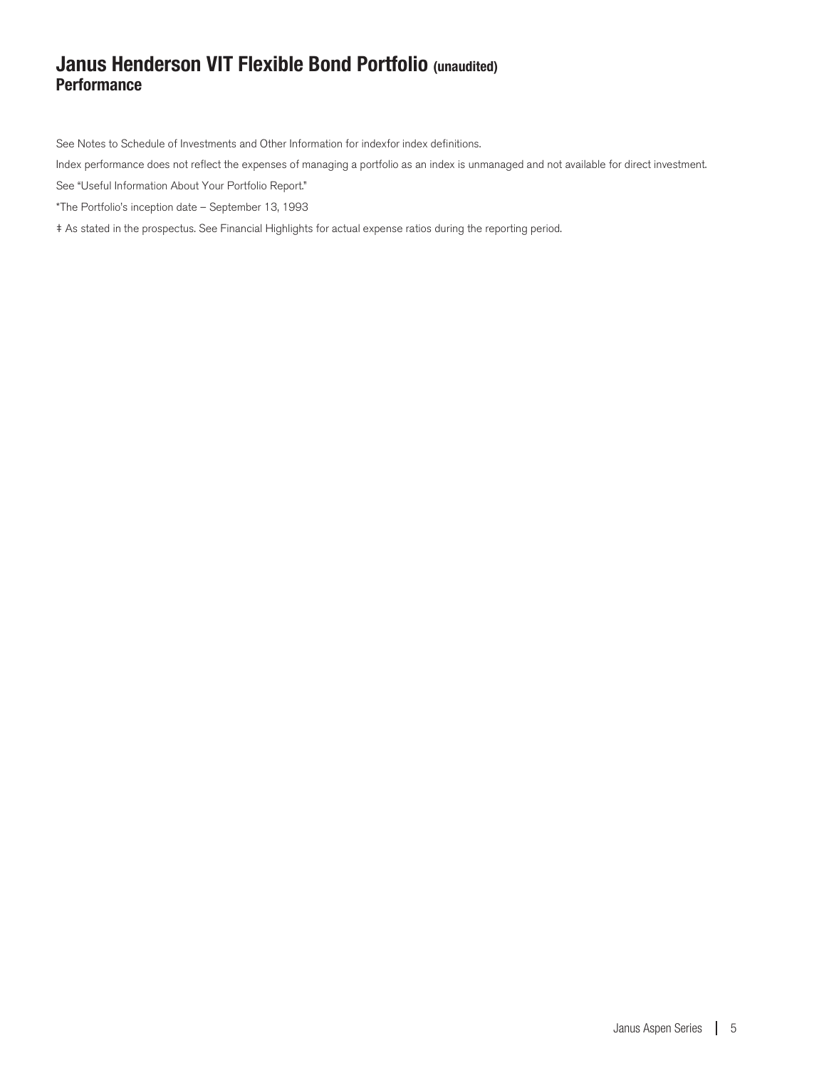# Janus Henderson VIT Flexible Bond Portfolio (unaudited)
## Performance

See Notes to Schedule of Investments and Other Information for indexfor index definitions.

Index performance does not reflect the expenses of managing a portfolio as an index is unmanaged and not available for direct investment.

See "Useful Information About Your Portfolio Report."

*The Portfolio's inception date – September 13, 1993

‡ As stated in the prospectus. See Financial Highlights for actual expense ratios during the reporting period.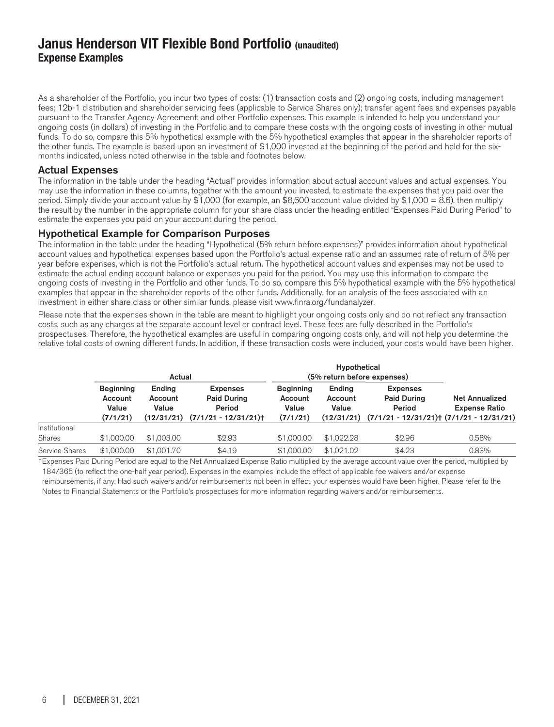# Janus Henderson VIT Flexible Bond Portfolio (unaudited)

## Expense Examples

As a shareholder of the Portfolio, you incur two types of costs: (1) transaction costs and (2) ongoing costs, including management fees; 12b-1 distribution and shareholder servicing fees (applicable to Service Shares only); transfer agent fees and expenses payable pursuant to the Transfer Agency Agreement; and other Portfolio expenses. This example is intended to help you understand your ongoing costs (in dollars) of investing in the Portfolio and to compare these costs with the ongoing costs of investing in other mutual funds. To do so, compare this 5% hypothetical example with the 5% hypothetical examples that appear in the shareholder reports of the other funds. The example is based upon an investment of $1,000 invested at the beginning of the period and held for the six-months indicated, unless noted otherwise in the table and footnotes below.

### Actual Expenses

The information in the table under the heading "Actual" provides information about actual account values and actual expenses. You may use the information in these columns, together with the amount you invested, to estimate the expenses that you paid over the period. Simply divide your account value by $1,000 (for example, an $8,600 account value divided by $1,000 = 8.6), then multiply the result by the number in the appropriate column for your share class under the heading entitled "Expenses Paid During Period" to estimate the expenses you paid on your account during the period.

### Hypothetical Example for Comparison Purposes

The information in the table under the heading "Hypothetical (5% return before expenses)" provides information about hypothetical account values and hypothetical expenses based upon the Portfolio's actual expense ratio and an assumed rate of return of 5% per year before expenses, which is not the Portfolio's actual return. The hypothetical account values and expenses may not be used to estimate the actual ending account balance or expenses you paid for the period. You may use this information to compare the ongoing costs of investing in the Portfolio and other funds. To do so, compare this 5% hypothetical example with the 5% hypothetical examples that appear in the shareholder reports of the other funds. Additionally, for an analysis of the fees associated with an investment in either share class or other similar funds, please visit www.finra.org/fundanalyzer.

Please note that the expenses shown in the table are meant to highlight your ongoing costs only and do not reflect any transaction costs, such as any charges at the separate account level or contract level. These fees are fully described in the Portfolio's prospectuses. Therefore, the hypothetical examples are useful in comparing ongoing costs only, and will not help you determine the relative total costs of owning different funds. In addition, if these transaction costs were included, your costs would have been higher.

| | Actual | | | Hypothetical (5% return before expenses) | | | |
|---|---|---|---|---|---|---|---|
| | Beginning Account Value (7/1/21) | Ending Account Value (12/31/21) | Expenses Paid During Period (7/1/21 - 12/31/21)† | Beginning Account Value (7/1/21) | Ending Account Value (12/31/21) | Expenses Paid During Period (7/1/21 - 12/31/21)† | Net Annualized Expense Ratio (7/1/21 - 12/31/21) |
| Institutional Shares | $1,000.00 | $1,003.00 | $2.93 | $1,000.00 | $1,022.28 | $2.96 | 0.58% |
| Service Shares | $1,000.00 | $1,001.70 | $4.19 | $1,000.00 | $1,021.02 | $4.23 | 0.83% |

†Expenses Paid During Period are equal to the Net Annualized Expense Ratio multiplied by the average account value over the period, multiplied by 184/365 (to reflect the one-half year period). Expenses in the examples include the effect of applicable fee waivers and/or expense reimbursements, if any. Had such waivers and/or reimbursements not been in effect, your expenses would have been higher. Please refer to the Notes to Financial Statements or the Portfolio's prospectuses for more information regarding waivers and/or reimbursements.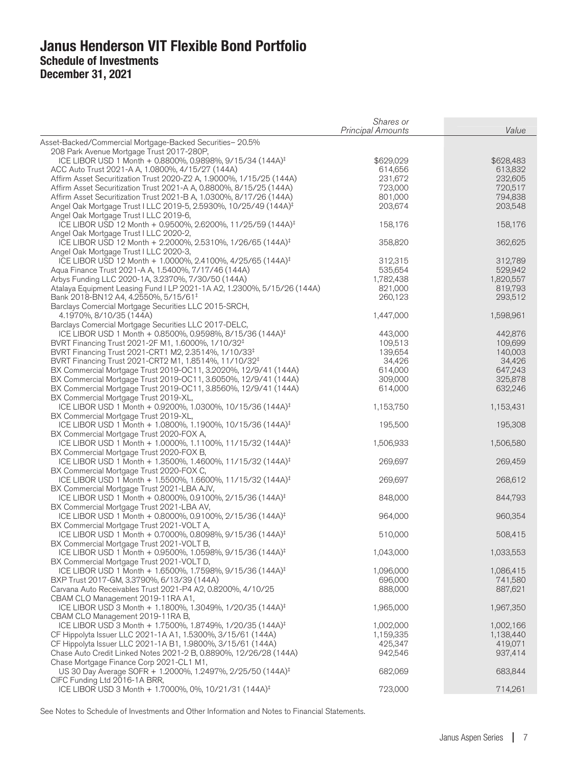# Janus Henderson VIT Flexible Bond Portfolio
## Schedule of Investments
## December 31, 2021

| | *Shares or Principal Amounts* | *Value* |
|---|---|---|
| Asset-Backed/Commercial Mortgage-Backed Securities– 20.5% | | |
| 208 Park Avenue Mortgage Trust 2017-280P, ICE LIBOR USD 1 Month + 0.8800%, 0.9898%, 9/15/34 (144A)‡ | $629,029 | $628,483 |
| ACC Auto Trust 2021-A A, 1.0800%, 4/15/27 (144A) | 614,656 | 613,832 |
| Affirm Asset Securitization Trust 2020-Z2 A, 1.9000%, 1/15/25 (144A) | 231,672 | 232,605 |
| Affirm Asset Securitization Trust 2021-A A, 0.8800%, 8/15/25 (144A) | 723,000 | 720,517 |
| Affirm Asset Securitization Trust 2021-B A, 1.0300%, 8/17/26 (144A) | 801,000 | 794,838 |
| Angel Oak Mortgage Trust I LLC 2019-5, 2.5930%, 10/25/49 (144A)‡ | 203,674 | 203,548 |
| Angel Oak Mortgage Trust I LLC 2019-6, ICE LIBOR USD 12 Month + 0.9500%, 2.6200%, 11/25/59 (144A)‡ | 158,176 | 158,176 |
| Angel Oak Mortgage Trust I LLC 2020-2, ICE LIBOR USD 12 Month + 2.2000%, 2.5310%, 1/26/65 (144A)‡ | 358,820 | 362,625 |
| Angel Oak Mortgage Trust I LLC 2020-3, ICE LIBOR USD 12 Month + 1.0000%, 2.4100%, 4/25/65 (144A)‡ | 312,315 | 312,789 |
| Aqua Finance Trust 2021-A A, 1.5400%, 7/17/46 (144A) | 535,654 | 529,942 |
| Arbys Funding LLC 2020-1A, 3.2370%, 7/30/50 (144A) | 1,782,438 | 1,820,557 |
| Atalaya Equipment Leasing Fund I LP 2021-1A A2, 1.2300%, 5/15/26 (144A) | 821,000 | 819,793 |
| Bank 2018-BN12 A4, 4.2550%, 5/15/61‡ | 260,123 | 293,512 |
| Barclays Comercial Mortgage Securities LLC 2015-SRCH, 4.1970%, 8/10/35 (144A) | 1,447,000 | 1,598,961 |
| Barclays Comercial Mortgage Securities LLC 2017-DELC, ICE LIBOR USD 1 Month + 0.8500%, 0.9598%, 8/15/36 (144A)‡ | 443,000 | 442,876 |
| BVRT Financing Trust 2021-2F M1, 1.6000%, 1/10/32‡ | 109,513 | 109,699 |
| BVRT Financing Trust 2021-CRT1 M2, 2.3514%, 1/10/33‡ | 139,654 | 140,003 |
| BVRT Financing Trust 2021-CRT2 M1, 1.8514%, 11/10/32‡ | 34,426 | 34,426 |
| BX Commercial Mortgage Trust 2019-OC11, 3.2020%, 12/9/41 (144A) | 614,000 | 647,243 |
| BX Commercial Mortgage Trust 2019-OC11, 3.6050%, 12/9/41 (144A) | 309,000 | 325,878 |
| BX Commercial Mortgage Trust 2019-OC11, 3.8560%, 12/9/41 (144A) | 614,000 | 632,246 |
| BX Commercial Mortgage Trust 2019-XL, ICE LIBOR USD 1 Month + 0.9200%, 1.0300%, 10/15/36 (144A)‡ | 1,153,750 | 1,153,431 |
| BX Commercial Mortgage Trust 2019-XL, ICE LIBOR USD 1 Month + 1.0800%, 1.1900%, 10/15/36 (144A)‡ | 195,500 | 195,308 |
| BX Commercial Mortgage Trust 2020-FOX A, ICE LIBOR USD 1 Month + 1.0000%, 1.1100%, 11/15/32 (144A)‡ | 1,506,933 | 1,506,580 |
| BX Commercial Mortgage Trust 2020-FOX B, ICE LIBOR USD 1 Month + 1.3500%, 1.4600%, 11/15/32 (144A)‡ | 269,697 | 269,459 |
| BX Commercial Mortgage Trust 2020-FOX C, ICE LIBOR USD 1 Month + 1.5500%, 1.6600%, 11/15/32 (144A)‡ | 269,697 | 268,612 |
| BX Commercial Mortgage Trust 2021-LBA AJV, ICE LIBOR USD 1 Month + 0.8000%, 0.9100%, 2/15/36 (144A)‡ | 848,000 | 844,793 |
| BX Commercial Mortgage Trust 2021-LBA AV, ICE LIBOR USD 1 Month + 0.8000%, 0.9100%, 2/15/36 (144A)‡ | 964,000 | 960,354 |
| BX Commercial Mortgage Trust 2021-VOLT A, ICE LIBOR USD 1 Month + 0.7000%, 0.8098%, 9/15/36 (144A)‡ | 510,000 | 508,415 |
| BX Commercial Mortgage Trust 2021-VOLT B, ICE LIBOR USD 1 Month + 0.9500%, 1.0598%, 9/15/36 (144A)‡ | 1,043,000 | 1,033,553 |
| BX Commercial Mortgage Trust 2021-VOLT D, ICE LIBOR USD 1 Month + 1.6500%, 1.7598%, 9/15/36 (144A)‡ | 1,096,000 | 1,086,415 |
| BXP Trust 2017-GM, 3.3790%, 6/13/39 (144A) | 696,000 | 741,580 |
| Carvana Auto Receivables Trust 2021-P4 A2, 0.8200%, 4/10/25 | 888,000 | 887,621 |
| CBAM CLO Management 2019-11RA A1, ICE LIBOR USD 3 Month + 1.1800%, 1.3049%, 1/20/35 (144A)‡ | 1,965,000 | 1,967,350 |
| CBAM CLO Management 2019-11RA B, ICE LIBOR USD 3 Month + 1.7500%, 1.8749%, 1/20/35 (144A)‡ | 1,002,000 | 1,002,166 |
| CF Hippolyta Issuer LLC 2021-1A A1, 1.5300%, 3/15/61 (144A) | 1,159,335 | 1,138,440 |
| CF Hippolyta Issuer LLC 2021-1A B1, 1.9800%, 3/15/61 (144A) | 425,347 | 419,071 |
| Chase Auto Credit Linked Notes 2021-2 B, 0.8890%, 12/26/28 (144A) | 942,546 | 937,414 |
| Chase Mortgage Finance Corp 2021-CL1 M1, US 30 Day Average SOFR + 1.2000%, 1.2497%, 2/25/50 (144A)‡ | 682,069 | 683,844 |
| CIFC Funding Ltd 2016-1A BRR, ICE LIBOR USD 3 Month + 1.7000%, 0%, 10/21/31 (144A)‡ | 723,000 | 714,261 |

See Notes to Schedule of Investments and Other Information and Notes to Financial Statements.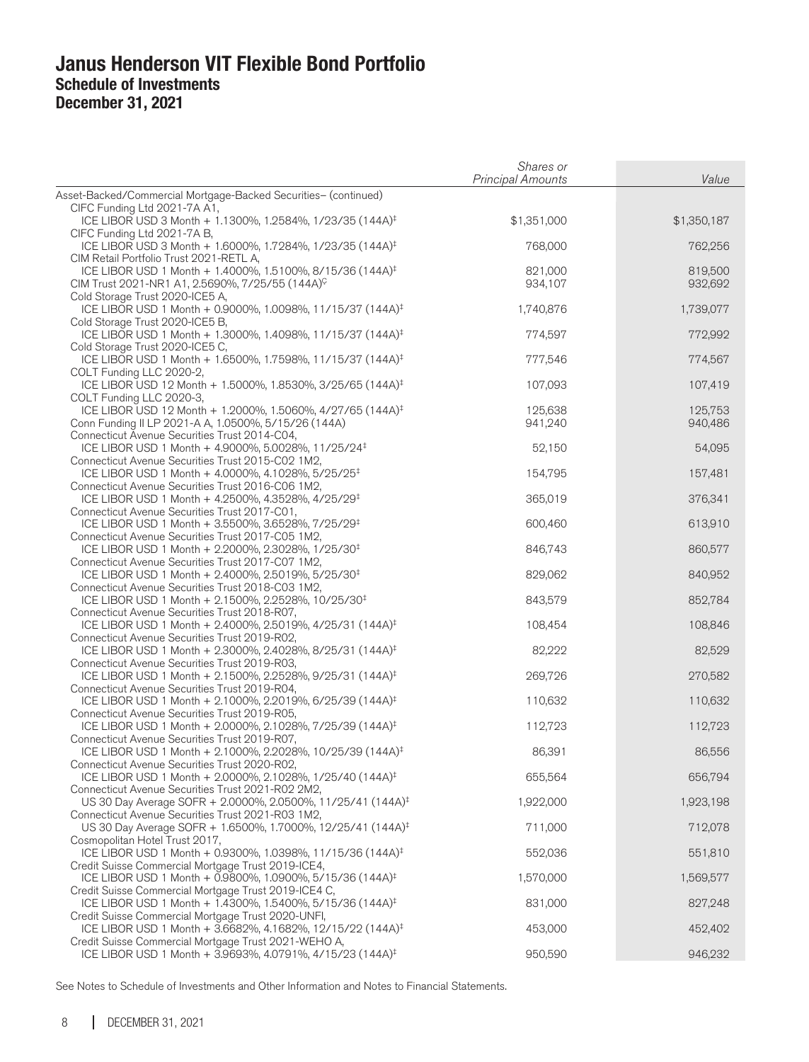# Janus Henderson VIT Flexible Bond Portfolio
## Schedule of Investments
## December 31, 2021

| | Shares or Principal Amounts | Value |
|---|---|---|
| Asset-Backed/Commercial Mortgage-Backed Securities– (continued) | | |
| CIFC Funding Ltd 2021-7A A1, ICE LIBOR USD 3 Month + 1.1300%, 1.2584%, 1/23/35 (144A)‡ | $1,351,000 | $1,350,187 |
| CIFC Funding Ltd 2021-7A B, ICE LIBOR USD 3 Month + 1.6000%, 1.7284%, 1/23/35 (144A)‡ | 768,000 | 762,256 |
| CIM Retail Portfolio Trust 2021-RETL A, ICE LIBOR USD 1 Month + 1.4000%, 1.5100%, 8/15/36 (144A)‡ | 821,000 | 819,500 |
| CIM Trust 2021-NR1 A1, 2.5690%, 7/25/55 (144A)Ç | 934,107 | 932,692 |
| Cold Storage Trust 2020-ICE5 A, ICE LIBOR USD 1 Month + 0.9000%, 1.0098%, 11/15/37 (144A)‡ | 1,740,876 | 1,739,077 |
| Cold Storage Trust 2020-ICE5 B, ICE LIBOR USD 1 Month + 1.3000%, 1.4098%, 11/15/37 (144A)‡ | 774,597 | 772,992 |
| Cold Storage Trust 2020-ICE5 C, ICE LIBOR USD 1 Month + 1.6500%, 1.7598%, 11/15/37 (144A)‡ | 777,546 | 774,567 |
| COLT Funding LLC 2020-2, ICE LIBOR USD 12 Month + 1.5000%, 1.8530%, 3/25/65 (144A)‡ | 107,093 | 107,419 |
| COLT Funding LLC 2020-3, ICE LIBOR USD 12 Month + 1.2000%, 1.5060%, 4/27/65 (144A)‡ | 125,638 | 125,753 |
| Conn Funding II LP 2021-A A, 1.0500%, 5/15/26 (144A) | 941,240 | 940,486 |
| Connecticut Avenue Securities Trust 2014-C04, ICE LIBOR USD 1 Month + 4.9000%, 5.0028%, 11/25/24‡ | 52,150 | 54,095 |
| Connecticut Avenue Securities Trust 2015-C02 1M2, ICE LIBOR USD 1 Month + 4.0000%, 4.1028%, 5/25/25‡ | 154,795 | 157,481 |
| Connecticut Avenue Securities Trust 2016-C06 1M2, ICE LIBOR USD 1 Month + 4.2500%, 4.3528%, 4/25/29‡ | 365,019 | 376,341 |
| Connecticut Avenue Securities Trust 2017-C01, ICE LIBOR USD 1 Month + 3.5500%, 3.6528%, 7/25/29‡ | 600,460 | 613,910 |
| Connecticut Avenue Securities Trust 2017-C05 1M2, ICE LIBOR USD 1 Month + 2.2000%, 2.3028%, 1/25/30‡ | 846,743 | 860,577 |
| Connecticut Avenue Securities Trust 2017-C07 1M2, ICE LIBOR USD 1 Month + 2.4000%, 2.5019%, 5/25/30‡ | 829,062 | 840,952 |
| Connecticut Avenue Securities Trust 2018-C03 1M2, ICE LIBOR USD 1 Month + 2.1500%, 2.2528%, 10/25/30‡ | 843,579 | 852,784 |
| Connecticut Avenue Securities Trust 2018-R07, ICE LIBOR USD 1 Month + 2.4000%, 2.5019%, 4/25/31 (144A)‡ | 108,454 | 108,846 |
| Connecticut Avenue Securities Trust 2019-R02, ICE LIBOR USD 1 Month + 2.3000%, 2.4028%, 8/25/31 (144A)‡ | 82,222 | 82,529 |
| Connecticut Avenue Securities Trust 2019-R03, ICE LIBOR USD 1 Month + 2.1500%, 2.2528%, 9/25/31 (144A)‡ | 269,726 | 270,582 |
| Connecticut Avenue Securities Trust 2019-R04, ICE LIBOR USD 1 Month + 2.1000%, 2.2019%, 6/25/39 (144A)‡ | 110,632 | 110,632 |
| Connecticut Avenue Securities Trust 2019-R05, ICE LIBOR USD 1 Month + 2.0000%, 2.1028%, 7/25/39 (144A)‡ | 112,723 | 112,723 |
| Connecticut Avenue Securities Trust 2019-R07, ICE LIBOR USD 1 Month + 2.1000%, 2.2028%, 10/25/39 (144A)‡ | 86,391 | 86,556 |
| Connecticut Avenue Securities Trust 2020-R02, ICE LIBOR USD 1 Month + 2.0000%, 2.1028%, 1/25/40 (144A)‡ | 655,564 | 656,794 |
| Connecticut Avenue Securities Trust 2021-R02 2M2, US 30 Day Average SOFR + 2.0000%, 2.0500%, 11/25/41 (144A)‡ | 1,922,000 | 1,923,198 |
| Connecticut Avenue Securities Trust 2021-R03 1M2, US 30 Day Average SOFR + 1.6500%, 1.7000%, 12/25/41 (144A)‡ | 711,000 | 712,078 |
| Cosmopolitan Hotel Trust 2017, ICE LIBOR USD 1 Month + 0.9300%, 1.0398%, 11/15/36 (144A)‡ | 552,036 | 551,810 |
| Credit Suisse Commercial Mortgage Trust 2019-ICE4, ICE LIBOR USD 1 Month + 0.9800%, 1.0900%, 5/15/36 (144A)‡ | 1,570,000 | 1,569,577 |
| Credit Suisse Commercial Mortgage Trust 2019-ICE4 C, ICE LIBOR USD 1 Month + 1.4300%, 1.5400%, 5/15/36 (144A)‡ | 831,000 | 827,248 |
| Credit Suisse Commercial Mortgage Trust 2020-UNFI, ICE LIBOR USD 1 Month + 3.6682%, 4.1682%, 12/15/22 (144A)‡ | 453,000 | 452,402 |
| Credit Suisse Commercial Mortgage Trust 2021-WEHO A, ICE LIBOR USD 1 Month + 3.9693%, 4.0791%, 4/15/23 (144A)‡ | 950,590 | 946,232 |

See Notes to Schedule of Investments and Other Information and Notes to Financial Statements.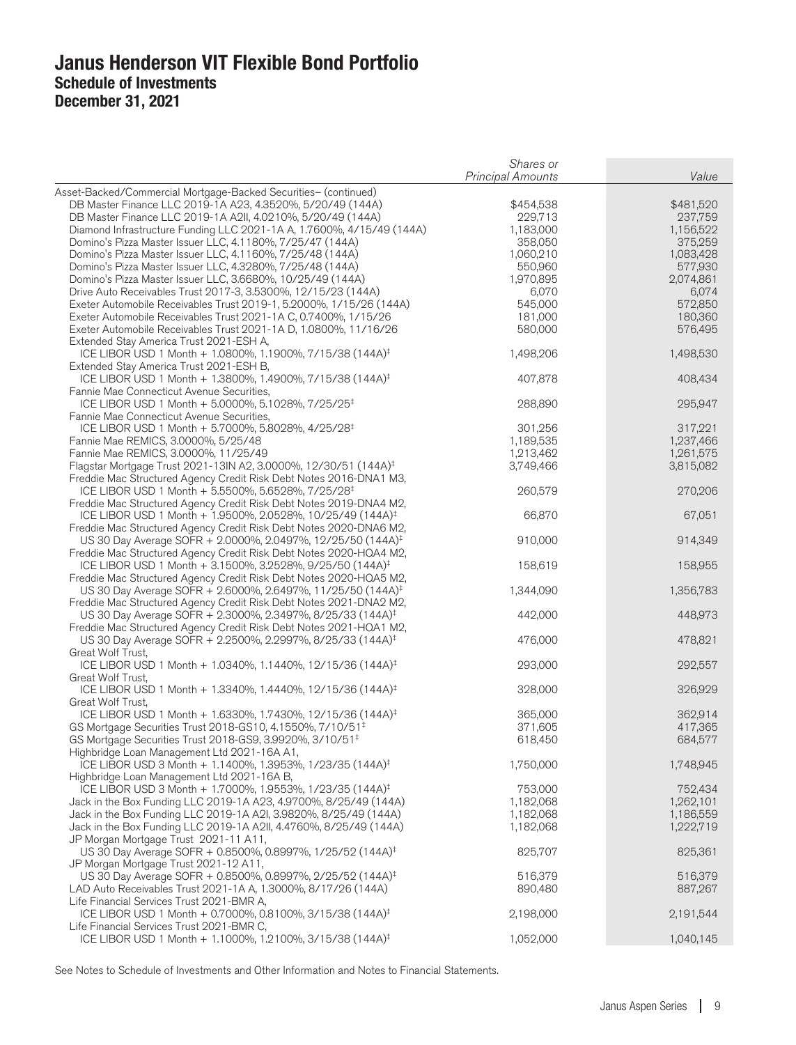# Janus Henderson VIT Flexible Bond Portfolio
## Schedule of Investments
### December 31, 2021

| | Shares or Principal Amounts | Value |
|---|---|---|
| Asset-Backed/Commercial Mortgage-Backed Securities– (continued) | | |
| DB Master Finance LLC 2019-1A A23, 4.3520%, 5/20/49 (144A) | $454,538 | $481,520 |
| DB Master Finance LLC 2019-1A A2II, 4.0210%, 5/20/49 (144A) | 229,713 | 237,759 |
| Diamond Infrastructure Funding LLC 2021-1A A, 1.7600%, 4/15/49 (144A) | 1,183,000 | 1,156,522 |
| Domino's Pizza Master Issuer LLC, 4.1180%, 7/25/47 (144A) | 358,050 | 375,259 |
| Domino's Pizza Master Issuer LLC, 4.1160%, 7/25/48 (144A) | 1,060,210 | 1,083,428 |
| Domino's Pizza Master Issuer LLC, 4.3280%, 7/25/48 (144A) | 550,960 | 577,930 |
| Domino's Pizza Master Issuer LLC, 3.6680%, 10/25/49 (144A) | 1,970,895 | 2,074,861 |
| Drive Auto Receivables Trust 2017-3, 3.5300%, 12/15/23 (144A) | 6,070 | 6,074 |
| Exeter Automobile Receivables Trust 2019-1, 5.2000%, 1/15/26 (144A) | 545,000 | 572,850 |
| Exeter Automobile Receivables Trust 2021-1A C, 0.7400%, 1/15/26 | 181,000 | 180,360 |
| Exeter Automobile Receivables Trust 2021-1A D, 1.0800%, 11/16/26 | 580,000 | 576,495 |
| Extended Stay America Trust 2021-ESH A, ICE LIBOR USD 1 Month + 1.0800%, 1.1900%, 7/15/38 (144A)‡ | 1,498,206 | 1,498,530 |
| Extended Stay America Trust 2021-ESH B, ICE LIBOR USD 1 Month + 1.3800%, 1.4900%, 7/15/38 (144A)‡ | 407,878 | 408,434 |
| Fannie Mae Connecticut Avenue Securities, ICE LIBOR USD 1 Month + 5.0000%, 5.1028%, 7/25/25‡ | 288,890 | 295,947 |
| Fannie Mae Connecticut Avenue Securities, ICE LIBOR USD 1 Month + 5.7000%, 5.8028%, 4/25/28‡ | 301,256 | 317,221 |
| Fannie Mae REMICS, 3.0000%, 5/25/48 | 1,189,535 | 1,237,466 |
| Fannie Mae REMICS, 3.0000%, 11/25/49 | 1,213,462 | 1,261,575 |
| Flagstar Mortgage Trust 2021-13IN A2, 3.0000%, 12/30/51 (144A)‡ | 3,749,466 | 3,815,082 |
| Freddie Mac Structured Agency Credit Risk Debt Notes 2016-DNA1 M3, ICE LIBOR USD 1 Month + 5.5500%, 5.6528%, 7/25/28‡ | 260,579 | 270,206 |
| Freddie Mac Structured Agency Credit Risk Debt Notes 2019-DNA4 M2, ICE LIBOR USD 1 Month + 1.9500%, 2.0528%, 10/25/49 (144A)‡ | 66,870 | 67,051 |
| Freddie Mac Structured Agency Credit Risk Debt Notes 2020-DNA6 M2, US 30 Day Average SOFR + 2.0000%, 2.0497%, 12/25/50 (144A)‡ | 910,000 | 914,349 |
| Freddie Mac Structured Agency Credit Risk Debt Notes 2020-HQA4 M2, ICE LIBOR USD 1 Month + 3.1500%, 3.2528%, 9/25/50 (144A)‡ | 158,619 | 158,955 |
| Freddie Mac Structured Agency Credit Risk Debt Notes 2020-HQA5 M2, US 30 Day Average SOFR + 2.6000%, 2.6497%, 11/25/50 (144A)‡ | 1,344,090 | 1,356,783 |
| Freddie Mac Structured Agency Credit Risk Debt Notes 2021-DNA2 M2, US 30 Day Average SOFR + 2.3000%, 2.3497%, 8/25/33 (144A)‡ | 442,000 | 448,973 |
| Freddie Mac Structured Agency Credit Risk Debt Notes 2021-HQA1 M2, US 30 Day Average SOFR + 2.2500%, 2.2997%, 8/25/33 (144A)‡ | 476,000 | 478,821 |
| Great Wolf Trust, ICE LIBOR USD 1 Month + 1.0340%, 1.1440%, 12/15/36 (144A)‡ | 293,000 | 292,557 |
| Great Wolf Trust, ICE LIBOR USD 1 Month + 1.3340%, 1.4440%, 12/15/36 (144A)‡ | 328,000 | 326,929 |
| Great Wolf Trust, ICE LIBOR USD 1 Month + 1.6330%, 1.7430%, 12/15/36 (144A)‡ | 365,000 | 362,914 |
| GS Mortgage Securities Trust 2018-GS10, 4.1550%, 7/10/51‡ | 371,605 | 417,365 |
| GS Mortgage Securities Trust 2018-GS9, 3.9920%, 3/10/51‡ | 618,450 | 684,577 |
| Highbridge Loan Management Ltd 2021-16A A1, ICE LIBOR USD 3 Month + 1.1400%, 1.3953%, 1/23/35 (144A)‡ | 1,750,000 | 1,748,945 |
| Highbridge Loan Management Ltd 2021-16A B, ICE LIBOR USD 3 Month + 1.7000%, 1.9553%, 1/23/35 (144A)‡ | 753,000 | 752,434 |
| Jack in the Box Funding LLC 2019-1A A23, 4.9700%, 8/25/49 (144A) | 1,182,068 | 1,262,101 |
| Jack in the Box Funding LLC 2019-1A A2I, 3.9820%, 8/25/49 (144A) | 1,182,068 | 1,186,559 |
| Jack in the Box Funding LLC 2019-1A A2II, 4.4760%, 8/25/49 (144A) | 1,182,068 | 1,222,719 |
| JP Morgan Mortgage Trust 2021-11 A11, US 30 Day Average SOFR + 0.8500%, 0.8997%, 1/25/52 (144A)‡ | 825,707 | 825,361 |
| JP Morgan Mortgage Trust 2021-12 A11, US 30 Day Average SOFR + 0.8500%, 0.8997%, 2/25/52 (144A)‡ | 516,379 | 516,379 |
| LAD Auto Receivables Trust 2021-1A A, 1.3000%, 8/17/26 (144A) | 890,480 | 887,267 |
| Life Financial Services Trust 2021-BMR A, ICE LIBOR USD 1 Month + 0.7000%, 0.8100%, 3/15/38 (144A)‡ | 2,198,000 | 2,191,544 |
| Life Financial Services Trust 2021-BMR C, ICE LIBOR USD 1 Month + 1.1000%, 1.2100%, 3/15/38 (144A)‡ | 1,052,000 | 1,040,145 |

See Notes to Schedule of Investments and Other Information and Notes to Financial Statements.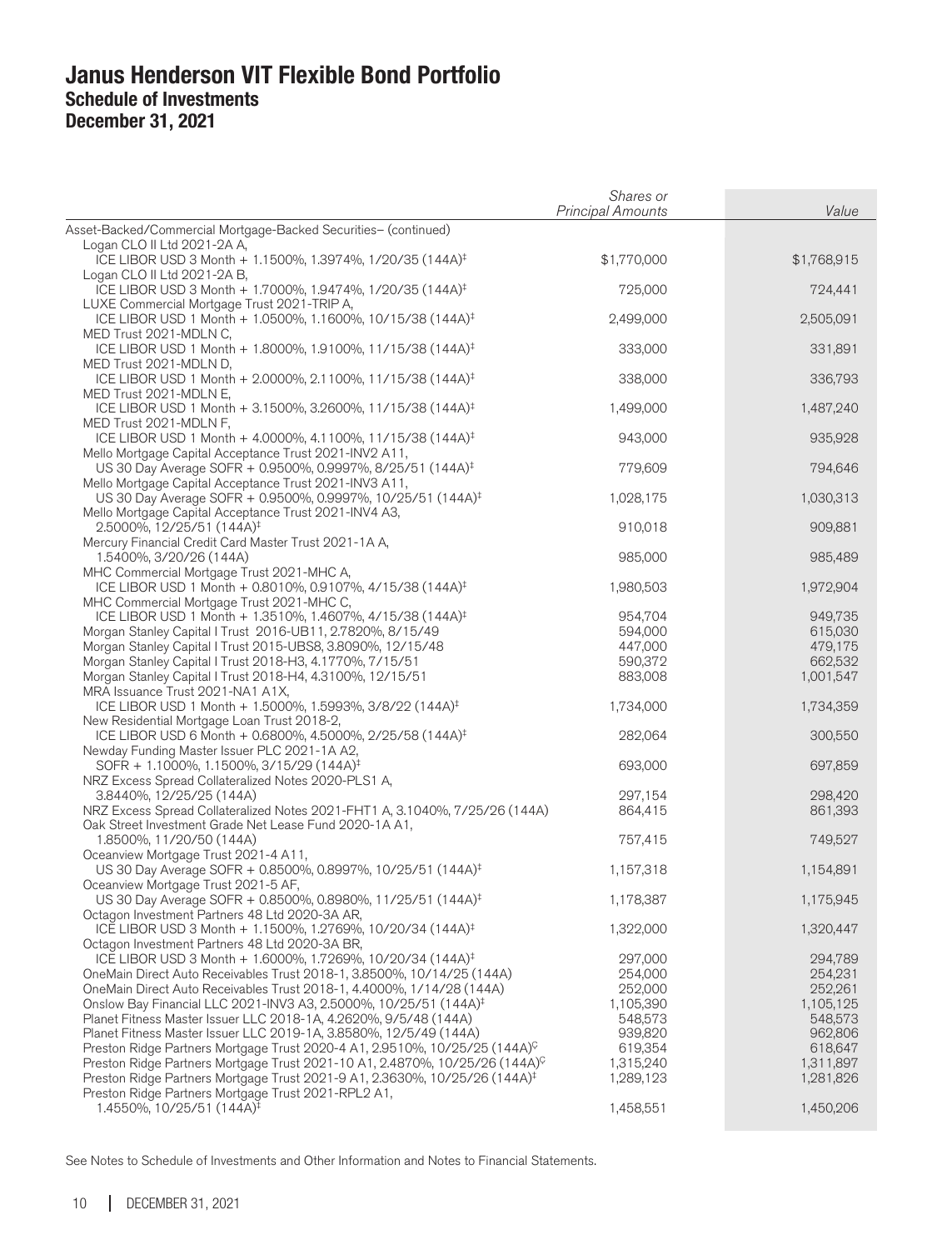# Janus Henderson VIT Flexible Bond Portfolio
## Schedule of Investments
## December 31, 2021

| | *Shares or Principal Amounts* | *Value* |
|---|---|---|
| Asset-Backed/Commercial Mortgage-Backed Securities– (continued) | | |
| Logan CLO II Ltd 2021-2A A, ICE LIBOR USD 3 Month + 1.1500%, 1.3974%, 1/20/35 (144A)‡ | $1,770,000 | $1,768,915 |
| Logan CLO II Ltd 2021-2A B, ICE LIBOR USD 3 Month + 1.7000%, 1.9474%, 1/20/35 (144A)‡ | 725,000 | 724,441 |
| LUXE Commercial Mortgage Trust 2021-TRIP A, ICE LIBOR USD 1 Month + 1.0500%, 1.1600%, 10/15/38 (144A)‡ | 2,499,000 | 2,505,091 |
| MED Trust 2021-MDLN C, ICE LIBOR USD 1 Month + 1.8000%, 1.9100%, 11/15/38 (144A)‡ | 333,000 | 331,891 |
| MED Trust 2021-MDLN D, ICE LIBOR USD 1 Month + 2.0000%, 2.1100%, 11/15/38 (144A)‡ | 338,000 | 336,793 |
| MED Trust 2021-MDLN E, ICE LIBOR USD 1 Month + 3.1500%, 3.2600%, 11/15/38 (144A)‡ | 1,499,000 | 1,487,240 |
| MED Trust 2021-MDLN F, ICE LIBOR USD 1 Month + 4.0000%, 4.1100%, 11/15/38 (144A)‡ | 943,000 | 935,928 |
| Mello Mortgage Capital Acceptance Trust 2021-INV2 A11, US 30 Day Average SOFR + 0.9500%, 0.9997%, 8/25/51 (144A)‡ | 779,609 | 794,646 |
| Mello Mortgage Capital Acceptance Trust 2021-INV3 A11, US 30 Day Average SOFR + 0.9500%, 0.9997%, 10/25/51 (144A)‡ | 1,028,175 | 1,030,313 |
| Mello Mortgage Capital Acceptance Trust 2021-INV4 A3, 2.5000%, 12/25/51 (144A)‡ | 910,018 | 909,881 |
| Mercury Financial Credit Card Master Trust 2021-1A A, 1.5400%, 3/20/26 (144A) | 985,000 | 985,489 |
| MHC Commercial Mortgage Trust 2021-MHC A, ICE LIBOR USD 1 Month + 0.8010%, 0.9107%, 4/15/38 (144A)‡ | 1,980,503 | 1,972,904 |
| MHC Commercial Mortgage Trust 2021-MHC C, ICE LIBOR USD 1 Month + 1.3510%, 1.4607%, 4/15/38 (144A)‡ | 954,704 | 949,735 |
| Morgan Stanley Capital I Trust 2016-UB11, 2.7820%, 8/15/49 | 594,000 | 615,030 |
| Morgan Stanley Capital I Trust 2015-UBS8, 3.8090%, 12/15/48 | 447,000 | 479,175 |
| Morgan Stanley Capital I Trust 2018-H3, 4.1770%, 7/15/51 | 590,372 | 662,532 |
| Morgan Stanley Capital I Trust 2018-H4, 4.3100%, 12/15/51 | 883,008 | 1,001,547 |
| MRA Issuance Trust 2021-NA1 A1X, ICE LIBOR USD 1 Month + 1.5000%, 1.5993%, 3/8/22 (144A)‡ | 1,734,000 | 1,734,359 |
| New Residential Mortgage Loan Trust 2018-2, ICE LIBOR USD 6 Month + 0.6800%, 4.5000%, 2/25/58 (144A)‡ | 282,064 | 300,550 |
| Newday Funding Master Issuer PLC 2021-1A A2, SOFR + 1.1000%, 1.1500%, 3/15/29 (144A)‡ | 693,000 | 697,859 |
| NRZ Excess Spread Collateralized Notes 2020-PLS1 A, 3.8440%, 12/25/25 (144A) | 297,154 | 298,420 |
| NRZ Excess Spread Collateralized Notes 2021-FHT1 A, 3.1040%, 7/25/26 (144A) | 864,415 | 861,393 |
| Oak Street Investment Grade Net Lease Fund 2020-1A A1, 1.8500%, 11/20/50 (144A) | 757,415 | 749,527 |
| Oceanview Mortgage Trust 2021-4 A11, US 30 Day Average SOFR + 0.8500%, 0.8997%, 10/25/51 (144A)‡ | 1,157,318 | 1,154,891 |
| Oceanview Mortgage Trust 2021-5 AF, US 30 Day Average SOFR + 0.8500%, 0.8980%, 11/25/51 (144A)‡ | 1,178,387 | 1,175,945 |
| Octagon Investment Partners 48 Ltd 2020-3A AR, ICE LIBOR USD 3 Month + 1.1500%, 1.2769%, 10/20/34 (144A)‡ | 1,322,000 | 1,320,447 |
| Octagon Investment Partners 48 Ltd 2020-3A BR, ICE LIBOR USD 3 Month + 1.6000%, 1.7269%, 10/20/34 (144A)‡ | 297,000 | 294,789 |
| OneMain Direct Auto Receivables Trust 2018-1, 3.8500%, 10/14/25 (144A) | 254,000 | 254,231 |
| OneMain Direct Auto Receivables Trust 2018-1, 4.4000%, 1/14/28 (144A) | 252,000 | 252,261 |
| Onslow Bay Financial LLC 2021-INV3 A3, 2.5000%, 10/25/51 (144A)‡ | 1,105,390 | 1,105,125 |
| Planet Fitness Master Issuer LLC 2018-1A, 4.2620%, 9/5/48 (144A) | 548,573 | 548,573 |
| Planet Fitness Master Issuer LLC 2019-1A, 3.8580%, 12/5/49 (144A) | 939,820 | 962,806 |
| Preston Ridge Partners Mortgage Trust 2020-4 A1, 2.9510%, 10/25/25 (144A)Ç | 619,354 | 618,647 |
| Preston Ridge Partners Mortgage Trust 2021-10 A1, 2.4870%, 10/25/26 (144A)Ç | 1,315,240 | 1,311,897 |
| Preston Ridge Partners Mortgage Trust 2021-9 A1, 2.3630%, 10/25/26 (144A)‡ | 1,289,123 | 1,281,826 |
| Preston Ridge Partners Mortgage Trust 2021-RPL2 A1, 1.4550%, 10/25/51 (144A)‡ | 1,458,551 | 1,450,206 |

See Notes to Schedule of Investments and Other Information and Notes to Financial Statements.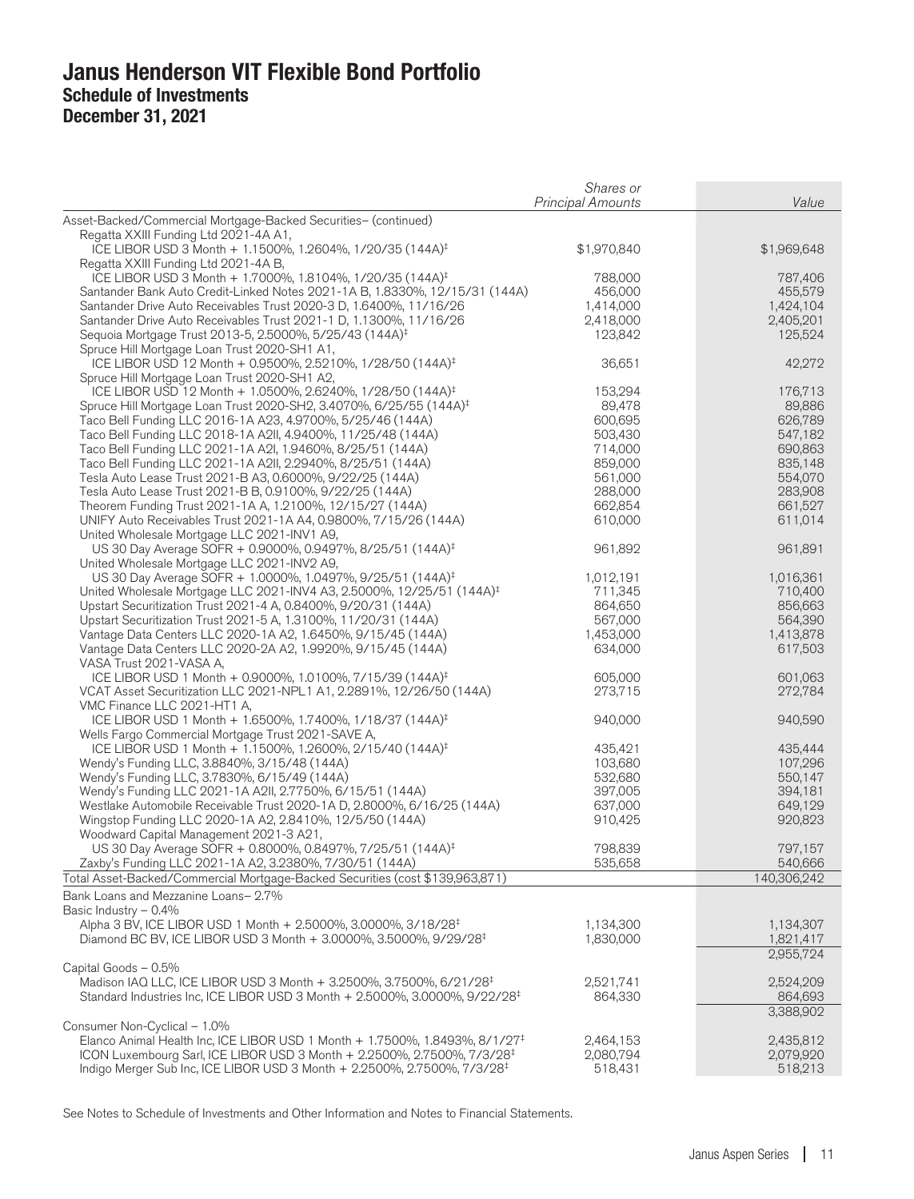# Janus Henderson VIT Flexible Bond Portfolio
## Schedule of Investments
## December 31, 2021

| | *Shares or Principal Amounts* | *Value* |
|---|---|---|
| Asset-Backed/Commercial Mortgage-Backed Securities– (continued) | | |
| Regatta XXIII Funding Ltd 2021-4A A1, ICE LIBOR USD 3 Month + 1.1500%, 1.2604%, 1/20/35 (144A)‡ | $1,970,840 | $1,969,648 |
| Regatta XXIII Funding Ltd 2021-4A B, ICE LIBOR USD 3 Month + 1.7000%, 1.8104%, 1/20/35 (144A)‡ | 788,000 | 787,406 |
| Santander Bank Auto Credit-Linked Notes 2021-1A B, 1.8330%, 12/15/31 (144A) | 456,000 | 455,579 |
| Santander Drive Auto Receivables Trust 2020-3 D, 1.6400%, 11/16/26 | 1,414,000 | 1,424,104 |
| Santander Drive Auto Receivables Trust 2021-1 D, 1.1300%, 11/16/26 | 2,418,000 | 2,405,201 |
| Sequoia Mortgage Trust 2013-5, 2.5000%, 5/25/43 (144A)‡ | 123,842 | 125,524 |
| Spruce Hill Mortgage Loan Trust 2020-SH1 A1, ICE LIBOR USD 12 Month + 0.9500%, 2.5210%, 1/28/50 (144A)‡ | 36,651 | 42,272 |
| Spruce Hill Mortgage Loan Trust 2020-SH1 A2, ICE LIBOR USD 12 Month + 1.0500%, 2.6240%, 1/28/50 (144A)‡ | 153,294 | 176,713 |
| Spruce Hill Mortgage Loan Trust 2020-SH2, 3.4070%, 6/25/55 (144A)‡ | 89,478 | 89,886 |
| Taco Bell Funding LLC 2016-1A A23, 4.9700%, 5/25/46 (144A) | 600,695 | 626,789 |
| Taco Bell Funding LLC 2018-1A A2II, 4.9400%, 11/25/48 (144A) | 503,430 | 547,182 |
| Taco Bell Funding LLC 2021-1A A2I, 1.9460%, 8/25/51 (144A) | 714,000 | 690,863 |
| Taco Bell Funding LLC 2021-1A A2II, 2.2940%, 8/25/51 (144A) | 859,000 | 835,148 |
| Tesla Auto Lease Trust 2021-B A3, 0.6000%, 9/22/25 (144A) | 561,000 | 554,070 |
| Tesla Auto Lease Trust 2021-B B, 0.9100%, 9/22/25 (144A) | 288,000 | 283,908 |
| Theorem Funding Trust 2021-1A A, 1.2100%, 12/15/27 (144A) | 662,854 | 661,527 |
| UNIFY Auto Receivables Trust 2021-1A A4, 0.9800%, 7/15/26 (144A) | 610,000 | 611,014 |
| United Wholesale Mortgage LLC 2021-INV1 A9, US 30 Day Average SOFR + 0.9000%, 0.9497%, 8/25/51 (144A)‡ | 961,892 | 961,891 |
| United Wholesale Mortgage LLC 2021-INV2 A9, US 30 Day Average SOFR + 1.0000%, 1.0497%, 9/25/51 (144A)‡ | 1,012,191 | 1,016,361 |
| United Wholesale Mortgage LLC 2021-INV4 A3, 2.5000%, 12/25/51 (144A)‡ | 711,345 | 710,400 |
| Upstart Securitization Trust 2021-4 A, 0.8400%, 9/20/31 (144A) | 864,650 | 856,663 |
| Upstart Securitization Trust 2021-5 A, 1.3100%, 11/20/31 (144A) | 567,000 | 564,390 |
| Vantage Data Centers LLC 2020-1A A2, 1.6450%, 9/15/45 (144A) | 1,453,000 | 1,413,878 |
| Vantage Data Centers LLC 2020-2A A2, 1.9920%, 9/15/45 (144A) | 634,000 | 617,503 |
| VASA Trust 2021-VASA A, ICE LIBOR USD 1 Month + 0.9000%, 1.0100%, 7/15/39 (144A)‡ | 605,000 | 601,063 |
| VCAT Asset Securitization LLC 2021-NPL1 A1, 2.2891%, 12/26/50 (144A) | 273,715 | 272,784 |
| VMC Finance LLC 2021-HT1 A, ICE LIBOR USD 1 Month + 1.6500%, 1.7400%, 1/18/37 (144A)‡ | 940,000 | 940,590 |
| Wells Fargo Commercial Mortgage Trust 2021-SAVE A, ICE LIBOR USD 1 Month + 1.1500%, 1.2600%, 2/15/40 (144A)‡ | 435,421 | 435,444 |
| Wendy's Funding LLC, 3.8840%, 3/15/48 (144A) | 103,680 | 107,296 |
| Wendy's Funding LLC, 3.7830%, 6/15/49 (144A) | 532,680 | 550,147 |
| Wendy's Funding LLC 2021-1A A2II, 2.7750%, 6/15/51 (144A) | 397,005 | 394,181 |
| Westlake Automobile Receivable Trust 2020-1A D, 2.8000%, 6/16/25 (144A) | 637,000 | 649,129 |
| Wingstop Funding LLC 2020-1A A2, 2.8410%, 12/5/50 (144A) | 910,425 | 920,823 |
| Woodward Capital Management 2021-3 A21, US 30 Day Average SOFR + 0.8000%, 0.8497%, 7/25/51 (144A)‡ | 798,839 | 797,157 |
| Zaxby's Funding LLC 2021-1A A2, 3.2380%, 7/30/51 (144A) | 535,658 | 540,666 |
| Total Asset-Backed/Commercial Mortgage-Backed Securities (cost $139,963,871) | | 140,306,242 |
| Bank Loans and Mezzanine Loans– 2.7% | | |
| Basic Industry – 0.4% | | |
| Alpha 3 BV, ICE LIBOR USD 1 Month + 2.5000%, 3.0000%, 3/18/28‡ | 1,134,300 | 1,134,307 |
| Diamond BC BV, ICE LIBOR USD 3 Month + 3.0000%, 3.5000%, 9/29/28‡ | 1,830,000 | 1,821,417 |
| | | 2,955,724 |
| Capital Goods – 0.5% | | |
| Madison IAQ LLC, ICE LIBOR USD 3 Month + 3.2500%, 3.7500%, 6/21/28‡ | 2,521,741 | 2,524,209 |
| Standard Industries Inc, ICE LIBOR USD 3 Month + 2.5000%, 3.0000%, 9/22/28‡ | 864,330 | 864,693 |
| | | 3,388,902 |
| Consumer Non-Cyclical – 1.0% | | |
| Elanco Animal Health Inc, ICE LIBOR USD 1 Month + 1.7500%, 1.8493%, 8/1/27‡ | 2,464,153 | 2,435,812 |
| ICON Luxembourg Sarl, ICE LIBOR USD 3 Month + 2.2500%, 2.7500%, 7/3/28‡ | 2,080,794 | 2,079,920 |
| Indigo Merger Sub Inc, ICE LIBOR USD 3 Month + 2.2500%, 2.7500%, 7/3/28‡ | 518,431 | 518,213 |

See Notes to Schedule of Investments and Other Information and Notes to Financial Statements.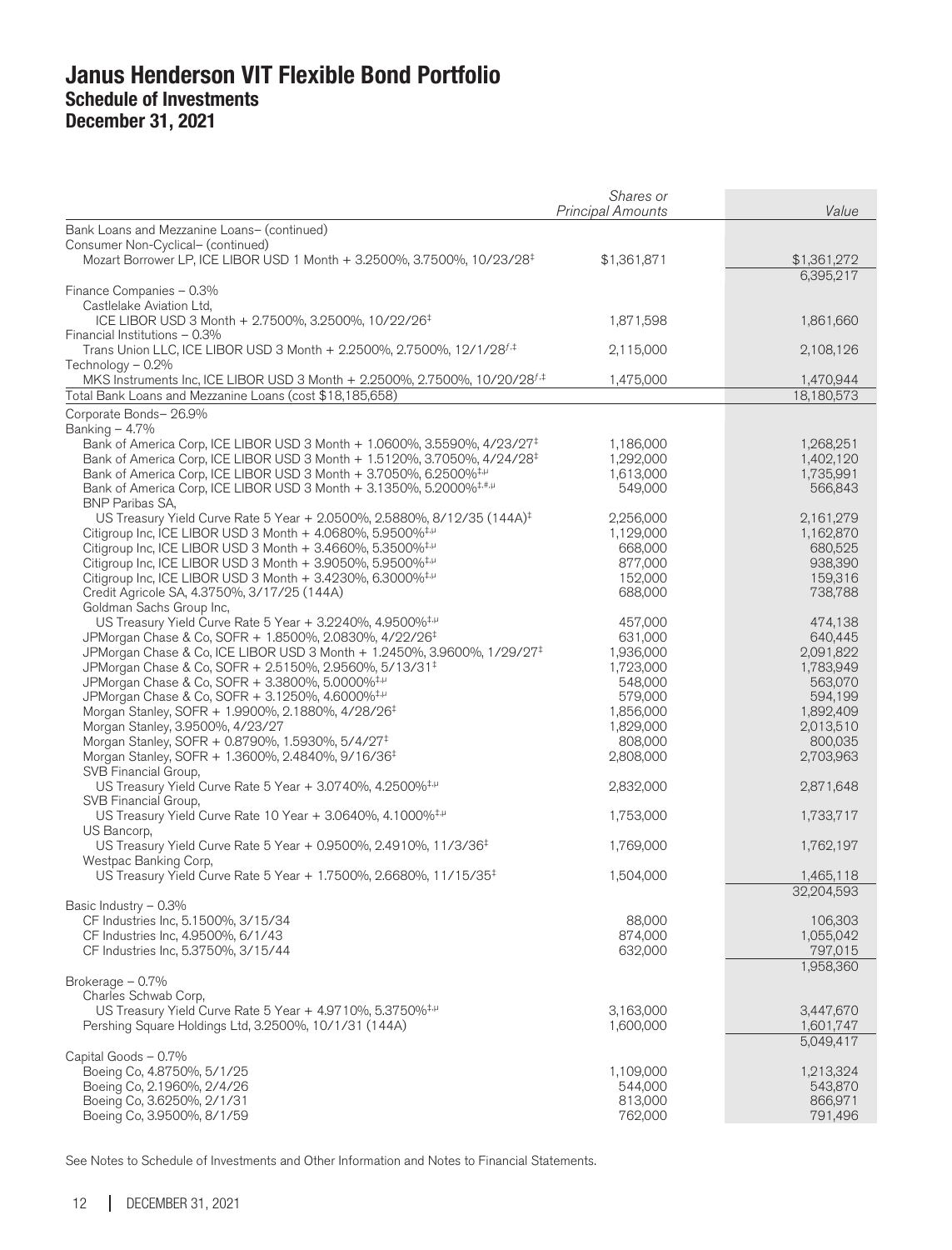# Janus Henderson VIT Flexible Bond Portfolio
## Schedule of Investments
## December 31, 2021

| | *Shares or Principal Amounts* | *Value* |
|---|---|---|
| Bank Loans and Mezzanine Loans– (continued) | | |
| Consumer Non-Cyclical– (continued) | | |
| Mozart Borrower LP, ICE LIBOR USD 1 Month + 3.2500%, 3.7500%, 10/23/28‡ | $1,361,871 | $1,361,272 |
| | | 6,395,217 |
| Finance Companies – 0.3% | | |
| Castlelake Aviation Ltd, | | |
| ICE LIBOR USD 3 Month + 2.7500%, 3.2500%, 10/22/26‡ | 1,871,598 | 1,861,660 |
| Financial Institutions – 0.3% | | |
| Trans Union LLC, ICE LIBOR USD 3 Month + 2.2500%, 2.7500%, 12/1/28ƒ,‡ | 2,115,000 | 2,108,126 |
| Technology – 0.2% | | |
| MKS Instruments Inc, ICE LIBOR USD 3 Month + 2.2500%, 2.7500%, 10/20/28ƒ,‡ | 1,475,000 | 1,470,944 |
| Total Bank Loans and Mezzanine Loans (cost $18,185,658) | | 18,180,573 |
| Corporate Bonds– 26.9% | | |
| Banking – 4.7% | | |
| Bank of America Corp, ICE LIBOR USD 3 Month + 1.0600%, 3.5590%, 4/23/27‡ | 1,186,000 | 1,268,251 |
| Bank of America Corp, ICE LIBOR USD 3 Month + 1.5120%, 3.7050%, 4/24/28‡ | 1,292,000 | 1,402,120 |
| Bank of America Corp, ICE LIBOR USD 3 Month + 3.7050%, 6.2500%‡,µ | 1,613,000 | 1,735,991 |
| Bank of America Corp, ICE LIBOR USD 3 Month + 3.1350%, 5.2000%‡,#,µ | 549,000 | 566,843 |
| BNP Paribas SA, | | |
| US Treasury Yield Curve Rate 5 Year + 2.0500%, 2.5880%, 8/12/35 (144A)‡ | 2,256,000 | 2,161,279 |
| Citigroup Inc, ICE LIBOR USD 3 Month + 4.0680%, 5.9500%‡,µ | 1,129,000 | 1,162,870 |
| Citigroup Inc, ICE LIBOR USD 3 Month + 3.4660%, 5.3500%‡,µ | 668,000 | 680,525 |
| Citigroup Inc, ICE LIBOR USD 3 Month + 3.9050%, 5.9500%‡,µ | 877,000 | 938,390 |
| Citigroup Inc, ICE LIBOR USD 3 Month + 3.4230%, 6.3000%‡,µ | 152,000 | 159,316 |
| Credit Agricole SA, 4.3750%, 3/17/25 (144A) | 688,000 | 738,788 |
| Goldman Sachs Group Inc, | | |
| US Treasury Yield Curve Rate 5 Year + 3.2240%, 4.9500%‡,µ | 457,000 | 474,138 |
| JPMorgan Chase & Co, SOFR + 1.8500%, 2.0830%, 4/22/26‡ | 631,000 | 640,445 |
| JPMorgan Chase & Co, ICE LIBOR USD 3 Month + 1.2450%, 3.9600%, 1/29/27‡ | 1,936,000 | 2,091,822 |
| JPMorgan Chase & Co, SOFR + 2.5150%, 2.9560%, 5/13/31‡ | 1,723,000 | 1,783,949 |
| JPMorgan Chase & Co, SOFR + 3.3800%, 5.0000%‡,µ | 548,000 | 563,070 |
| JPMorgan Chase & Co, SOFR + 3.1250%, 4.6000%‡,µ | 579,000 | 594,199 |
| Morgan Stanley, SOFR + 1.9900%, 2.1880%, 4/28/26‡ | 1,856,000 | 1,892,409 |
| Morgan Stanley, 3.9500%, 4/23/27 | 1,829,000 | 2,013,510 |
| Morgan Stanley, SOFR + 0.8790%, 1.5930%, 5/4/27‡ | 808,000 | 800,035 |
| Morgan Stanley, SOFR + 1.3600%, 2.4840%, 9/16/36‡ | 2,808,000 | 2,703,963 |
| SVB Financial Group, | | |
| US Treasury Yield Curve Rate 5 Year + 3.0740%, 4.2500%‡,µ | 2,832,000 | 2,871,648 |
| SVB Financial Group, | | |
| US Treasury Yield Curve Rate 10 Year + 3.0640%, 4.1000%‡,µ | 1,753,000 | 1,733,717 |
| US Bancorp, | | |
| US Treasury Yield Curve Rate 5 Year + 0.9500%, 2.4910%, 11/3/36‡ | 1,769,000 | 1,762,197 |
| Westpac Banking Corp, | | |
| US Treasury Yield Curve Rate 5 Year + 1.7500%, 2.6680%, 11/15/35‡ | 1,504,000 | 1,465,118 |
| | | 32,204,593 |
| Basic Industry – 0.3% | | |
| CF Industries Inc, 5.1500%, 3/15/34 | 88,000 | 106,303 |
| CF Industries Inc, 4.9500%, 6/1/43 | 874,000 | 1,055,042 |
| CF Industries Inc, 5.3750%, 3/15/44 | 632,000 | 797,015 |
| | | 1,958,360 |
| Brokerage – 0.7% | | |
| Charles Schwab Corp, | | |
| US Treasury Yield Curve Rate 5 Year + 4.9710%, 5.3750%‡,µ | 3,163,000 | 3,447,670 |
| Pershing Square Holdings Ltd, 3.2500%, 10/1/31 (144A) | 1,600,000 | 1,601,747 |
| | | 5,049,417 |
| Capital Goods – 0.7% | | |
| Boeing Co, 4.8750%, 5/1/25 | 1,109,000 | 1,213,324 |
| Boeing Co, 2.1960%, 2/4/26 | 544,000 | 543,870 |
| Boeing Co, 3.6250%, 2/1/31 | 813,000 | 866,971 |
| Boeing Co, 3.9500%, 8/1/59 | 762,000 | 791,496 |

See Notes to Schedule of Investments and Other Information and Notes to Financial Statements.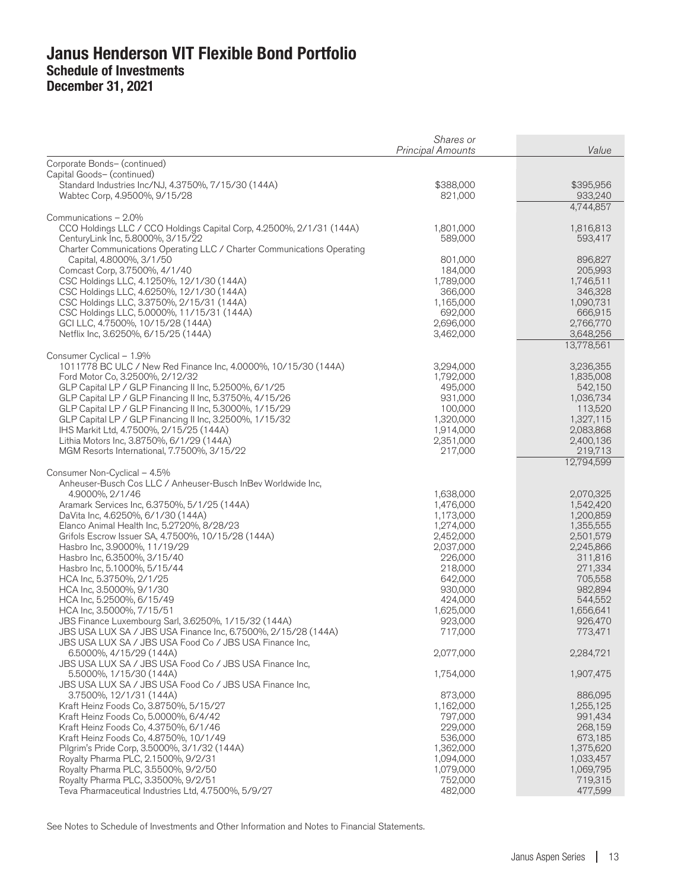# Janus Henderson VIT Flexible Bond Portfolio
## Schedule of Investments
## December 31, 2021

| | *Shares or Principal Amounts* | *Value* |
|---|---|---|
| Corporate Bonds– (continued) | | |
| Capital Goods– (continued) | | |
| Standard Industries Inc/NJ, 4.3750%, 7/15/30 (144A) | $388,000 | $395,956 |
| Wabtec Corp, 4.9500%, 9/15/28 | 821,000 | 933,240 |
| | | 4,744,857 |
| Communications – 2.0% | | |
| CCO Holdings LLC / CCO Holdings Capital Corp, 4.2500%, 2/1/31 (144A) | 1,801,000 | 1,816,813 |
| CenturyLink Inc, 5.8000%, 3/15/22 | 589,000 | 593,417 |
| Charter Communications Operating LLC / Charter Communications Operating Capital, 4.8000%, 3/1/50 | 801,000 | 896,827 |
| Comcast Corp, 3.7500%, 4/1/40 | 184,000 | 205,993 |
| CSC Holdings LLC, 4.1250%, 12/1/30 (144A) | 1,789,000 | 1,746,511 |
| CSC Holdings LLC, 4.6250%, 12/1/30 (144A) | 366,000 | 346,328 |
| CSC Holdings LLC, 3.3750%, 2/15/31 (144A) | 1,165,000 | 1,090,731 |
| CSC Holdings LLC, 5.0000%, 11/15/31 (144A) | 692,000 | 666,915 |
| GCI LLC, 4.7500%, 10/15/28 (144A) | 2,696,000 | 2,766,770 |
| Netflix Inc, 3.6250%, 6/15/25 (144A) | 3,462,000 | 3,648,256 |
| | | 13,778,561 |
| Consumer Cyclical – 1.9% | | |
| 1011778 BC ULC / New Red Finance Inc, 4.0000%, 10/15/30 (144A) | 3,294,000 | 3,236,355 |
| Ford Motor Co, 3.2500%, 2/12/32 | 1,792,000 | 1,835,008 |
| GLP Capital LP / GLP Financing II Inc, 5.2500%, 6/1/25 | 495,000 | 542,150 |
| GLP Capital LP / GLP Financing II Inc, 5.3750%, 4/15/26 | 931,000 | 1,036,734 |
| GLP Capital LP / GLP Financing II Inc, 5.3000%, 1/15/29 | 100,000 | 113,520 |
| GLP Capital LP / GLP Financing II Inc, 3.2500%, 1/15/32 | 1,320,000 | 1,327,115 |
| IHS Markit Ltd, 4.7500%, 2/15/25 (144A) | 1,914,000 | 2,083,868 |
| Lithia Motors Inc, 3.8750%, 6/1/29 (144A) | 2,351,000 | 2,400,136 |
| MGM Resorts International, 7.7500%, 3/15/22 | 217,000 | 219,713 |
| | | 12,794,599 |
| Consumer Non-Cyclical – 4.5% | | |
| Anheuser-Busch Cos LLC / Anheuser-Busch InBev Worldwide Inc, 4.9000%, 2/1/46 | 1,638,000 | 2,070,325 |
| Aramark Services Inc, 6.3750%, 5/1/25 (144A) | 1,476,000 | 1,542,420 |
| DaVita Inc, 4.6250%, 6/1/30 (144A) | 1,173,000 | 1,200,859 |
| Elanco Animal Health Inc, 5.2720%, 8/28/23 | 1,274,000 | 1,355,555 |
| Grifols Escrow Issuer SA, 4.7500%, 10/15/28 (144A) | 2,452,000 | 2,501,579 |
| Hasbro Inc, 3.9000%, 11/19/29 | 2,037,000 | 2,245,866 |
| Hasbro Inc, 6.3500%, 3/15/40 | 226,000 | 311,816 |
| Hasbro Inc, 5.1000%, 5/15/44 | 218,000 | 271,334 |
| HCA Inc, 5.3750%, 2/1/25 | 642,000 | 705,558 |
| HCA Inc, 3.5000%, 9/1/30 | 930,000 | 982,894 |
| HCA Inc, 5.2500%, 6/15/49 | 424,000 | 544,552 |
| HCA Inc, 3.5000%, 7/15/51 | 1,625,000 | 1,656,641 |
| JBS Finance Luxembourg Sarl, 3.6250%, 1/15/32 (144A) | 923,000 | 926,470 |
| JBS USA LUX SA / JBS USA Finance Inc, 6.7500%, 2/15/28 (144A) | 717,000 | 773,471 |
| JBS USA LUX SA / JBS USA Food Co / JBS USA Finance Inc, 6.5000%, 4/15/29 (144A) | 2,077,000 | 2,284,721 |
| JBS USA LUX SA / JBS USA Food Co / JBS USA Finance Inc, 5.5000%, 1/15/30 (144A) | 1,754,000 | 1,907,475 |
| JBS USA LUX SA / JBS USA Food Co / JBS USA Finance Inc, 3.7500%, 12/1/31 (144A) | 873,000 | 886,095 |
| Kraft Heinz Foods Co, 3.8750%, 5/15/27 | 1,162,000 | 1,255,125 |
| Kraft Heinz Foods Co, 5.0000%, 6/4/42 | 797,000 | 991,434 |
| Kraft Heinz Foods Co, 4.3750%, 6/1/46 | 229,000 | 268,159 |
| Kraft Heinz Foods Co, 4.8750%, 10/1/49 | 536,000 | 673,185 |
| Pilgrim's Pride Corp, 3.5000%, 3/1/32 (144A) | 1,362,000 | 1,375,620 |
| Royalty Pharma PLC, 2.1500%, 9/2/31 | 1,094,000 | 1,033,457 |
| Royalty Pharma PLC, 3.5500%, 9/2/50 | 1,079,000 | 1,069,795 |
| Royalty Pharma PLC, 3.3500%, 9/2/51 | 752,000 | 719,315 |
| Teva Pharmaceutical Industries Ltd, 4.7500%, 5/9/27 | 482,000 | 477,599 |

See Notes to Schedule of Investments and Other Information and Notes to Financial Statements.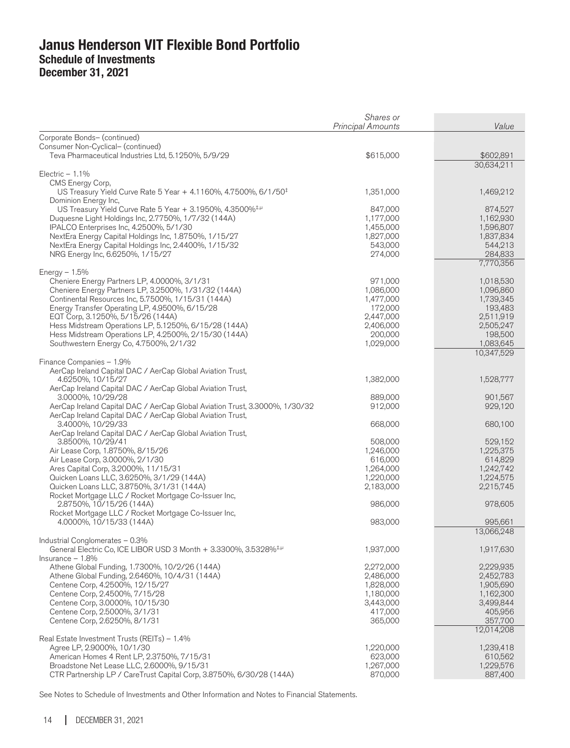# Janus Henderson VIT Flexible Bond Portfolio
## Schedule of Investments
## December 31, 2021

| | Shares or Principal Amounts | Value |
|---|---|---|
| Corporate Bonds– (continued) | | |
| Consumer Non-Cyclical– (continued) | | |
| Teva Pharmaceutical Industries Ltd, 5.1250%, 5/9/29 | $615,000 | $602,891 |
| | | 30,634,211 |
| Electric – 1.1% | | |
| CMS Energy Corp, | | |
| US Treasury Yield Curve Rate 5 Year + 4.1160%, 4.7500%, 6/1/50‡ | 1,351,000 | 1,469,212 |
| Dominion Energy Inc, | | |
| US Treasury Yield Curve Rate 5 Year + 3.1950%, 4.3500%‡,µ | 847,000 | 874,527 |
| Duquesne Light Holdings Inc, 2.7750%, 1/7/32 (144A) | 1,177,000 | 1,162,930 |
| IPALCO Enterprises Inc, 4.2500%, 5/1/30 | 1,455,000 | 1,596,807 |
| NextEra Energy Capital Holdings Inc, 1.8750%, 1/15/27 | 1,827,000 | 1,837,834 |
| NextEra Energy Capital Holdings Inc, 2.4400%, 1/15/32 | 543,000 | 544,213 |
| NRG Energy Inc, 6.6250%, 1/15/27 | 274,000 | 284,833 |
| | | 7,770,356 |
| Energy – 1.5% | | |
| Cheniere Energy Partners LP, 4.0000%, 3/1/31 | 971,000 | 1,018,530 |
| Cheniere Energy Partners LP, 3.2500%, 1/31/32 (144A) | 1,086,000 | 1,096,860 |
| Continental Resources Inc, 5.7500%, 1/15/31 (144A) | 1,477,000 | 1,739,345 |
| Energy Transfer Operating LP, 4.9500%, 6/15/28 | 172,000 | 193,483 |
| EQT Corp, 3.1250%, 5/15/26 (144A) | 2,447,000 | 2,511,919 |
| Hess Midstream Operations LP, 5.1250%, 6/15/28 (144A) | 2,406,000 | 2,505,247 |
| Hess Midstream Operations LP, 4.2500%, 2/15/30 (144A) | 200,000 | 198,500 |
| Southwestern Energy Co, 4.7500%, 2/1/32 | 1,029,000 | 1,083,645 |
| | | 10,347,529 |
| Finance Companies – 1.9% | | |
| AerCap Ireland Capital DAC / AerCap Global Aviation Trust, | | |
| 4.6250%, 10/15/27 | 1,382,000 | 1,528,777 |
| AerCap Ireland Capital DAC / AerCap Global Aviation Trust, | | |
| 3.0000%, 10/29/28 | 889,000 | 901,567 |
| AerCap Ireland Capital DAC / AerCap Global Aviation Trust, 3.3000%, 1/30/32 | 912,000 | 929,120 |
| AerCap Ireland Capital DAC / AerCap Global Aviation Trust, | | |
| 3.4000%, 10/29/33 | 668,000 | 680,100 |
| AerCap Ireland Capital DAC / AerCap Global Aviation Trust, | | |
| 3.8500%, 10/29/41 | 508,000 | 529,152 |
| Air Lease Corp, 1.8750%, 8/15/26 | 1,246,000 | 1,225,375 |
| Air Lease Corp, 3.0000%, 2/1/30 | 616,000 | 614,829 |
| Ares Capital Corp, 3.2000%, 11/15/31 | 1,264,000 | 1,242,742 |
| Quicken Loans LLC, 3.6250%, 3/1/29 (144A) | 1,220,000 | 1,224,575 |
| Quicken Loans LLC, 3.8750%, 3/1/31 (144A) | 2,183,000 | 2,215,745 |
| Rocket Mortgage LLC / Rocket Mortgage Co-Issuer Inc, | | |
| 2.8750%, 10/15/26 (144A) | 986,000 | 978,605 |
| Rocket Mortgage LLC / Rocket Mortgage Co-Issuer Inc, | | |
| 4.0000%, 10/15/33 (144A) | 983,000 | 995,661 |
| | | 13,066,248 |
| Industrial Conglomerates – 0.3% | | |
| General Electric Co, ICE LIBOR USD 3 Month + 3.3300%, 3.5328%‡,µ | 1,937,000 | 1,917,630 |
| Insurance – 1.8% | | |
| Athene Global Funding, 1.7300%, 10/2/26 (144A) | 2,272,000 | 2,229,935 |
| Athene Global Funding, 2.6460%, 10/4/31 (144A) | 2,486,000 | 2,452,783 |
| Centene Corp, 4.2500%, 12/15/27 | 1,828,000 | 1,905,690 |
| Centene Corp, 2.4500%, 7/15/28 | 1,180,000 | 1,162,300 |
| Centene Corp, 3.0000%, 10/15/30 | 3,443,000 | 3,499,844 |
| Centene Corp, 2.5000%, 3/1/31 | 417,000 | 405,956 |
| Centene Corp, 2.6250%, 8/1/31 | 365,000 | 357,700 |
| | | 12,014,208 |
| Real Estate Investment Trusts (REITs) – 1.4% | | |
| Agree LP, 2.9000%, 10/1/30 | 1,220,000 | 1,239,418 |
| American Homes 4 Rent LP, 2.3750%, 7/15/31 | 623,000 | 610,562 |
| Broadstone Net Lease LLC, 2.6000%, 9/15/31 | 1,267,000 | 1,229,576 |
| CTR Partnership LP / CareTrust Capital Corp, 3.8750%, 6/30/28 (144A) | 870,000 | 887,400 |

See Notes to Schedule of Investments and Other Information and Notes to Financial Statements.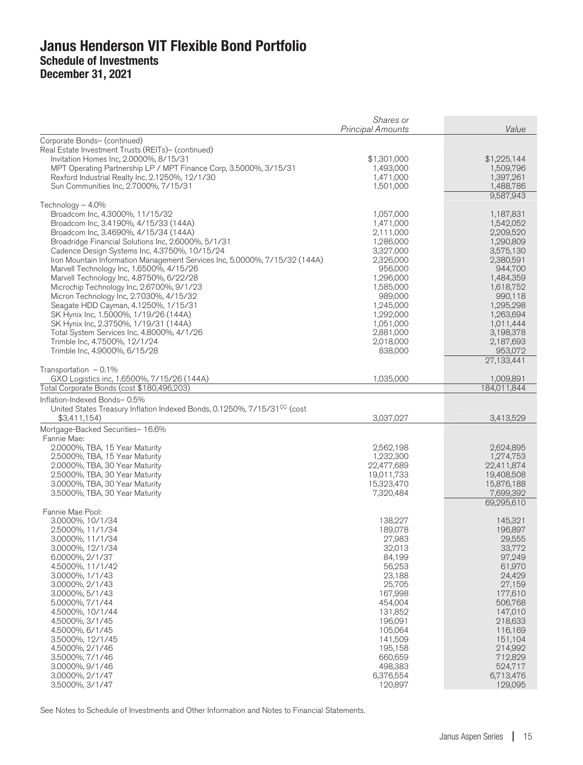# Janus Henderson VIT Flexible Bond Portfolio
## Schedule of Investments
## December 31, 2021

| | Shares or Principal Amounts | Value |
|---|---|---|
| Corporate Bonds– (continued) | | |
| Real Estate Investment Trusts (REITs)– (continued) | | |
| Invitation Homes Inc, 2.0000%, 8/15/31 | $1,301,000 | $1,225,144 |
| MPT Operating Partnership LP / MPT Finance Corp, 3.5000%, 3/15/31 | 1,493,000 | 1,509,796 |
| Rexford Industrial Realty Inc, 2.1250%, 12/1/30 | 1,471,000 | 1,397,261 |
| Sun Communities Inc, 2.7000%, 7/15/31 | 1,501,000 | 1,488,786 |
| | | 9,587,943 |
| Technology – 4.0% | | |
| Broadcom Inc, 4.3000%, 11/15/32 | 1,057,000 | 1,187,831 |
| Broadcom Inc, 3.4190%, 4/15/33 (144A) | 1,471,000 | 1,542,052 |
| Broadcom Inc, 3.4690%, 4/15/34 (144A) | 2,111,000 | 2,209,520 |
| Broadridge Financial Solutions Inc, 2.6000%, 5/1/31 | 1,286,000 | 1,290,809 |
| Cadence Design Systems Inc, 4.3750%, 10/15/24 | 3,327,000 | 3,575,130 |
| Iron Mountain Information Management Services Inc, 5.0000%, 7/15/32 (144A) | 2,326,000 | 2,380,591 |
| Marvell Technology Inc, 1.6500%, 4/15/26 | 956,000 | 944,700 |
| Marvell Technology Inc, 4.8750%, 6/22/28 | 1,296,000 | 1,484,359 |
| Microchip Technology Inc, 2.6700%, 9/1/23 | 1,585,000 | 1,618,752 |
| Micron Technology Inc, 2.7030%, 4/15/32 | 989,000 | 990,118 |
| Seagate HDD Cayman, 4.1250%, 1/15/31 | 1,245,000 | 1,295,298 |
| SK Hynix Inc, 1.5000%, 1/19/26 (144A) | 1,292,000 | 1,263,694 |
| SK Hynix Inc, 2.3750%, 1/19/31 (144A) | 1,051,000 | 1,011,444 |
| Total System Services Inc, 4.8000%, 4/1/26 | 2,881,000 | 3,198,378 |
| Trimble Inc, 4.7500%, 12/1/24 | 2,018,000 | 2,187,693 |
| Trimble Inc, 4.9000%, 6/15/28 | 838,000 | 953,072 |
| | | 27,133,441 |
| Transportation – 0.1% | | |
| GXO Logistics inc, 1.6500%, 7/15/26 (144A) | 1,035,000 | 1,009,891 |
| Total Corporate Bonds (cost $180,496,203) | | 184,011,844 |
| Inflation-Indexed Bonds– 0.5% | | |
| United States Treasury Inflation Indexed Bonds, 0.1250%, 7/15/31[ÇÇ] (cost $3,411,154) | 3,037,027 | 3,413,529 |
| Mortgage-Backed Securities– 16.6% | | |
| Fannie Mae: | | |
| 2.0000%, TBA, 15 Year Maturity | 2,562,198 | 2,624,895 |
| 2.5000%, TBA, 15 Year Maturity | 1,232,300 | 1,274,753 |
| 2.0000%, TBA, 30 Year Maturity | 22,477,689 | 22,411,874 |
| 2.5000%, TBA, 30 Year Maturity | 19,011,733 | 19,408,508 |
| 3.0000%, TBA, 30 Year Maturity | 15,323,470 | 15,876,188 |
| 3.5000%, TBA, 30 Year Maturity | 7,320,484 | 7,699,392 |
| | | 69,295,610 |
| Fannie Mae Pool: | | |
| 3.0000%, 10/1/34 | 138,227 | 145,321 |
| 2.5000%, 11/1/34 | 189,078 | 196,897 |
| 3.0000%, 11/1/34 | 27,983 | 29,555 |
| 3.0000%, 12/1/34 | 32,013 | 33,772 |
| 6.0000%, 2/1/37 | 84,199 | 97,249 |
| 4.5000%, 11/1/42 | 56,253 | 61,970 |
| 3.0000%, 1/1/43 | 23,188 | 24,429 |
| 3.0000%, 2/1/43 | 25,705 | 27,159 |
| 3.0000%, 5/1/43 | 167,998 | 177,610 |
| 5.0000%, 7/1/44 | 454,004 | 506,768 |
| 4.5000%, 10/1/44 | 131,852 | 147,010 |
| 4.5000%, 3/1/45 | 196,091 | 218,633 |
| 4.5000%, 6/1/45 | 105,064 | 116,169 |
| 3.5000%, 12/1/45 | 141,509 | 151,104 |
| 4.5000%, 2/1/46 | 195,158 | 214,992 |
| 3.5000%, 7/1/46 | 660,659 | 712,829 |
| 3.0000%, 9/1/46 | 498,383 | 524,717 |
| 3.0000%, 2/1/47 | 6,376,554 | 6,713,476 |
| 3.5000%, 3/1/47 | 120,897 | 129,095 |

See Notes to Schedule of Investments and Other Information and Notes to Financial Statements.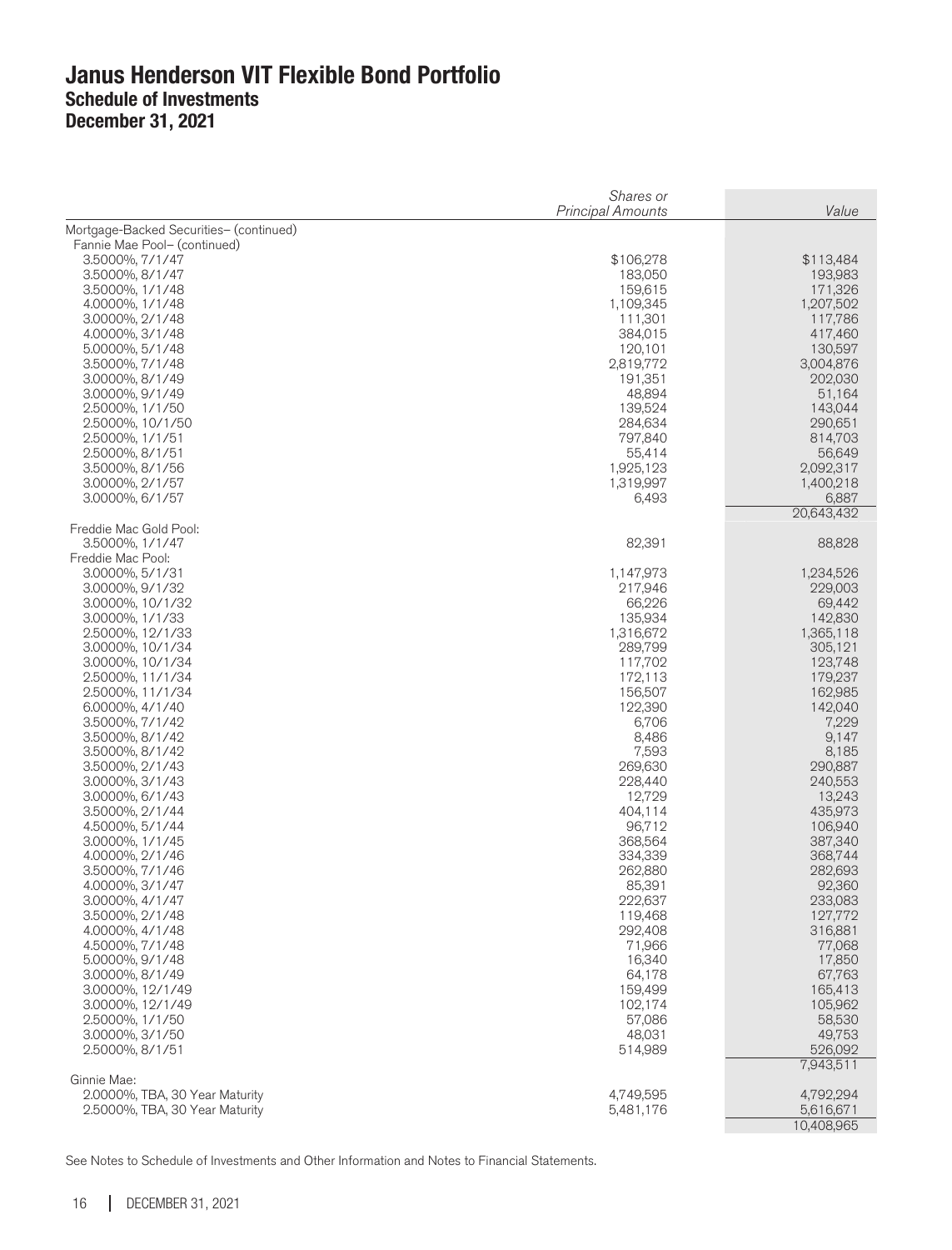# Janus Henderson VIT Flexible Bond Portfolio
## Schedule of Investments
## December 31, 2021

| | *Shares or Principal Amounts* | *Value* |
|---|---|---|
| Mortgage-Backed Securities– (continued) | | |
| Fannie Mae Pool– (continued) | | |
| 3.5000%, 7/1/47 | $106,278 | $113,484 |
| 3.5000%, 8/1/47 | 183,050 | 193,983 |
| 3.5000%, 1/1/48 | 159,615 | 171,326 |
| 4.0000%, 1/1/48 | 1,109,345 | 1,207,502 |
| 3.0000%, 2/1/48 | 111,301 | 117,786 |
| 4.0000%, 3/1/48 | 384,015 | 417,460 |
| 5.0000%, 5/1/48 | 120,101 | 130,597 |
| 3.5000%, 7/1/48 | 2,819,772 | 3,004,876 |
| 3.0000%, 8/1/49 | 191,351 | 202,030 |
| 3.0000%, 9/1/49 | 48,894 | 51,164 |
| 2.5000%, 1/1/50 | 139,524 | 143,044 |
| 2.5000%, 10/1/50 | 284,634 | 290,651 |
| 2.5000%, 1/1/51 | 797,840 | 814,703 |
| 2.5000%, 8/1/51 | 55,414 | 56,649 |
| 3.5000%, 8/1/56 | 1,925,123 | 2,092,317 |
| 3.0000%, 2/1/57 | 1,319,997 | 1,400,218 |
| 3.0000%, 6/1/57 | 6,493 | 6,887 |
| | | 20,643,432 |
| Freddie Mac Gold Pool: | | |
| 3.5000%, 1/1/47 | 82,391 | 88,828 |
| Freddie Mac Pool: | | |
| 3.0000%, 5/1/31 | 1,147,973 | 1,234,526 |
| 3.0000%, 9/1/32 | 217,946 | 229,003 |
| 3.0000%, 10/1/32 | 66,226 | 69,442 |
| 3.0000%, 1/1/33 | 135,934 | 142,830 |
| 2.5000%, 12/1/33 | 1,316,672 | 1,365,118 |
| 3.0000%, 10/1/34 | 289,799 | 305,121 |
| 3.0000%, 10/1/34 | 117,702 | 123,748 |
| 2.5000%, 11/1/34 | 172,113 | 179,237 |
| 2.5000%, 11/1/34 | 156,507 | 162,985 |
| 6.0000%, 4/1/40 | 122,390 | 142,040 |
| 3.5000%, 7/1/42 | 6,706 | 7,229 |
| 3.5000%, 8/1/42 | 8,486 | 9,147 |
| 3.5000%, 8/1/42 | 7,593 | 8,185 |
| 3.5000%, 2/1/43 | 269,630 | 290,887 |
| 3.0000%, 3/1/43 | 228,440 | 240,553 |
| 3.0000%, 6/1/43 | 12,729 | 13,243 |
| 3.5000%, 2/1/44 | 404,114 | 435,973 |
| 4.5000%, 5/1/44 | 96,712 | 106,940 |
| 3.0000%, 1/1/45 | 368,564 | 387,340 |
| 4.0000%, 2/1/46 | 334,339 | 368,744 |
| 3.5000%, 7/1/46 | 262,880 | 282,693 |
| 4.0000%, 3/1/47 | 85,391 | 92,360 |
| 3.0000%, 4/1/47 | 222,637 | 233,083 |
| 3.5000%, 2/1/48 | 119,468 | 127,772 |
| 4.0000%, 4/1/48 | 292,408 | 316,881 |
| 4.5000%, 7/1/48 | 71,966 | 77,068 |
| 5.0000%, 9/1/48 | 16,340 | 17,850 |
| 3.0000%, 8/1/49 | 64,178 | 67,763 |
| 3.0000%, 12/1/49 | 159,499 | 165,413 |
| 3.0000%, 12/1/49 | 102,174 | 105,962 |
| 2.5000%, 1/1/50 | 57,086 | 58,530 |
| 3.0000%, 3/1/50 | 48,031 | 49,753 |
| 2.5000%, 8/1/51 | 514,989 | 526,092 |
| | | 7,943,511 |
| Ginnie Mae: | | |
| 2.0000%, TBA, 30 Year Maturity | 4,749,595 | 4,792,294 |
| 2.5000%, TBA, 30 Year Maturity | 5,481,176 | 5,616,671 |
| | | 10,408,965 |

See Notes to Schedule of Investments and Other Information and Notes to Financial Statements.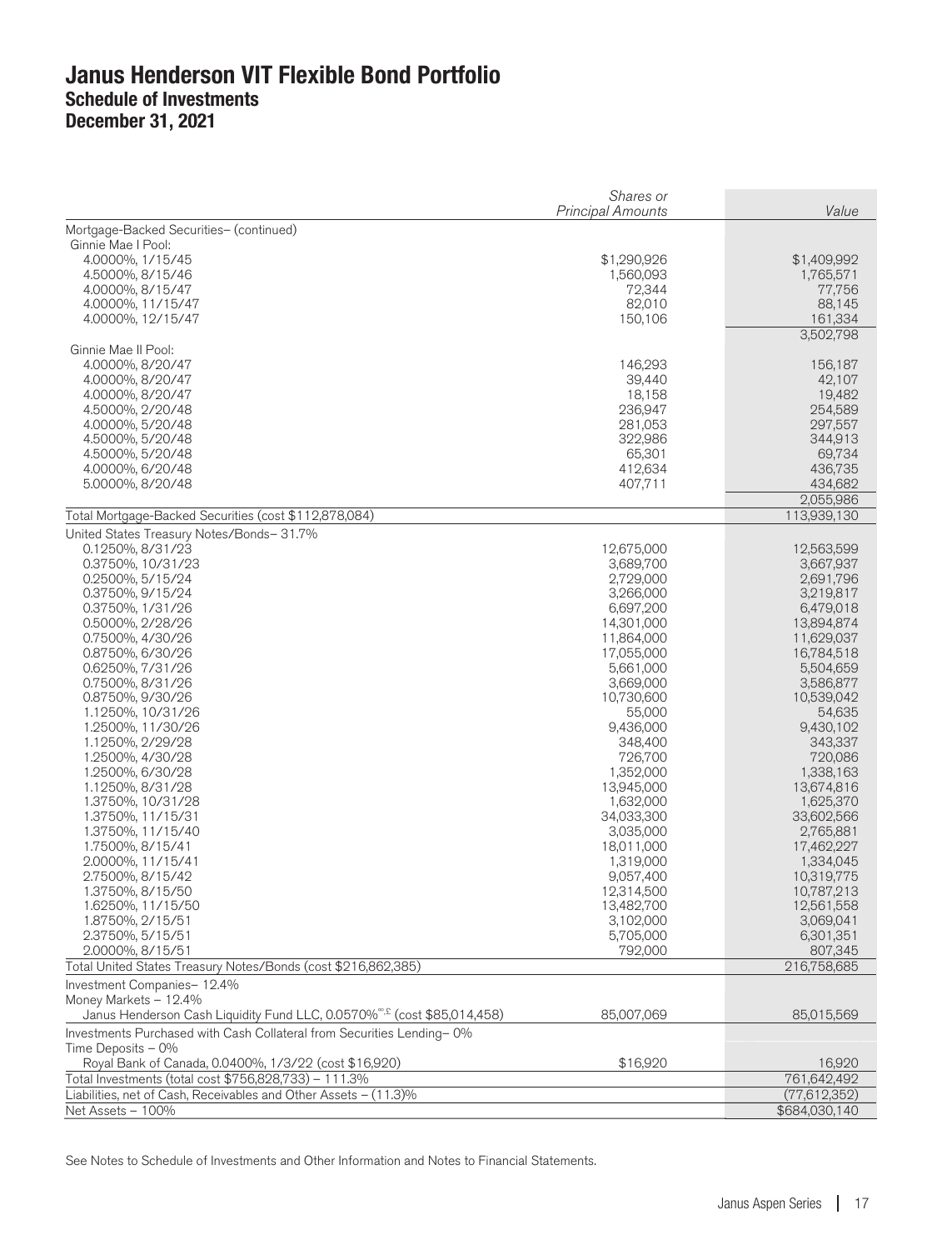# Janus Henderson VIT Flexible Bond Portfolio
## Schedule of Investments
## December 31, 2021

| | *Shares or Principal Amounts* | *Value* |
|---|---|---|
| Mortgage-Backed Securities– (continued) | | |
| Ginnie Mae I Pool: | | |
| 4.0000%, 1/15/45 | $1,290,926 | $1,409,992 |
| 4.5000%, 8/15/46 | 1,560,093 | 1,765,571 |
| 4.0000%, 8/15/47 | 72,344 | 77,756 |
| 4.0000%, 11/15/47 | 82,010 | 88,145 |
| 4.0000%, 12/15/47 | 150,106 | 161,334 |
| | | 3,502,798 |
| Ginnie Mae II Pool: | | |
| 4.0000%, 8/20/47 | 146,293 | 156,187 |
| 4.0000%, 8/20/47 | 39,440 | 42,107 |
| 4.0000%, 8/20/47 | 18,158 | 19,482 |
| 4.5000%, 2/20/48 | 236,947 | 254,589 |
| 4.0000%, 5/20/48 | 281,053 | 297,557 |
| 4.5000%, 5/20/48 | 322,986 | 344,913 |
| 4.5000%, 5/20/48 | 65,301 | 69,734 |
| 4.0000%, 6/20/48 | 412,634 | 436,735 |
| 5.0000%, 8/20/48 | 407,711 | 434,682 |
| | | 2,055,986 |
| Total Mortgage-Backed Securities (cost $112,878,084) | | 113,939,130 |
| United States Treasury Notes/Bonds– 31.7% | | |
| 0.1250%, 8/31/23 | 12,675,000 | 12,563,599 |
| 0.3750%, 10/31/23 | 3,689,700 | 3,667,937 |
| 0.2500%, 5/15/24 | 2,729,000 | 2,691,796 |
| 0.3750%, 9/15/24 | 3,266,000 | 3,219,817 |
| 0.3750%, 1/31/26 | 6,697,200 | 6,479,018 |
| 0.5000%, 2/28/26 | 14,301,000 | 13,894,874 |
| 0.7500%, 4/30/26 | 11,864,000 | 11,629,037 |
| 0.8750%, 6/30/26 | 17,055,000 | 16,784,518 |
| 0.6250%, 7/31/26 | 5,661,000 | 5,504,659 |
| 0.7500%, 8/31/26 | 3,669,000 | 3,586,877 |
| 0.8750%, 9/30/26 | 10,730,600 | 10,539,042 |
| 1.1250%, 10/31/26 | 55,000 | 54,635 |
| 1.2500%, 11/30/26 | 9,436,000 | 9,430,102 |
| 1.1250%, 2/29/28 | 348,400 | 343,337 |
| 1.2500%, 4/30/28 | 726,700 | 720,086 |
| 1.2500%, 6/30/28 | 1,352,000 | 1,338,163 |
| 1.1250%, 8/31/28 | 13,945,000 | 13,674,816 |
| 1.3750%, 10/31/28 | 1,632,000 | 1,625,370 |
| 1.3750%, 11/15/31 | 34,033,300 | 33,602,566 |
| 1.3750%, 11/15/40 | 3,035,000 | 2,765,881 |
| 1.7500%, 8/15/41 | 18,011,000 | 17,462,227 |
| 2.0000%, 11/15/41 | 1,319,000 | 1,334,045 |
| 2.7500%, 8/15/42 | 9,057,400 | 10,319,775 |
| 1.3750%, 8/15/50 | 12,314,500 | 10,787,213 |
| 1.6250%, 11/15/50 | 13,482,700 | 12,561,558 |
| 1.8750%, 2/15/51 | 3,102,000 | 3,069,041 |
| 2.3750%, 5/15/51 | 5,705,000 | 6,301,351 |
| 2.0000%, 8/15/51 | 792,000 | 807,345 |
| Total United States Treasury Notes/Bonds (cost $216,862,385) | | 216,758,685 |
| Investment Companies– 12.4% | | |
| Money Markets – 12.4% | | |
| Janus Henderson Cash Liquidity Fund LLC, 0.0570%[∞,£] (cost $85,014,458) | 85,007,069 | 85,015,569 |
| Investments Purchased with Cash Collateral from Securities Lending– 0% | | |
| Time Deposits – 0% | | |
| Royal Bank of Canada, 0.0400%, 1/3/22 (cost $16,920) | $16,920 | 16,920 |
| Total Investments (total cost $756,828,733) – 111.3% | | 761,642,492 |
| Liabilities, net of Cash, Receivables and Other Assets – (11.3)% | | (77,612,352) |
| Net Assets – 100% | | $684,030,140 |

See Notes to Schedule of Investments and Other Information and Notes to Financial Statements.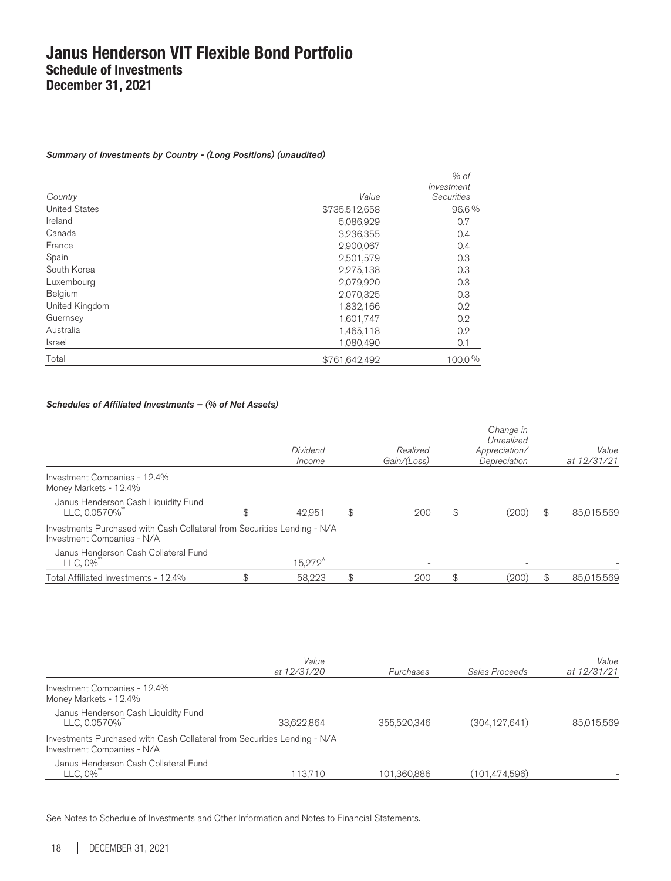# Janus Henderson VIT Flexible Bond Portfolio
## Schedule of Investments
## December 31, 2021

***Summary of Investments by Country - (Long Positions) (unaudited)***

| *Country* | *Value* | *% of Investment Securities* |
|---|---|---|
| United States | $735,512,658 | 96.6% |
| Ireland | 5,086,929 | 0.7 |
| Canada | 3,236,355 | 0.4 |
| France | 2,900,067 | 0.4 |
| Spain | 2,501,579 | 0.3 |
| South Korea | 2,275,138 | 0.3 |
| Luxembourg | 2,079,920 | 0.3 |
| Belgium | 2,070,325 | 0.3 |
| United Kingdom | 1,832,166 | 0.2 |
| Guernsey | 1,601,747 | 0.2 |
| Australia | 1,465,118 | 0.2 |
| Israel | 1,080,490 | 0.1 |
| Total | $761,642,492 | 100.0% |

***Schedules of Affiliated Investments – (% of Net Assets)***

| | *Dividend Income* | *Realized Gain/(Loss)* | *Change in Unrealized Appreciation/ Depreciation* | *Value at 12/31/21* |
|---|---|---|---|---|
| Investment Companies - 12.4% | | | | |
| Money Markets - 12.4% | | | | |
| Janus Henderson Cash Liquidity Fund LLC, 0.0570%[°°] | $ 42,951 | $ 200 | $ (200) | $ 85,015,569 |
| Investments Purchased with Cash Collateral from Securities Lending - N/A | | | | |
| Investment Companies - N/A | | | | |
| Janus Henderson Cash Collateral Fund LLC, 0%[°°] | 15,272[Δ] | - | - | - |
| Total Affiliated Investments - 12.4% | $ 58,223 | $ 200 | $ (200) | $ 85,015,569 |

| | *Value at 12/31/20* | *Purchases* | *Sales Proceeds* | *Value at 12/31/21* |
|---|---|---|---|---|
| Investment Companies - 12.4% | | | | |
| Money Markets - 12.4% | | | | |
| Janus Henderson Cash Liquidity Fund LLC, 0.0570%[°°] | 33,622,864 | 355,520,346 | (304,127,641) | 85,015,569 |
| Investments Purchased with Cash Collateral from Securities Lending - N/A | | | | |
| Investment Companies - N/A | | | | |
| Janus Henderson Cash Collateral Fund LLC, 0%[°°] | 113,710 | 101,360,886 | (101,474,596) | - |

See Notes to Schedule of Investments and Other Information and Notes to Financial Statements.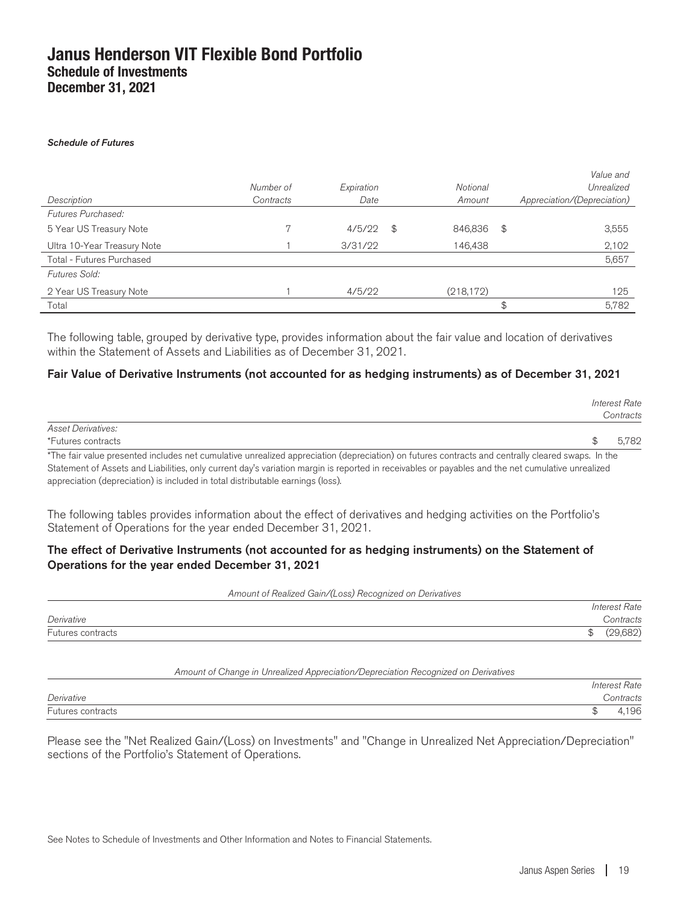# Janus Henderson VIT Flexible Bond Portfolio
## Schedule of Investments
## December 31, 2021

***Schedule of Futures***

| *Description* | *Number of Contracts* | *Expiration Date* | *Notional Amount* | *Value and Unrealized Appreciation/(Depreciation)* |
|---|---|---|---|---|
| *Futures Purchased:* | | | | |
| 5 Year US Treasury Note | 7 | 4/5/22 | $ 846,836 | $ 3,555 |
| Ultra 10-Year Treasury Note | 1 | 3/31/22 | 146,438 | 2,102 |
| Total - Futures Purchased | | | | 5,657 |
| *Futures Sold:* | | | | |
| 2 Year US Treasury Note | 1 | 4/5/22 | (218,172) | 125 |
| Total | | | | $ 5,782 |

The following table, grouped by derivative type, provides information about the fair value and location of derivatives within the Statement of Assets and Liabilities as of December 31, 2021.

### Fair Value of Derivative Instruments (not accounted for as hedging instruments) as of December 31, 2021

| | *Interest Rate Contracts* |
|---|---|
| *Asset Derivatives:* | |
| *Futures contracts | $ 5,782 |

*The fair value presented includes net cumulative unrealized appreciation (depreciation) on futures contracts and centrally cleared swaps. In the Statement of Assets and Liabilities, only current day's variation margin is reported in receivables or payables and the net cumulative unrealized appreciation (depreciation) is included in total distributable earnings (loss).

The following tables provides information about the effect of derivatives and hedging activities on the Portfolio's Statement of Operations for the year ended December 31, 2021.

### The effect of Derivative Instruments (not accounted for as hedging instruments) on the Statement of Operations for the year ended December 31, 2021

*Amount of Realized Gain/(Loss) Recognized on Derivatives*

| *Derivative* | *Interest Rate Contracts* |
|---|---|
| Futures contracts | $ (29,682) |

*Amount of Change in Unrealized Appreciation/Depreciation Recognized on Derivatives*

| *Derivative* | *Interest Rate Contracts* |
|---|---|
| Futures contracts | $ 4,196 |

Please see the "Net Realized Gain/(Loss) on Investments" and "Change in Unrealized Net Appreciation/Depreciation" sections of the Portfolio's Statement of Operations.

See Notes to Schedule of Investments and Other Information and Notes to Financial Statements.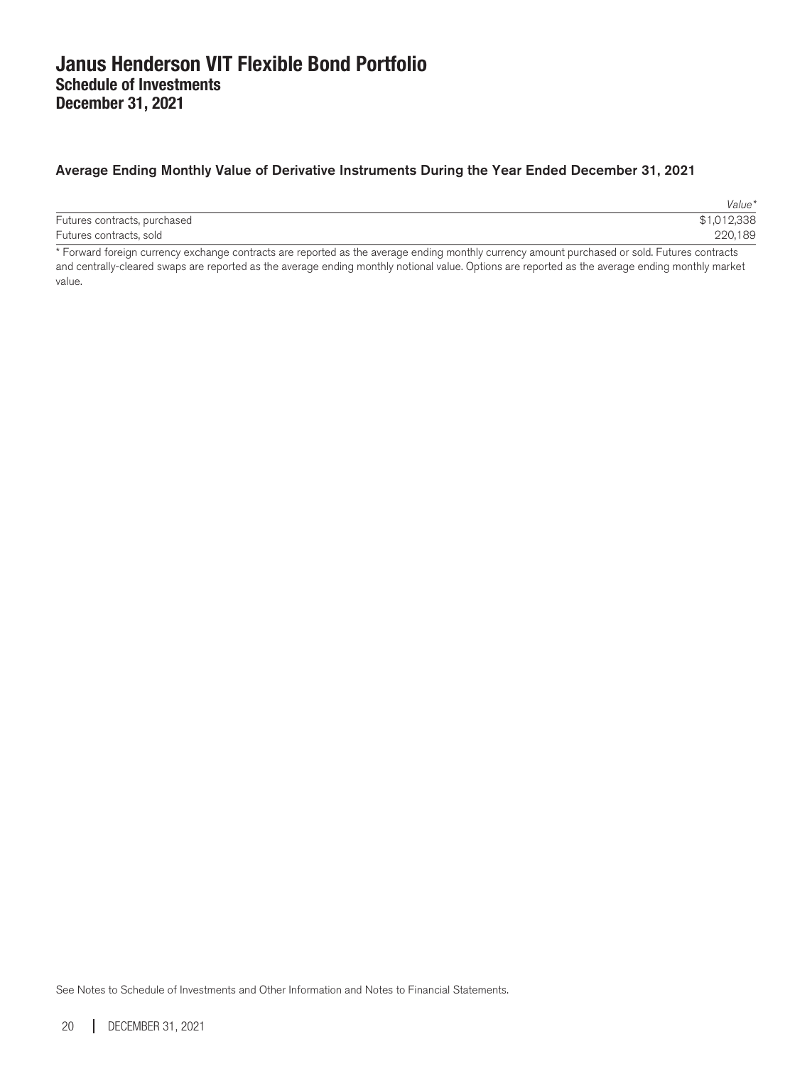# Janus Henderson VIT Flexible Bond Portfolio
## Schedule of Investments
## December 31, 2021

### Average Ending Monthly Value of Derivative Instruments During the Year Ended December 31, 2021

| | *Value** |
|---|---|
| Futures contracts, purchased | $1,012,338 |
| Futures contracts, sold | 220,189 |

* Forward foreign currency exchange contracts are reported as the average ending monthly currency amount purchased or sold. Futures contracts and centrally-cleared swaps are reported as the average ending monthly notional value. Options are reported as the average ending monthly market value.

See Notes to Schedule of Investments and Other Information and Notes to Financial Statements.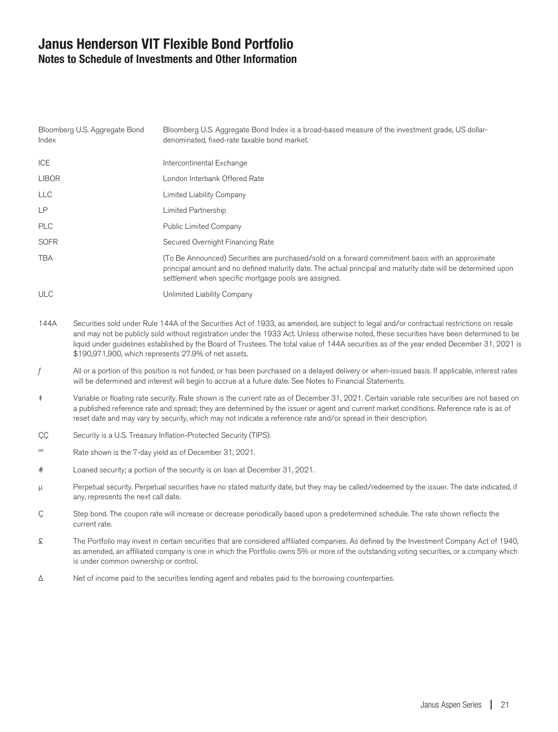# Janus Henderson VIT Flexible Bond Portfolio
## Notes to Schedule of Investments and Other Information

| | |
|---|---|
| Bloomberg U.S. Aggregate Bond Index | Bloomberg U.S. Aggregate Bond Index is a broad-based measure of the investment grade, US dollar-denominated, fixed-rate taxable bond market. |
| ICE | Intercontinental Exchange |
| LIBOR | London Interbank Offered Rate |
| LLC | Limited Liability Company |
| LP | Limited Partnership |
| PLC | Public Limited Company |
| SOFR | Secured Overnight Financing Rate |
| TBA | (To Be Announced) Securities are purchased/sold on a forward commitment basis with an approximate principal amount and no defined maturity date. The actual principal and maturity date will be determined upon settlement when specific mortgage pools are assigned. |
| ULC | Unlimited Liability Company |

144A Securities sold under Rule 144A of the Securities Act of 1933, as amended, are subject to legal and/or contractual restrictions on resale and may not be publicly sold without registration under the 1933 Act. Unless otherwise noted, these securities have been determined to be liquid under guidelines established by the Board of Trustees. The total value of 144A securities as of the year ended December 31, 2021 is $190,971,900, which represents 27.9% of net assets.

*ƒ* All or a portion of this position is not funded, or has been purchased on a delayed delivery or when-issued basis. If applicable, interest rates will be determined and interest will begin to accrue at a future date. See Notes to Financial Statements.

‡ Variable or floating rate security. Rate shown is the current rate as of December 31, 2021. Certain variable rate securities are not based on a published reference rate and spread; they are determined by the issuer or agent and current market conditions. Reference rate is as of reset date and may vary by security, which may not indicate a reference rate and/or spread in their description.

ÇÇ Security is a U.S. Treasury Inflation-Protected Security (TIPS).

ºº Rate shown is the 7-day yield as of December 31, 2021.

# Loaned security; a portion of the security is on loan at December 31, 2021.

µ Perpetual security. Perpetual securities have no stated maturity date, but they may be called/redeemed by the issuer. The date indicated, if any, represents the next call date.

Ç Step bond. The coupon rate will increase or decrease periodically based upon a predetermined schedule. The rate shown reflects the current rate.

£ The Portfolio may invest in certain securities that are considered affiliated companies. As defined by the Investment Company Act of 1940, as amended, an affiliated company is one in which the Portfolio owns 5% or more of the outstanding voting securities, or a company which is under common ownership or control.

Δ Net of income paid to the securities lending agent and rebates paid to the borrowing counterparties.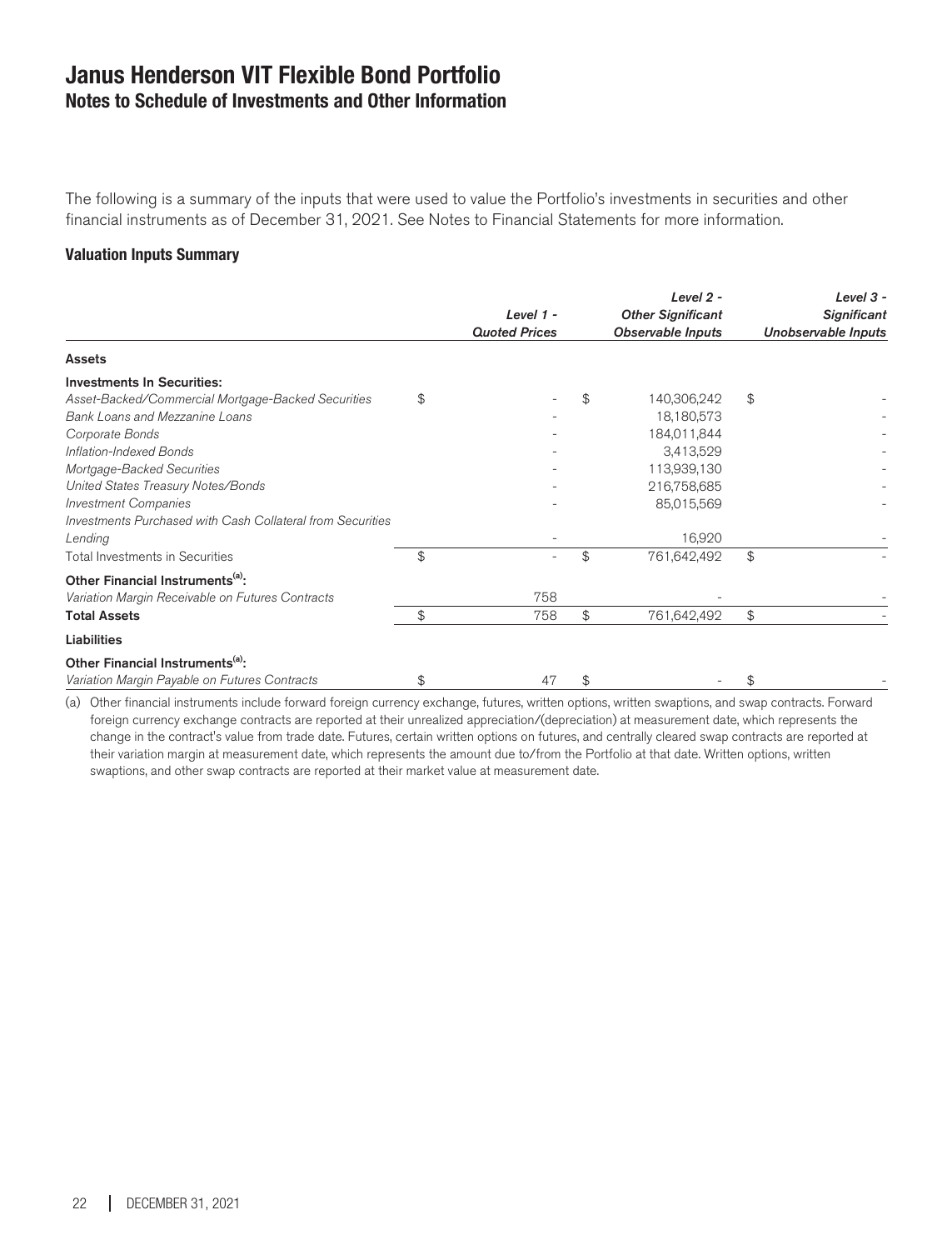# Janus Henderson VIT Flexible Bond Portfolio
## Notes to Schedule of Investments and Other Information

The following is a summary of the inputs that were used to value the Portfolio's investments in securities and other financial instruments as of December 31, 2021. See Notes to Financial Statements for more information.

### Valuation Inputs Summary

| | *Level 1 - Quoted Prices* | *Level 2 - Other Significant Observable Inputs* | *Level 3 - Significant Unobservable Inputs* |
|---|---|---|---|
| **Assets** | | | |
| **Investments In Securities:** | | | |
| *Asset-Backed/Commercial Mortgage-Backed Securities* | $ - | $ 140,306,242 | $ - |
| *Bank Loans and Mezzanine Loans* | - | 18,180,573 | - |
| *Corporate Bonds* | - | 184,011,844 | - |
| *Inflation-Indexed Bonds* | - | 3,413,529 | - |
| *Mortgage-Backed Securities* | - | 113,939,130 | - |
| *United States Treasury Notes/Bonds* | - | 216,758,685 | - |
| *Investment Companies* | - | 85,015,569 | - |
| *Investments Purchased with Cash Collateral from Securities Lending* | - | 16,920 | - |
| Total Investments in Securities | $ - | $ 761,642,492 | $ - |
| **Other Financial Instruments[(a)]:** | | | |
| *Variation Margin Receivable on Futures Contracts* | 758 | - | - |
| **Total Assets** | $ 758 | $ 761,642,492 | $ - |
| **Liabilities** | | | |
| **Other Financial Instruments[(a)]:** | | | |
| *Variation Margin Payable on Futures Contracts* | $ 47 | $ - | $ - |

(a) Other financial instruments include forward foreign currency exchange, futures, written options, written swaptions, and swap contracts. Forward foreign currency exchange contracts are reported at their unrealized appreciation/(depreciation) at measurement date, which represents the change in the contract's value from trade date. Futures, certain written options on futures, and centrally cleared swap contracts are reported at their variation margin at measurement date, which represents the amount due to/from the Portfolio at that date. Written options, written swaptions, and other swap contracts are reported at their market value at measurement date.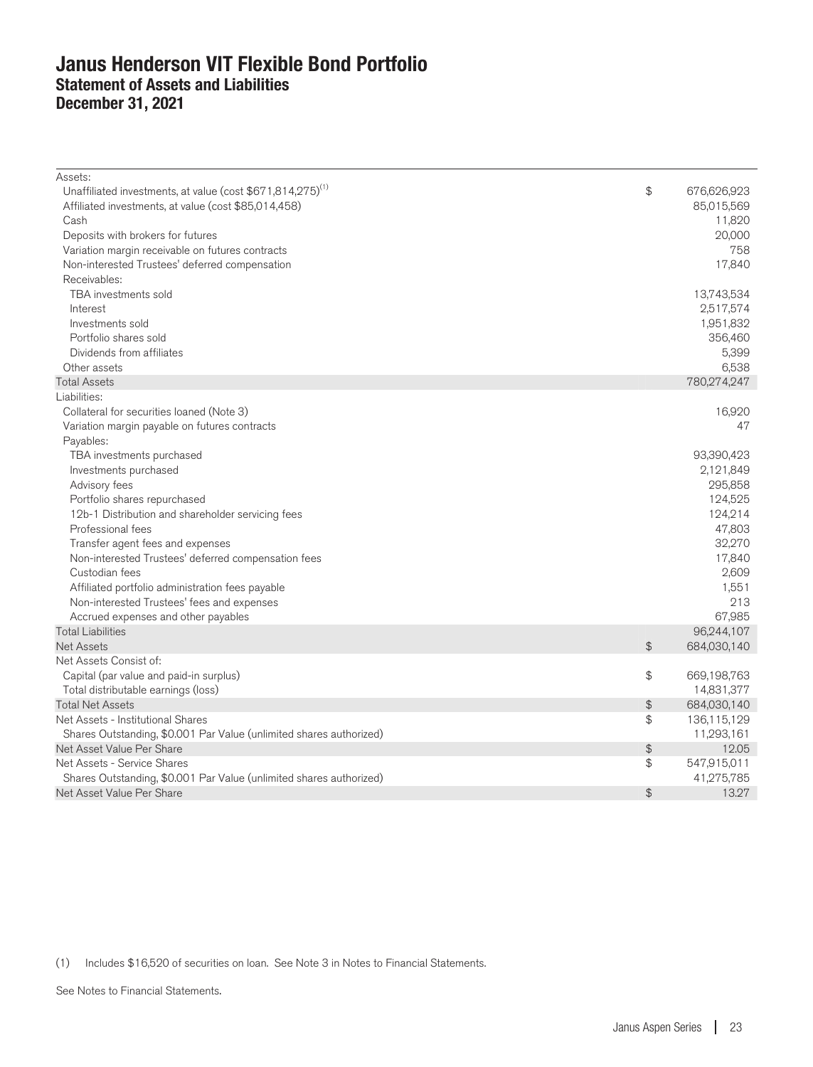# Janus Henderson VIT Flexible Bond Portfolio
## Statement of Assets and Liabilities
## December 31, 2021

| | | |
|---|---|---|
| Assets: | | |
| Unaffiliated investments, at value (cost $671,814,275)[1] | $ | 676,626,923 |
| Affiliated investments, at value (cost $85,014,458) | | 85,015,569 |
| Cash | | 11,820 |
| Deposits with brokers for futures | | 20,000 |
| Variation margin receivable on futures contracts | | 758 |
| Non-interested Trustees' deferred compensation | | 17,840 |
| Receivables: | | |
| TBA investments sold | | 13,743,534 |
| Interest | | 2,517,574 |
| Investments sold | | 1,951,832 |
| Portfolio shares sold | | 356,460 |
| Dividends from affiliates | | 5,399 |
| Other assets | | 6,538 |
| Total Assets | | 780,274,247 |
| Liabilities: | | |
| Collateral for securities loaned (Note 3) | | 16,920 |
| Variation margin payable on futures contracts | | 47 |
| Payables: | | |
| TBA investments purchased | | 93,390,423 |
| Investments purchased | | 2,121,849 |
| Advisory fees | | 295,858 |
| Portfolio shares repurchased | | 124,525 |
| 12b-1 Distribution and shareholder servicing fees | | 124,214 |
| Professional fees | | 47,803 |
| Transfer agent fees and expenses | | 32,270 |
| Non-interested Trustees' deferred compensation fees | | 17,840 |
| Custodian fees | | 2,609 |
| Affiliated portfolio administration fees payable | | 1,551 |
| Non-interested Trustees' fees and expenses | | 213 |
| Accrued expenses and other payables | | 67,985 |
| Total Liabilities | | 96,244,107 |
| Net Assets | $ | 684,030,140 |
| Net Assets Consist of: | | |
| Capital (par value and paid-in surplus) | $ | 669,198,763 |
| Total distributable earnings (loss) | | 14,831,377 |
| Total Net Assets | $ | 684,030,140 |
| Net Assets - Institutional Shares | $ | 136,115,129 |
| Shares Outstanding, $0.001 Par Value (unlimited shares authorized) | | 11,293,161 |
| Net Asset Value Per Share | $ | 12.05 |
| Net Assets - Service Shares | $ | 547,915,011 |
| Shares Outstanding, $0.001 Par Value (unlimited shares authorized) | | 41,275,785 |
| Net Asset Value Per Share | $ | 13.27 |

(1) Includes $16,520 of securities on loan. See Note 3 in Notes to Financial Statements.

See Notes to Financial Statements.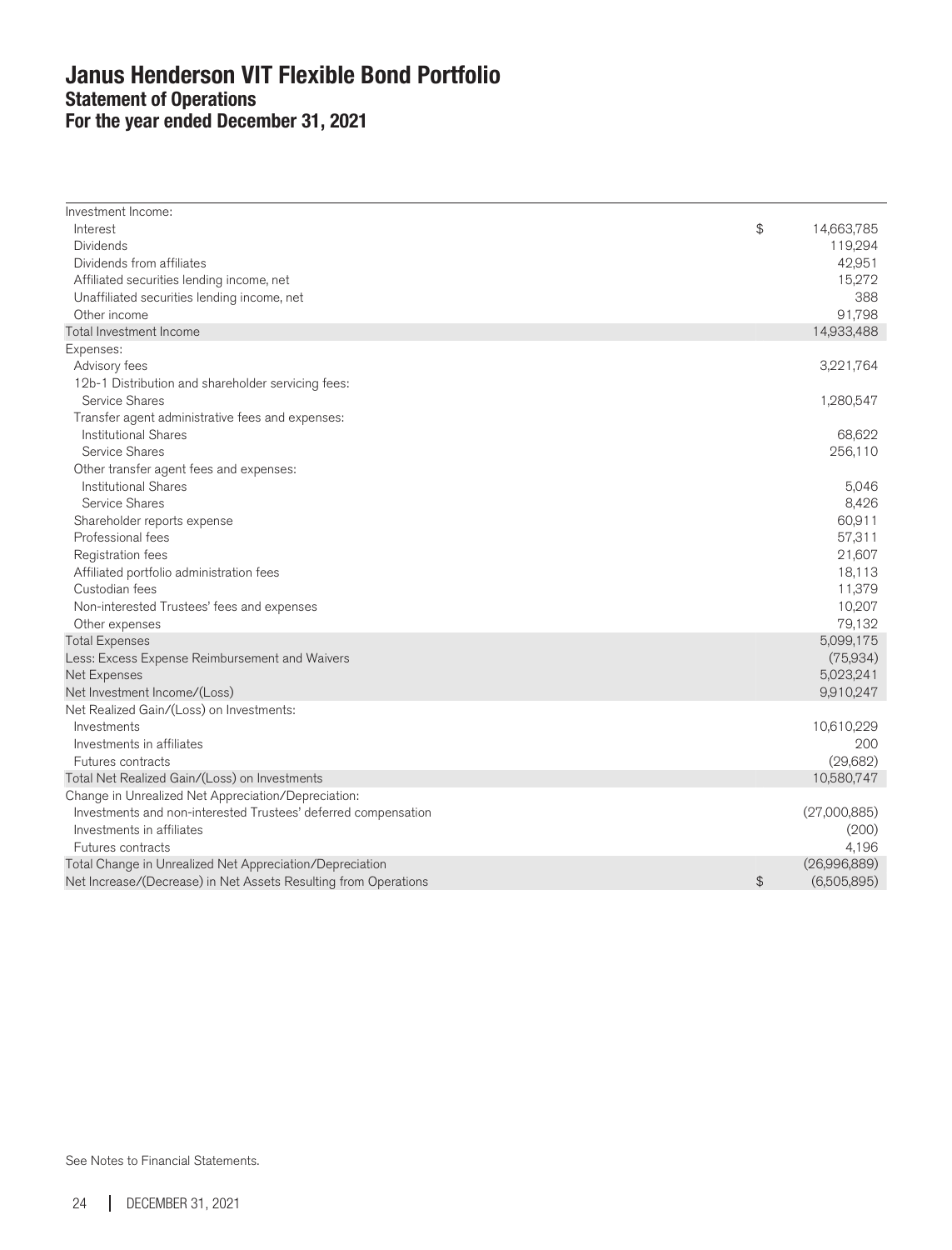# Janus Henderson VIT Flexible Bond Portfolio
## Statement of Operations
## For the year ended December 31, 2021

| | |
|---|---|
| Investment Income: | |
| Interest | $ 14,663,785 |
| Dividends | 119,294 |
| Dividends from affiliates | 42,951 |
| Affiliated securities lending income, net | 15,272 |
| Unaffiliated securities lending income, net | 388 |
| Other income | 91,798 |
| Total Investment Income | 14,933,488 |
| Expenses: | |
| Advisory fees | 3,221,764 |
| 12b-1 Distribution and shareholder servicing fees: | |
| Service Shares | 1,280,547 |
| Transfer agent administrative fees and expenses: | |
| Institutional Shares | 68,622 |
| Service Shares | 256,110 |
| Other transfer agent fees and expenses: | |
| Institutional Shares | 5,046 |
| Service Shares | 8,426 |
| Shareholder reports expense | 60,911 |
| Professional fees | 57,311 |
| Registration fees | 21,607 |
| Affiliated portfolio administration fees | 18,113 |
| Custodian fees | 11,379 |
| Non-interested Trustees' fees and expenses | 10,207 |
| Other expenses | 79,132 |
| Total Expenses | 5,099,175 |
| Less: Excess Expense Reimbursement and Waivers | (75,934) |
| Net Expenses | 5,023,241 |
| Net Investment Income/(Loss) | 9,910,247 |
| Net Realized Gain/(Loss) on Investments: | |
| Investments | 10,610,229 |
| Investments in affiliates | 200 |
| Futures contracts | (29,682) |
| Total Net Realized Gain/(Loss) on Investments | 10,580,747 |
| Change in Unrealized Net Appreciation/Depreciation: | |
| Investments and non-interested Trustees' deferred compensation | (27,000,885) |
| Investments in affiliates | (200) |
| Futures contracts | 4,196 |
| Total Change in Unrealized Net Appreciation/Depreciation | (26,996,889) |
| Net Increase/(Decrease) in Net Assets Resulting from Operations | $ (6,505,895) |

See Notes to Financial Statements.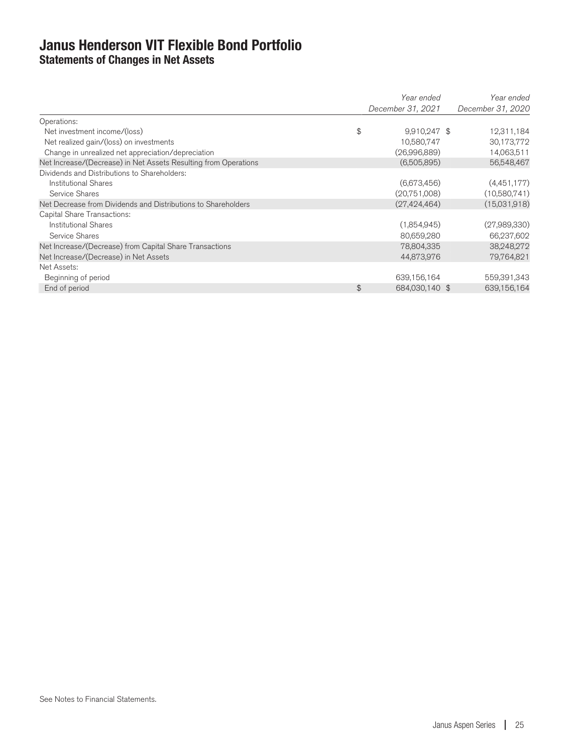# Janus Henderson VIT Flexible Bond Portfolio
## Statements of Changes in Net Assets

| | *Year ended December 31, 2021* | *Year ended December 31, 2020* |
|---|---|---|
| Operations: | | |
| Net investment income/(loss) | $ 9,910,247 | $ 12,311,184 |
| Net realized gain/(loss) on investments | 10,580,747 | 30,173,772 |
| Change in unrealized net appreciation/depreciation | (26,996,889) | 14,063,511 |
| Net Increase/(Decrease) in Net Assets Resulting from Operations | (6,505,895) | 56,548,467 |
| Dividends and Distributions to Shareholders: | | |
| Institutional Shares | (6,673,456) | (4,451,177) |
| Service Shares | (20,751,008) | (10,580,741) |
| Net Decrease from Dividends and Distributions to Shareholders | (27,424,464) | (15,031,918) |
| Capital Share Transactions: | | |
| Institutional Shares | (1,854,945) | (27,989,330) |
| Service Shares | 80,659,280 | 66,237,602 |
| Net Increase/(Decrease) from Capital Share Transactions | 78,804,335 | 38,248,272 |
| Net Increase/(Decrease) in Net Assets | 44,873,976 | 79,764,821 |
| Net Assets: | | |
| Beginning of period | 639,156,164 | 559,391,343 |
| End of period | $ 684,030,140 | $ 639,156,164 |

See Notes to Financial Statements.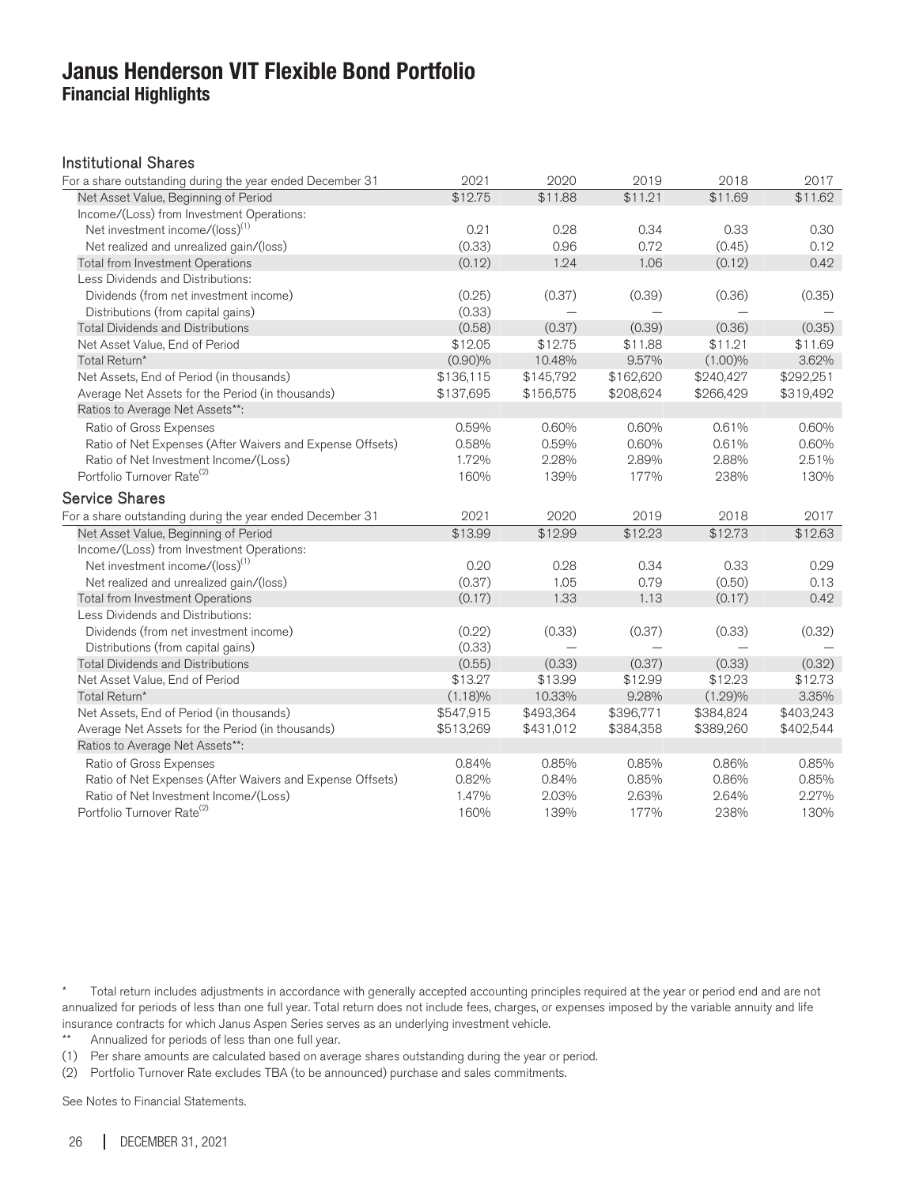# Janus Henderson VIT Flexible Bond Portfolio
## Financial Highlights

### Institutional Shares

| For a share outstanding during the year ended December 31 | 2021 | 2020 | 2019 | 2018 | 2017 |
|---|---|---|---|---|---|
| Net Asset Value, Beginning of Period | $12.75 | $11.88 | $11.21 | $11.69 | $11.62 |
| Income/(Loss) from Investment Operations: | | | | | |
| Net investment income/(loss)[1] | 0.21 | 0.28 | 0.34 | 0.33 | 0.30 |
| Net realized and unrealized gain/(loss) | (0.33) | 0.96 | 0.72 | (0.45) | 0.12 |
| Total from Investment Operations | (0.12) | 1.24 | 1.06 | (0.12) | 0.42 |
| Less Dividends and Distributions: | | | | | |
| Dividends (from net investment income) | (0.25) | (0.37) | (0.39) | (0.36) | (0.35) |
| Distributions (from capital gains) | (0.33) | — | — | — | — |
| Total Dividends and Distributions | (0.58) | (0.37) | (0.39) | (0.36) | (0.35) |
| Net Asset Value, End of Period | $12.05 | $12.75 | $11.88 | $11.21 | $11.69 |
| Total Return* | (0.90)% | 10.48% | 9.57% | (1.00)% | 3.62% |
| Net Assets, End of Period (in thousands) | $136,115 | $145,792 | $162,620 | $240,427 | $292,251 |
| Average Net Assets for the Period (in thousands) | $137,695 | $156,575 | $208,624 | $266,429 | $319,492 |
| Ratios to Average Net Assets**: | | | | | |
| Ratio of Gross Expenses | 0.59% | 0.60% | 0.60% | 0.61% | 0.60% |
| Ratio of Net Expenses (After Waivers and Expense Offsets) | 0.58% | 0.59% | 0.60% | 0.61% | 0.60% |
| Ratio of Net Investment Income/(Loss) | 1.72% | 2.28% | 2.89% | 2.88% | 2.51% |
| Portfolio Turnover Rate[2] | 160% | 139% | 177% | 238% | 130% |

### Service Shares

| For a share outstanding during the year ended December 31 | 2021 | 2020 | 2019 | 2018 | 2017 |
|---|---|---|---|---|---|
| Net Asset Value, Beginning of Period | $13.99 | $12.99 | $12.23 | $12.73 | $12.63 |
| Income/(Loss) from Investment Operations: | | | | | |
| Net investment income/(loss)[1] | 0.20 | 0.28 | 0.34 | 0.33 | 0.29 |
| Net realized and unrealized gain/(loss) | (0.37) | 1.05 | 0.79 | (0.50) | 0.13 |
| Total from Investment Operations | (0.17) | 1.33 | 1.13 | (0.17) | 0.42 |
| Less Dividends and Distributions: | | | | | |
| Dividends (from net investment income) | (0.22) | (0.33) | (0.37) | (0.33) | (0.32) |
| Distributions (from capital gains) | (0.33) | — | — | — | — |
| Total Dividends and Distributions | (0.55) | (0.33) | (0.37) | (0.33) | (0.32) |
| Net Asset Value, End of Period | $13.27 | $13.99 | $12.99 | $12.23 | $12.73 |
| Total Return* | (1.18)% | 10.33% | 9.28% | (1.29)% | 3.35% |
| Net Assets, End of Period (in thousands) | $547,915 | $493,364 | $396,771 | $384,824 | $403,243 |
| Average Net Assets for the Period (in thousands) | $513,269 | $431,012 | $384,358 | $389,260 | $402,544 |
| Ratios to Average Net Assets**: | | | | | |
| Ratio of Gross Expenses | 0.84% | 0.85% | 0.85% | 0.86% | 0.85% |
| Ratio of Net Expenses (After Waivers and Expense Offsets) | 0.82% | 0.84% | 0.85% | 0.86% | 0.85% |
| Ratio of Net Investment Income/(Loss) | 1.47% | 2.03% | 2.63% | 2.64% | 2.27% |
| Portfolio Turnover Rate[2] | 160% | 139% | 177% | 238% | 130% |

\* Total return includes adjustments in accordance with generally accepted accounting principles required at the year or period end and are not annualized for periods of less than one full year. Total return does not include fees, charges, or expenses imposed by the variable annuity and life insurance contracts for which Janus Aspen Series serves as an underlying investment vehicle.

\*\* Annualized for periods of less than one full year.

(1) Per share amounts are calculated based on average shares outstanding during the year or period.

(2) Portfolio Turnover Rate excludes TBA (to be announced) purchase and sales commitments.

See Notes to Financial Statements.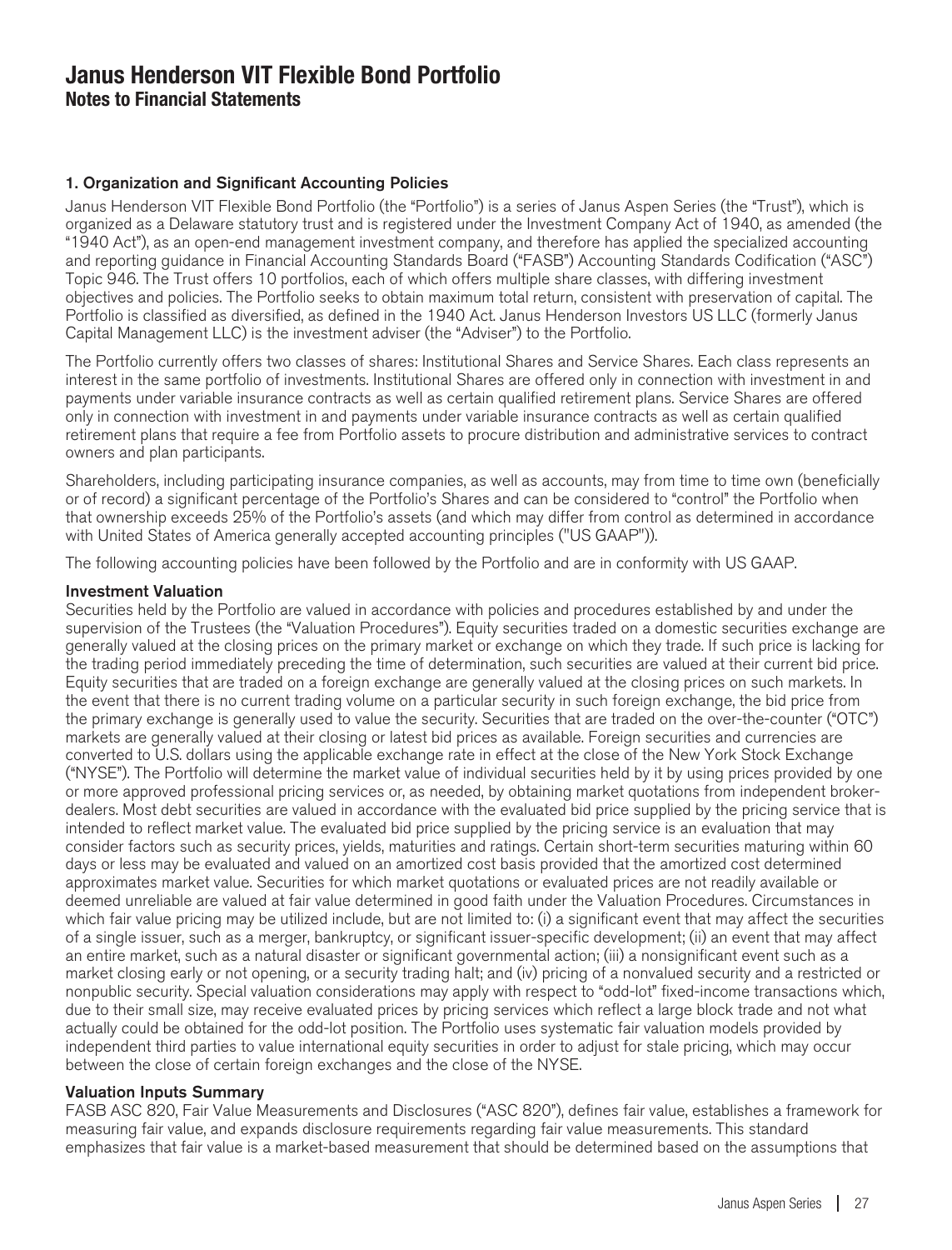# Janus Henderson VIT Flexible Bond Portfolio

## Notes to Financial Statements

### 1. Organization and Significant Accounting Policies

Janus Henderson VIT Flexible Bond Portfolio (the "Portfolio") is a series of Janus Aspen Series (the "Trust"), which is organized as a Delaware statutory trust and is registered under the Investment Company Act of 1940, as amended (the "1940 Act"), as an open-end management investment company, and therefore has applied the specialized accounting and reporting guidance in Financial Accounting Standards Board ("FASB") Accounting Standards Codification ("ASC") Topic 946. The Trust offers 10 portfolios, each of which offers multiple share classes, with differing investment objectives and policies. The Portfolio seeks to obtain maximum total return, consistent with preservation of capital. The Portfolio is classified as diversified, as defined in the 1940 Act. Janus Henderson Investors US LLC (formerly Janus Capital Management LLC) is the investment adviser (the "Adviser") to the Portfolio.

The Portfolio currently offers two classes of shares: Institutional Shares and Service Shares. Each class represents an interest in the same portfolio of investments. Institutional Shares are offered only in connection with investment in and payments under variable insurance contracts as well as certain qualified retirement plans. Service Shares are offered only in connection with investment in and payments under variable insurance contracts as well as certain qualified retirement plans that require a fee from Portfolio assets to procure distribution and administrative services to contract owners and plan participants.

Shareholders, including participating insurance companies, as well as accounts, may from time to time own (beneficially or of record) a significant percentage of the Portfolio's Shares and can be considered to "control" the Portfolio when that ownership exceeds 25% of the Portfolio's assets (and which may differ from control as determined in accordance with United States of America generally accepted accounting principles ("US GAAP")).

The following accounting policies have been followed by the Portfolio and are in conformity with US GAAP.

#### Investment Valuation

Securities held by the Portfolio are valued in accordance with policies and procedures established by and under the supervision of the Trustees (the "Valuation Procedures"). Equity securities traded on a domestic securities exchange are generally valued at the closing prices on the primary market or exchange on which they trade. If such price is lacking for the trading period immediately preceding the time of determination, such securities are valued at their current bid price. Equity securities that are traded on a foreign exchange are generally valued at the closing prices on such markets. In the event that there is no current trading volume on a particular security in such foreign exchange, the bid price from the primary exchange is generally used to value the security. Securities that are traded on the over-the-counter ("OTC") markets are generally valued at their closing or latest bid prices as available. Foreign securities and currencies are converted to U.S. dollars using the applicable exchange rate in effect at the close of the New York Stock Exchange ("NYSE"). The Portfolio will determine the market value of individual securities held by it by using prices provided by one or more approved professional pricing services or, as needed, by obtaining market quotations from independent broker-dealers. Most debt securities are valued in accordance with the evaluated bid price supplied by the pricing service that is intended to reflect market value. The evaluated bid price supplied by the pricing service is an evaluation that may consider factors such as security prices, yields, maturities and ratings. Certain short-term securities maturing within 60 days or less may be evaluated and valued on an amortized cost basis provided that the amortized cost determined approximates market value. Securities for which market quotations or evaluated prices are not readily available or deemed unreliable are valued at fair value determined in good faith under the Valuation Procedures. Circumstances in which fair value pricing may be utilized include, but are not limited to: (i) a significant event that may affect the securities of a single issuer, such as a merger, bankruptcy, or significant issuer-specific development; (ii) an event that may affect an entire market, such as a natural disaster or significant governmental action; (iii) a nonsignificant event such as a market closing early or not opening, or a security trading halt; and (iv) pricing of a nonvalued security and a restricted or nonpublic security. Special valuation considerations may apply with respect to "odd-lot" fixed-income transactions which, due to their small size, may receive evaluated prices by pricing services which reflect a large block trade and not what actually could be obtained for the odd-lot position. The Portfolio uses systematic fair valuation models provided by independent third parties to value international equity securities in order to adjust for stale pricing, which may occur between the close of certain foreign exchanges and the close of the NYSE.

#### Valuation Inputs Summary

FASB ASC 820, Fair Value Measurements and Disclosures ("ASC 820"), defines fair value, establishes a framework for measuring fair value, and expands disclosure requirements regarding fair value measurements. This standard emphasizes that fair value is a market-based measurement that should be determined based on the assumptions that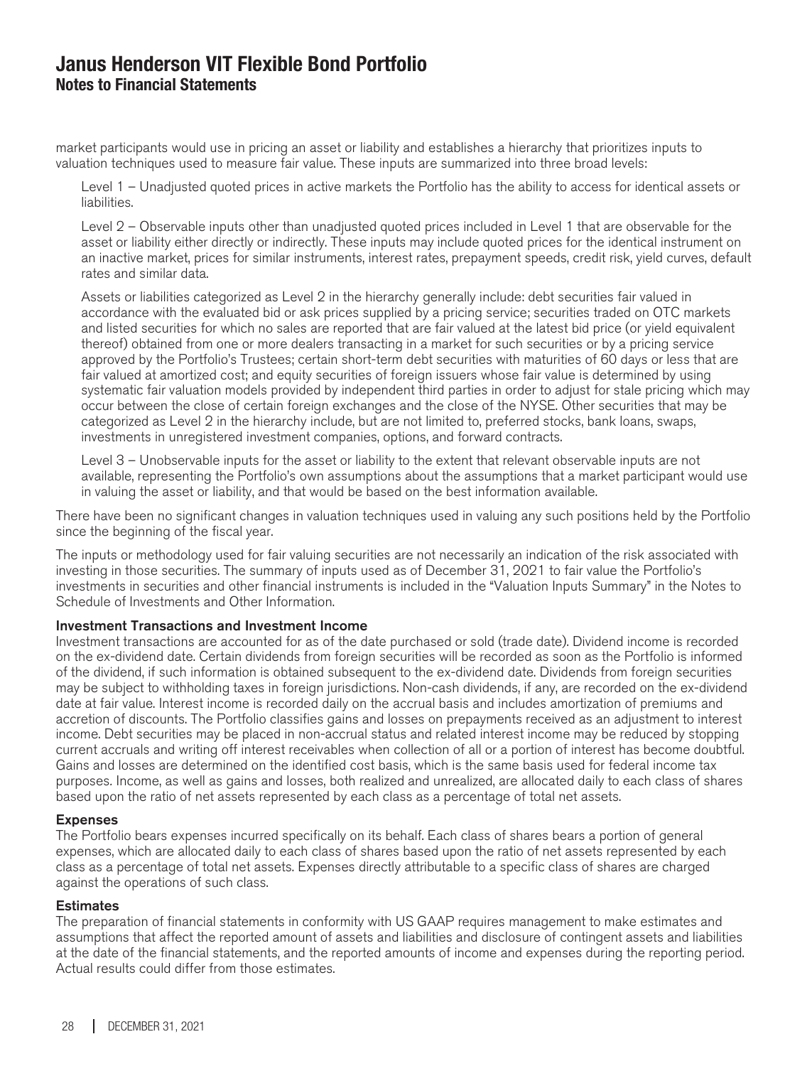market participants would use in pricing an asset or liability and establishes a hierarchy that prioritizes inputs to valuation techniques used to measure fair value. These inputs are summarized into three broad levels:

Level 1 – Unadjusted quoted prices in active markets the Portfolio has the ability to access for identical assets or liabilities.

Level 2 – Observable inputs other than unadjusted quoted prices included in Level 1 that are observable for the asset or liability either directly or indirectly. These inputs may include quoted prices for the identical instrument on an inactive market, prices for similar instruments, interest rates, prepayment speeds, credit risk, yield curves, default rates and similar data.

Assets or liabilities categorized as Level 2 in the hierarchy generally include: debt securities fair valued in accordance with the evaluated bid or ask prices supplied by a pricing service; securities traded on OTC markets and listed securities for which no sales are reported that are fair valued at the latest bid price (or yield equivalent thereof) obtained from one or more dealers transacting in a market for such securities or by a pricing service approved by the Portfolio's Trustees; certain short-term debt securities with maturities of 60 days or less that are fair valued at amortized cost; and equity securities of foreign issuers whose fair value is determined by using systematic fair valuation models provided by independent third parties in order to adjust for stale pricing which may occur between the close of certain foreign exchanges and the close of the NYSE. Other securities that may be categorized as Level 2 in the hierarchy include, but are not limited to, preferred stocks, bank loans, swaps, investments in unregistered investment companies, options, and forward contracts.

Level 3 – Unobservable inputs for the asset or liability to the extent that relevant observable inputs are not available, representing the Portfolio's own assumptions about the assumptions that a market participant would use in valuing the asset or liability, and that would be based on the best information available.

There have been no significant changes in valuation techniques used in valuing any such positions held by the Portfolio since the beginning of the fiscal year.

The inputs or methodology used for fair valuing securities are not necessarily an indication of the risk associated with investing in those securities. The summary of inputs used as of December 31, 2021 to fair value the Portfolio's investments in securities and other financial instruments is included in the "Valuation Inputs Summary" in the Notes to Schedule of Investments and Other Information.

**Investment Transactions and Investment Income**

Investment transactions are accounted for as of the date purchased or sold (trade date). Dividend income is recorded on the ex-dividend date. Certain dividends from foreign securities will be recorded as soon as the Portfolio is informed of the dividend, if such information is obtained subsequent to the ex-dividend date. Dividends from foreign securities may be subject to withholding taxes in foreign jurisdictions. Non-cash dividends, if any, are recorded on the ex-dividend date at fair value. Interest income is recorded daily on the accrual basis and includes amortization of premiums and accretion of discounts. The Portfolio classifies gains and losses on prepayments received as an adjustment to interest income. Debt securities may be placed in non-accrual status and related interest income may be reduced by stopping current accruals and writing off interest receivables when collection of all or a portion of interest has become doubtful. Gains and losses are determined on the identified cost basis, which is the same basis used for federal income tax purposes. Income, as well as gains and losses, both realized and unrealized, are allocated daily to each class of shares based upon the ratio of net assets represented by each class as a percentage of total net assets.

**Expenses**

The Portfolio bears expenses incurred specifically on its behalf. Each class of shares bears a portion of general expenses, which are allocated daily to each class of shares based upon the ratio of net assets represented by each class as a percentage of total net assets. Expenses directly attributable to a specific class of shares are charged against the operations of such class.

**Estimates**

The preparation of financial statements in conformity with US GAAP requires management to make estimates and assumptions that affect the reported amount of assets and liabilities and disclosure of contingent assets and liabilities at the date of the financial statements, and the reported amounts of income and expenses during the reporting period. Actual results could differ from those estimates.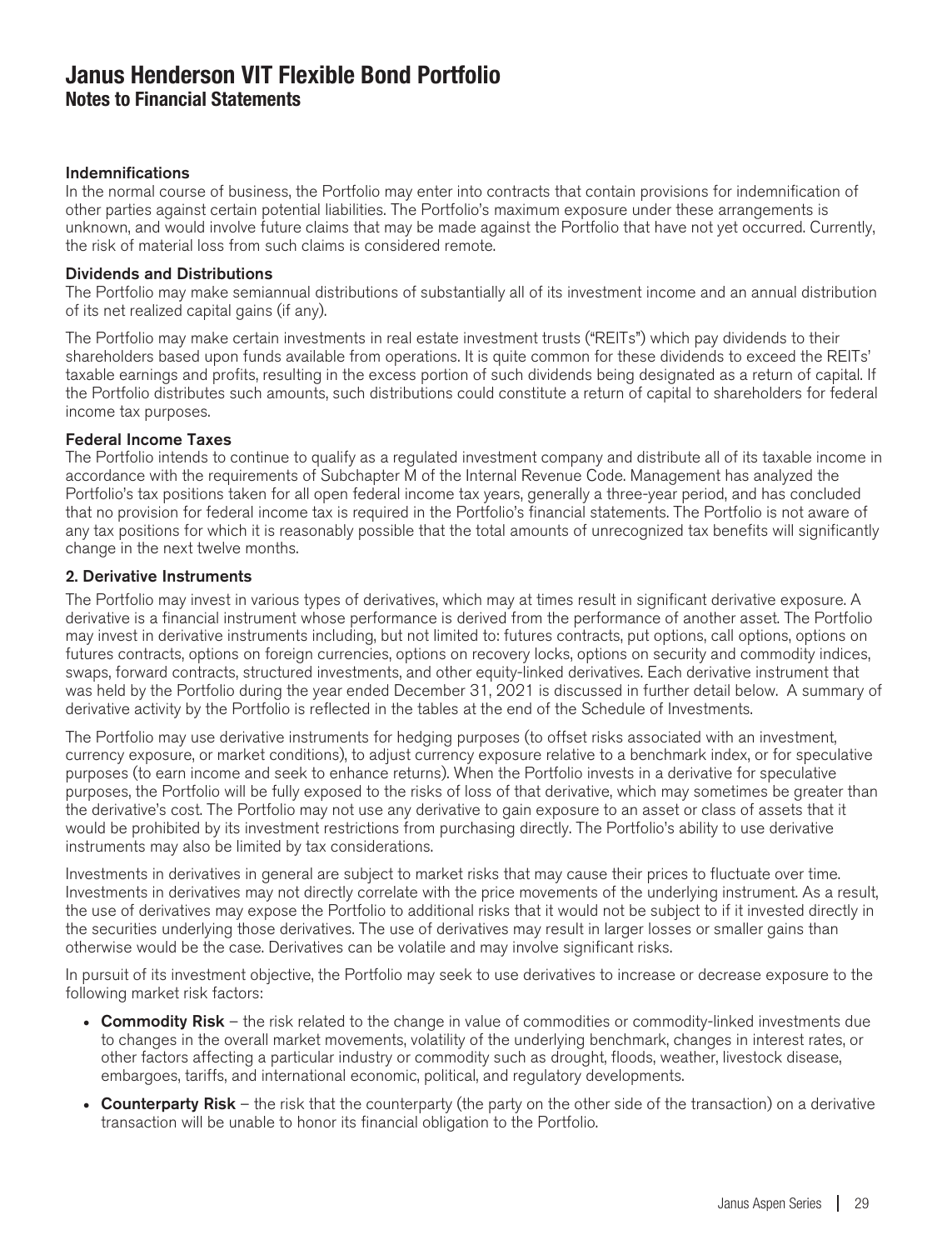### Indemnifications

In the normal course of business, the Portfolio may enter into contracts that contain provisions for indemnification of other parties against certain potential liabilities. The Portfolio's maximum exposure under these arrangements is unknown, and would involve future claims that may be made against the Portfolio that have not yet occurred. Currently, the risk of material loss from such claims is considered remote.

### Dividends and Distributions

The Portfolio may make semiannual distributions of substantially all of its investment income and an annual distribution of its net realized capital gains (if any).

The Portfolio may make certain investments in real estate investment trusts ("REITs") which pay dividends to their shareholders based upon funds available from operations. It is quite common for these dividends to exceed the REITs' taxable earnings and profits, resulting in the excess portion of such dividends being designated as a return of capital. If the Portfolio distributes such amounts, such distributions could constitute a return of capital to shareholders for federal income tax purposes.

### Federal Income Taxes

The Portfolio intends to continue to qualify as a regulated investment company and distribute all of its taxable income in accordance with the requirements of Subchapter M of the Internal Revenue Code. Management has analyzed the Portfolio's tax positions taken for all open federal income tax years, generally a three-year period, and has concluded that no provision for federal income tax is required in the Portfolio's financial statements. The Portfolio is not aware of any tax positions for which it is reasonably possible that the total amounts of unrecognized tax benefits will significantly change in the next twelve months.

## 2. Derivative Instruments

The Portfolio may invest in various types of derivatives, which may at times result in significant derivative exposure. A derivative is a financial instrument whose performance is derived from the performance of another asset. The Portfolio may invest in derivative instruments including, but not limited to: futures contracts, put options, call options, options on futures contracts, options on foreign currencies, options on recovery locks, options on security and commodity indices, swaps, forward contracts, structured investments, and other equity-linked derivatives. Each derivative instrument that was held by the Portfolio during the year ended December 31, 2021 is discussed in further detail below. A summary of derivative activity by the Portfolio is reflected in the tables at the end of the Schedule of Investments.

The Portfolio may use derivative instruments for hedging purposes (to offset risks associated with an investment, currency exposure, or market conditions), to adjust currency exposure relative to a benchmark index, or for speculative purposes (to earn income and seek to enhance returns). When the Portfolio invests in a derivative for speculative purposes, the Portfolio will be fully exposed to the risks of loss of that derivative, which may sometimes be greater than the derivative's cost. The Portfolio may not use any derivative to gain exposure to an asset or class of assets that it would be prohibited by its investment restrictions from purchasing directly. The Portfolio's ability to use derivative instruments may also be limited by tax considerations.

Investments in derivatives in general are subject to market risks that may cause their prices to fluctuate over time. Investments in derivatives may not directly correlate with the price movements of the underlying instrument. As a result, the use of derivatives may expose the Portfolio to additional risks that it would not be subject to if it invested directly in the securities underlying those derivatives. The use of derivatives may result in larger losses or smaller gains than otherwise would be the case. Derivatives can be volatile and may involve significant risks.

In pursuit of its investment objective, the Portfolio may seek to use derivatives to increase or decrease exposure to the following market risk factors:

- **Commodity Risk** – the risk related to the change in value of commodities or commodity-linked investments due to changes in the overall market movements, volatility of the underlying benchmark, changes in interest rates, or other factors affecting a particular industry or commodity such as drought, floods, weather, livestock disease, embargoes, tariffs, and international economic, political, and regulatory developments.
- **Counterparty Risk** – the risk that the counterparty (the party on the other side of the transaction) on a derivative transaction will be unable to honor its financial obligation to the Portfolio.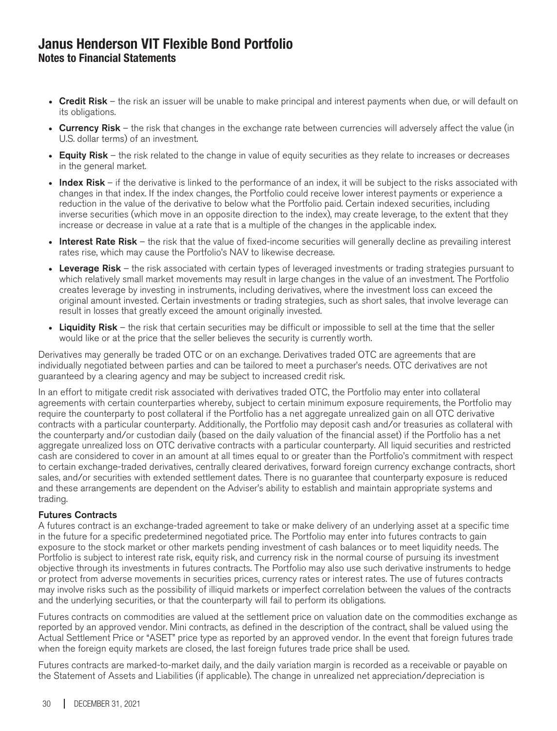- **Credit Risk** – the risk an issuer will be unable to make principal and interest payments when due, or will default on its obligations.
- **Currency Risk** – the risk that changes in the exchange rate between currencies will adversely affect the value (in U.S. dollar terms) of an investment.
- **Equity Risk** – the risk related to the change in value of equity securities as they relate to increases or decreases in the general market.
- **Index Risk** – if the derivative is linked to the performance of an index, it will be subject to the risks associated with changes in that index. If the index changes, the Portfolio could receive lower interest payments or experience a reduction in the value of the derivative to below what the Portfolio paid. Certain indexed securities, including inverse securities (which move in an opposite direction to the index), may create leverage, to the extent that they increase or decrease in value at a rate that is a multiple of the changes in the applicable index.
- **Interest Rate Risk** – the risk that the value of fixed-income securities will generally decline as prevailing interest rates rise, which may cause the Portfolio's NAV to likewise decrease.
- **Leverage Risk** – the risk associated with certain types of leveraged investments or trading strategies pursuant to which relatively small market movements may result in large changes in the value of an investment. The Portfolio creates leverage by investing in instruments, including derivatives, where the investment loss can exceed the original amount invested. Certain investments or trading strategies, such as short sales, that involve leverage can result in losses that greatly exceed the amount originally invested.
- **Liquidity Risk** – the risk that certain securities may be difficult or impossible to sell at the time that the seller would like or at the price that the seller believes the security is currently worth.

Derivatives may generally be traded OTC or on an exchange. Derivatives traded OTC are agreements that are individually negotiated between parties and can be tailored to meet a purchaser's needs. OTC derivatives are not guaranteed by a clearing agency and may be subject to increased credit risk.

In an effort to mitigate credit risk associated with derivatives traded OTC, the Portfolio may enter into collateral agreements with certain counterparties whereby, subject to certain minimum exposure requirements, the Portfolio may require the counterparty to post collateral if the Portfolio has a net aggregate unrealized gain on all OTC derivative contracts with a particular counterparty. Additionally, the Portfolio may deposit cash and/or treasuries as collateral with the counterparty and/or custodian daily (based on the daily valuation of the financial asset) if the Portfolio has a net aggregate unrealized loss on OTC derivative contracts with a particular counterparty. All liquid securities and restricted cash are considered to cover in an amount at all times equal to or greater than the Portfolio's commitment with respect to certain exchange-traded derivatives, centrally cleared derivatives, forward foreign currency exchange contracts, short sales, and/or securities with extended settlement dates. There is no guarantee that counterparty exposure is reduced and these arrangements are dependent on the Adviser's ability to establish and maintain appropriate systems and trading.

### Futures Contracts

A futures contract is an exchange-traded agreement to take or make delivery of an underlying asset at a specific time in the future for a specific predetermined negotiated price. The Portfolio may enter into futures contracts to gain exposure to the stock market or other markets pending investment of cash balances or to meet liquidity needs. The Portfolio is subject to interest rate risk, equity risk, and currency risk in the normal course of pursuing its investment objective through its investments in futures contracts. The Portfolio may also use such derivative instruments to hedge or protect from adverse movements in securities prices, currency rates or interest rates. The use of futures contracts may involve risks such as the possibility of illiquid markets or imperfect correlation between the values of the contracts and the underlying securities, or that the counterparty will fail to perform its obligations.

Futures contracts on commodities are valued at the settlement price on valuation date on the commodities exchange as reported by an approved vendor. Mini contracts, as defined in the description of the contract, shall be valued using the Actual Settlement Price or "ASET" price type as reported by an approved vendor. In the event that foreign futures trade when the foreign equity markets are closed, the last foreign futures trade price shall be used.

Futures contracts are marked-to-market daily, and the daily variation margin is recorded as a receivable or payable on the Statement of Assets and Liabilities (if applicable). The change in unrealized net appreciation/depreciation is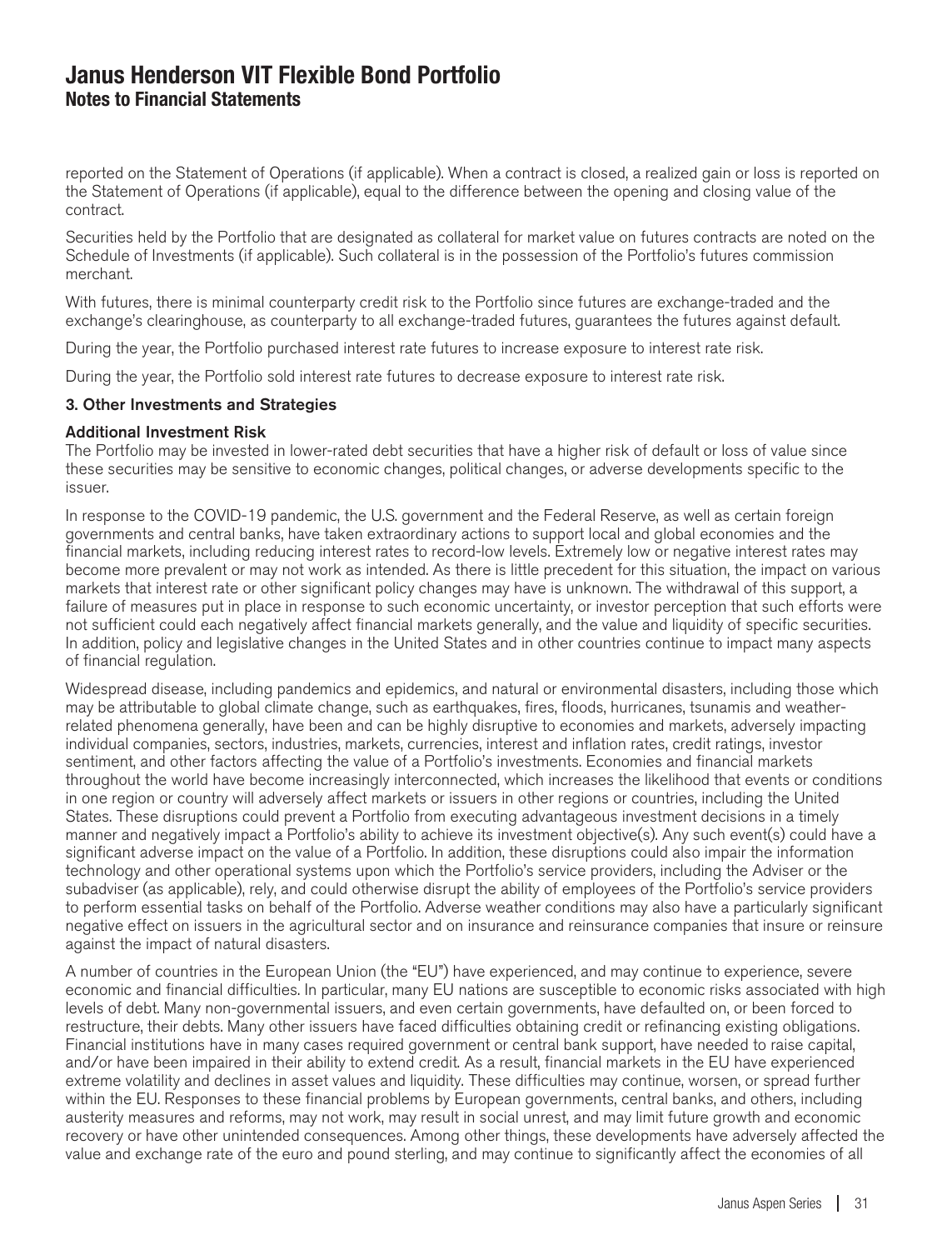reported on the Statement of Operations (if applicable). When a contract is closed, a realized gain or loss is reported on the Statement of Operations (if applicable), equal to the difference between the opening and closing value of the contract.

Securities held by the Portfolio that are designated as collateral for market value on futures contracts are noted on the Schedule of Investments (if applicable). Such collateral is in the possession of the Portfolio's futures commission merchant.

With futures, there is minimal counterparty credit risk to the Portfolio since futures are exchange-traded and the exchange's clearinghouse, as counterparty to all exchange-traded futures, guarantees the futures against default.

During the year, the Portfolio purchased interest rate futures to increase exposure to interest rate risk.

During the year, the Portfolio sold interest rate futures to decrease exposure to interest rate risk.

### 3. Other Investments and Strategies

#### Additional Investment Risk

The Portfolio may be invested in lower-rated debt securities that have a higher risk of default or loss of value since these securities may be sensitive to economic changes, political changes, or adverse developments specific to the issuer.

In response to the COVID-19 pandemic, the U.S. government and the Federal Reserve, as well as certain foreign governments and central banks, have taken extraordinary actions to support local and global economies and the financial markets, including reducing interest rates to record-low levels. Extremely low or negative interest rates may become more prevalent or may not work as intended. As there is little precedent for this situation, the impact on various markets that interest rate or other significant policy changes may have is unknown. The withdrawal of this support, a failure of measures put in place in response to such economic uncertainty, or investor perception that such efforts were not sufficient could each negatively affect financial markets generally, and the value and liquidity of specific securities. In addition, policy and legislative changes in the United States and in other countries continue to impact many aspects of financial regulation.

Widespread disease, including pandemics and epidemics, and natural or environmental disasters, including those which may be attributable to global climate change, such as earthquakes, fires, floods, hurricanes, tsunamis and weather-related phenomena generally, have been and can be highly disruptive to economies and markets, adversely impacting individual companies, sectors, industries, markets, currencies, interest and inflation rates, credit ratings, investor sentiment, and other factors affecting the value of a Portfolio's investments. Economies and financial markets throughout the world have become increasingly interconnected, which increases the likelihood that events or conditions in one region or country will adversely affect markets or issuers in other regions or countries, including the United States. These disruptions could prevent a Portfolio from executing advantageous investment decisions in a timely manner and negatively impact a Portfolio's ability to achieve its investment objective(s). Any such event(s) could have a significant adverse impact on the value of a Portfolio. In addition, these disruptions could also impair the information technology and other operational systems upon which the Portfolio's service providers, including the Adviser or the subadviser (as applicable), rely, and could otherwise disrupt the ability of employees of the Portfolio's service providers to perform essential tasks on behalf of the Portfolio. Adverse weather conditions may also have a particularly significant negative effect on issuers in the agricultural sector and on insurance and reinsurance companies that insure or reinsure against the impact of natural disasters.

A number of countries in the European Union (the "EU") have experienced, and may continue to experience, severe economic and financial difficulties. In particular, many EU nations are susceptible to economic risks associated with high levels of debt. Many non-governmental issuers, and even certain governments, have defaulted on, or been forced to restructure, their debts. Many other issuers have faced difficulties obtaining credit or refinancing existing obligations. Financial institutions have in many cases required government or central bank support, have needed to raise capital, and/or have been impaired in their ability to extend credit. As a result, financial markets in the EU have experienced extreme volatility and declines in asset values and liquidity. These difficulties may continue, worsen, or spread further within the EU. Responses to these financial problems by European governments, central banks, and others, including austerity measures and reforms, may not work, may result in social unrest, and may limit future growth and economic recovery or have other unintended consequences. Among other things, these developments have adversely affected the value and exchange rate of the euro and pound sterling, and may continue to significantly affect the economies of all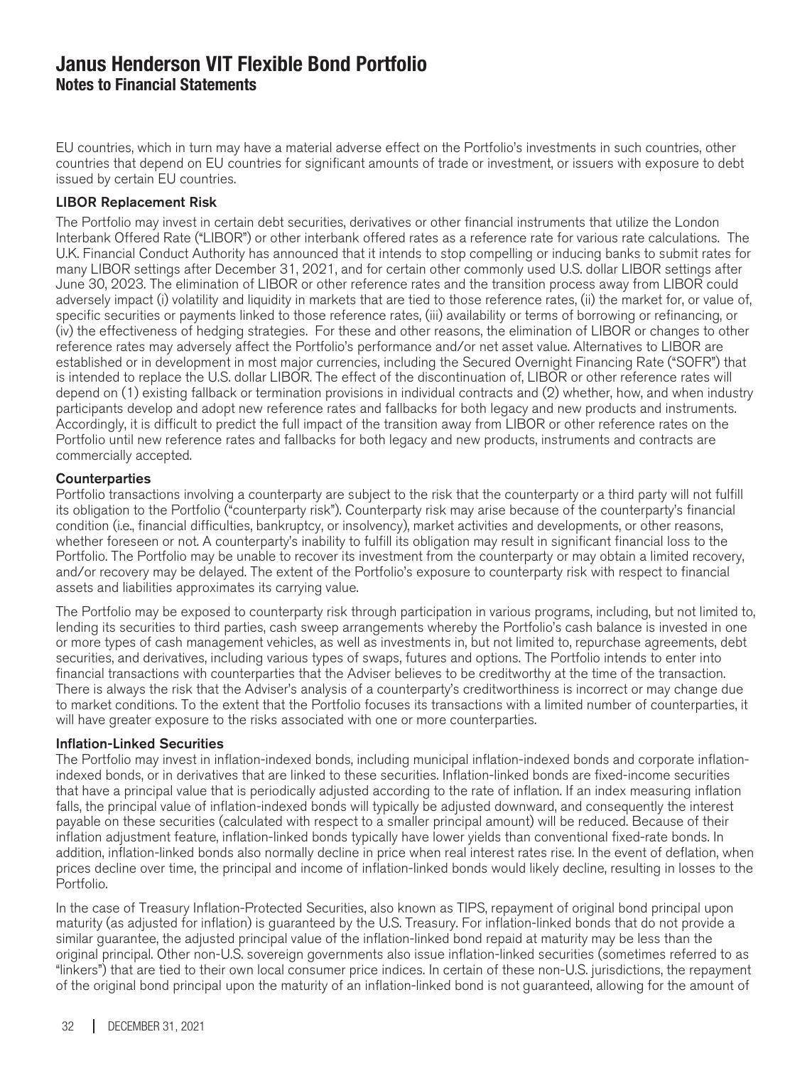EU countries, which in turn may have a material adverse effect on the Portfolio's investments in such countries, other countries that depend on EU countries for significant amounts of trade or investment, or issuers with exposure to debt issued by certain EU countries.

### LIBOR Replacement Risk

The Portfolio may invest in certain debt securities, derivatives or other financial instruments that utilize the London Interbank Offered Rate ("LIBOR") or other interbank offered rates as a reference rate for various rate calculations. The U.K. Financial Conduct Authority has announced that it intends to stop compelling or inducing banks to submit rates for many LIBOR settings after December 31, 2021, and for certain other commonly used U.S. dollar LIBOR settings after June 30, 2023. The elimination of LIBOR or other reference rates and the transition process away from LIBOR could adversely impact (i) volatility and liquidity in markets that are tied to those reference rates, (ii) the market for, or value of, specific securities or payments linked to those reference rates, (iii) availability or terms of borrowing or refinancing, or (iv) the effectiveness of hedging strategies. For these and other reasons, the elimination of LIBOR or changes to other reference rates may adversely affect the Portfolio's performance and/or net asset value. Alternatives to LIBOR are established or in development in most major currencies, including the Secured Overnight Financing Rate ("SOFR") that is intended to replace the U.S. dollar LIBOR. The effect of the discontinuation of, LIBOR or other reference rates will depend on (1) existing fallback or termination provisions in individual contracts and (2) whether, how, and when industry participants develop and adopt new reference rates and fallbacks for both legacy and new products and instruments. Accordingly, it is difficult to predict the full impact of the transition away from LIBOR or other reference rates on the Portfolio until new reference rates and fallbacks for both legacy and new products, instruments and contracts are commercially accepted.

### Counterparties

Portfolio transactions involving a counterparty are subject to the risk that the counterparty or a third party will not fulfill its obligation to the Portfolio ("counterparty risk"). Counterparty risk may arise because of the counterparty's financial condition (i.e., financial difficulties, bankruptcy, or insolvency), market activities and developments, or other reasons, whether foreseen or not. A counterparty's inability to fulfill its obligation may result in significant financial loss to the Portfolio. The Portfolio may be unable to recover its investment from the counterparty or may obtain a limited recovery, and/or recovery may be delayed. The extent of the Portfolio's exposure to counterparty risk with respect to financial assets and liabilities approximates its carrying value.

The Portfolio may be exposed to counterparty risk through participation in various programs, including, but not limited to, lending its securities to third parties, cash sweep arrangements whereby the Portfolio's cash balance is invested in one or more types of cash management vehicles, as well as investments in, but not limited to, repurchase agreements, debt securities, and derivatives, including various types of swaps, futures and options. The Portfolio intends to enter into financial transactions with counterparties that the Adviser believes to be creditworthy at the time of the transaction. There is always the risk that the Adviser's analysis of a counterparty's creditworthiness is incorrect or may change due to market conditions. To the extent that the Portfolio focuses its transactions with a limited number of counterparties, it will have greater exposure to the risks associated with one or more counterparties.

### Inflation-Linked Securities

The Portfolio may invest in inflation-indexed bonds, including municipal inflation-indexed bonds and corporate inflation-indexed bonds, or in derivatives that are linked to these securities. Inflation-linked bonds are fixed-income securities that have a principal value that is periodically adjusted according to the rate of inflation. If an index measuring inflation falls, the principal value of inflation-indexed bonds will typically be adjusted downward, and consequently the interest payable on these securities (calculated with respect to a smaller principal amount) will be reduced. Because of their inflation adjustment feature, inflation-linked bonds typically have lower yields than conventional fixed-rate bonds. In addition, inflation-linked bonds also normally decline in price when real interest rates rise. In the event of deflation, when prices decline over time, the principal and income of inflation-linked bonds would likely decline, resulting in losses to the Portfolio.

In the case of Treasury Inflation-Protected Securities, also known as TIPS, repayment of original bond principal upon maturity (as adjusted for inflation) is guaranteed by the U.S. Treasury. For inflation-linked bonds that do not provide a similar guarantee, the adjusted principal value of the inflation-linked bond repaid at maturity may be less than the original principal. Other non-U.S. sovereign governments also issue inflation-linked securities (sometimes referred to as "linkers") that are tied to their own local consumer price indices. In certain of these non-U.S. jurisdictions, the repayment of the original bond principal upon the maturity of an inflation-linked bond is not guaranteed, allowing for the amount of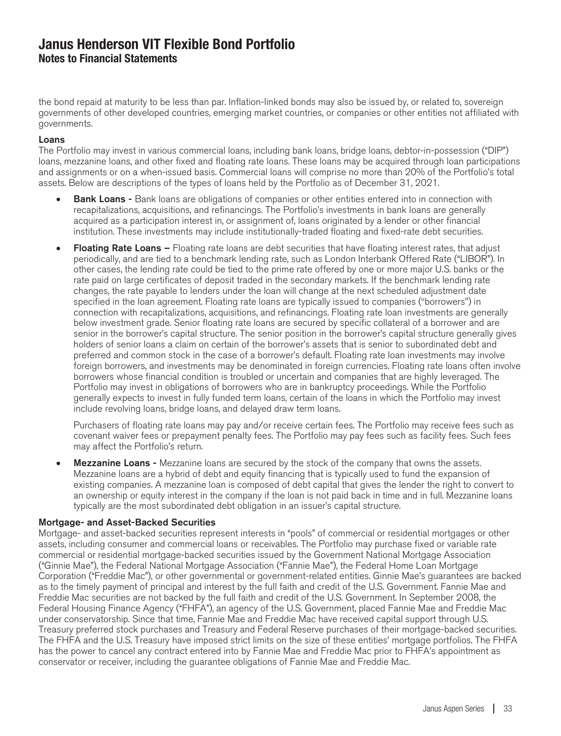the bond repaid at maturity to be less than par. Inflation-linked bonds may also be issued by, or related to, sovereign governments of other developed countries, emerging market countries, or companies or other entities not affiliated with governments.

### Loans

The Portfolio may invest in various commercial loans, including bank loans, bridge loans, debtor-in-possession ("DIP") loans, mezzanine loans, and other fixed and floating rate loans. These loans may be acquired through loan participations and assignments or on a when-issued basis. Commercial loans will comprise no more than 20% of the Portfolio's total assets. Below are descriptions of the types of loans held by the Portfolio as of December 31, 2021.

- **Bank Loans -** Bank loans are obligations of companies or other entities entered into in connection with recapitalizations, acquisitions, and refinancings. The Portfolio's investments in bank loans are generally acquired as a participation interest in, or assignment of, loans originated by a lender or other financial institution. These investments may include institutionally-traded floating and fixed-rate debt securities.

- **Floating Rate Loans –** Floating rate loans are debt securities that have floating interest rates, that adjust periodically, and are tied to a benchmark lending rate, such as London Interbank Offered Rate ("LIBOR"). In other cases, the lending rate could be tied to the prime rate offered by one or more major U.S. banks or the rate paid on large certificates of deposit traded in the secondary markets. If the benchmark lending rate changes, the rate payable to lenders under the loan will change at the next scheduled adjustment date specified in the loan agreement. Floating rate loans are typically issued to companies ("borrowers") in connection with recapitalizations, acquisitions, and refinancings. Floating rate loan investments are generally below investment grade. Senior floating rate loans are secured by specific collateral of a borrower and are senior in the borrower's capital structure. The senior position in the borrower's capital structure generally gives holders of senior loans a claim on certain of the borrower's assets that is senior to subordinated debt and preferred and common stock in the case of a borrower's default. Floating rate loan investments may involve foreign borrowers, and investments may be denominated in foreign currencies. Floating rate loans often involve borrowers whose financial condition is troubled or uncertain and companies that are highly leveraged. The Portfolio may invest in obligations of borrowers who are in bankruptcy proceedings. While the Portfolio generally expects to invest in fully funded term loans, certain of the loans in which the Portfolio may invest include revolving loans, bridge loans, and delayed draw term loans.

  Purchasers of floating rate loans may pay and/or receive certain fees. The Portfolio may receive fees such as covenant waiver fees or prepayment penalty fees. The Portfolio may pay fees such as facility fees. Such fees may affect the Portfolio's return.

- **Mezzanine Loans -** Mezzanine loans are secured by the stock of the company that owns the assets. Mezzanine loans are a hybrid of debt and equity financing that is typically used to fund the expansion of existing companies. A mezzanine loan is composed of debt capital that gives the lender the right to convert to an ownership or equity interest in the company if the loan is not paid back in time and in full. Mezzanine loans typically are the most subordinated debt obligation in an issuer's capital structure.

### Mortgage- and Asset-Backed Securities

Mortgage- and asset-backed securities represent interests in "pools" of commercial or residential mortgages or other assets, including consumer and commercial loans or receivables. The Portfolio may purchase fixed or variable rate commercial or residential mortgage-backed securities issued by the Government National Mortgage Association ("Ginnie Mae"), the Federal National Mortgage Association ("Fannie Mae"), the Federal Home Loan Mortgage Corporation ("Freddie Mac"), or other governmental or government-related entities. Ginnie Mae's guarantees are backed as to the timely payment of principal and interest by the full faith and credit of the U.S. Government. Fannie Mae and Freddie Mac securities are not backed by the full faith and credit of the U.S. Government. In September 2008, the Federal Housing Finance Agency ("FHFA"), an agency of the U.S. Government, placed Fannie Mae and Freddie Mac under conservatorship. Since that time, Fannie Mae and Freddie Mac have received capital support through U.S. Treasury preferred stock purchases and Treasury and Federal Reserve purchases of their mortgage-backed securities. The FHFA and the U.S. Treasury have imposed strict limits on the size of these entities' mortgage portfolios. The FHFA has the power to cancel any contract entered into by Fannie Mae and Freddie Mac prior to FHFA's appointment as conservator or receiver, including the guarantee obligations of Fannie Mae and Freddie Mac.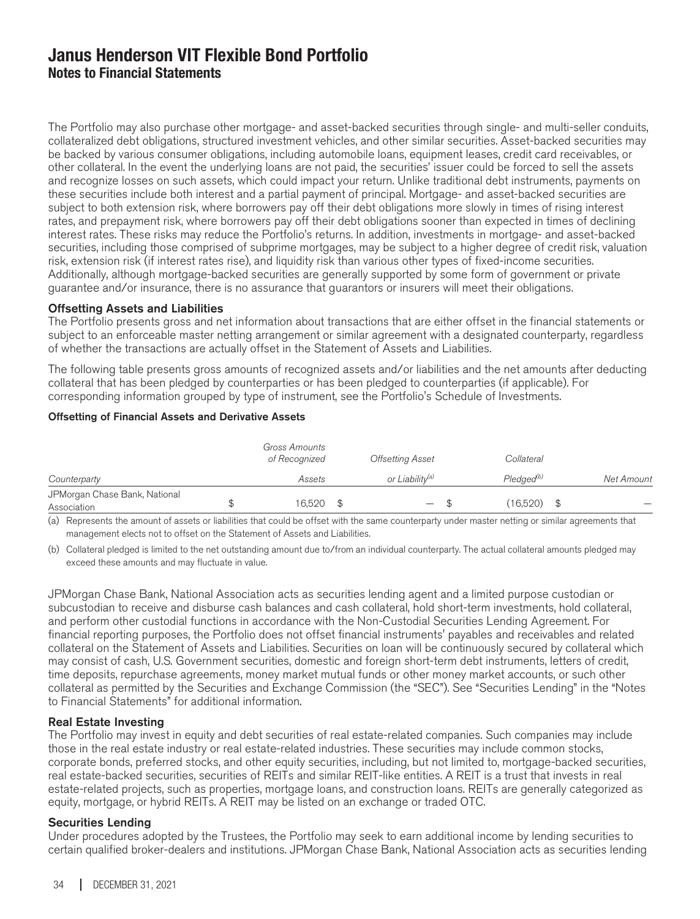# Janus Henderson VIT Flexible Bond Portfolio
## Notes to Financial Statements

The Portfolio may also purchase other mortgage- and asset-backed securities through single- and multi-seller conduits, collateralized debt obligations, structured investment vehicles, and other similar securities. Asset-backed securities may be backed by various consumer obligations, including automobile loans, equipment leases, credit card receivables, or other collateral. In the event the underlying loans are not paid, the securities' issuer could be forced to sell the assets and recognize losses on such assets, which could impact your return. Unlike traditional debt instruments, payments on these securities include both interest and a partial payment of principal. Mortgage- and asset-backed securities are subject to both extension risk, where borrowers pay off their debt obligations more slowly in times of rising interest rates, and prepayment risk, where borrowers pay off their debt obligations sooner than expected in times of declining interest rates. These risks may reduce the Portfolio's returns. In addition, investments in mortgage- and asset-backed securities, including those comprised of subprime mortgages, may be subject to a higher degree of credit risk, valuation risk, extension risk (if interest rates rise), and liquidity risk than various other types of fixed-income securities. Additionally, although mortgage-backed securities are generally supported by some form of government or private guarantee and/or insurance, there is no assurance that guarantors or insurers will meet their obligations.

### Offsetting Assets and Liabilities

The Portfolio presents gross and net information about transactions that are either offset in the financial statements or subject to an enforceable master netting arrangement or similar agreement with a designated counterparty, regardless of whether the transactions are actually offset in the Statement of Assets and Liabilities.

The following table presents gross amounts of recognized assets and/or liabilities and the net amounts after deducting collateral that has been pledged by counterparties or has been pledged to counterparties (if applicable). For corresponding information grouped by type of instrument, see the Portfolio's Schedule of Investments.

**Offsetting of Financial Assets and Derivative Assets**

| *Counterparty* | *Gross Amounts of Recognized Assets* | *Offsetting Asset or Liability*[(a)] | *Collateral Pledged*[(b)] | *Net Amount* |
|---|---|---|---|---|
| JPMorgan Chase Bank, National Association | $ 16,520 | $ — | $ (16,520) | $ — |

(a) Represents the amount of assets or liabilities that could be offset with the same counterparty under master netting or similar agreements that management elects not to offset on the Statement of Assets and Liabilities.

(b) Collateral pledged is limited to the net outstanding amount due to/from an individual counterparty. The actual collateral amounts pledged may exceed these amounts and may fluctuate in value.

JPMorgan Chase Bank, National Association acts as securities lending agent and a limited purpose custodian or subcustodian to receive and disburse cash balances and cash collateral, hold short-term investments, hold collateral, and perform other custodial functions in accordance with the Non-Custodial Securities Lending Agreement. For financial reporting purposes, the Portfolio does not offset financial instruments' payables and receivables and related collateral on the Statement of Assets and Liabilities. Securities on loan will be continuously secured by collateral which may consist of cash, U.S. Government securities, domestic and foreign short-term debt instruments, letters of credit, time deposits, repurchase agreements, money market mutual funds or other money market accounts, or such other collateral as permitted by the Securities and Exchange Commission (the "SEC"). See "Securities Lending" in the "Notes to Financial Statements" for additional information.

### Real Estate Investing

The Portfolio may invest in equity and debt securities of real estate-related companies. Such companies may include those in the real estate industry or real estate-related industries. These securities may include common stocks, corporate bonds, preferred stocks, and other equity securities, including, but not limited to, mortgage-backed securities, real estate-backed securities, securities of REITs and similar REIT-like entities. A REIT is a trust that invests in real estate-related projects, such as properties, mortgage loans, and construction loans. REITs are generally categorized as equity, mortgage, or hybrid REITs. A REIT may be listed on an exchange or traded OTC.

### Securities Lending

Under procedures adopted by the Trustees, the Portfolio may seek to earn additional income by lending securities to certain qualified broker-dealers and institutions. JPMorgan Chase Bank, National Association acts as securities lending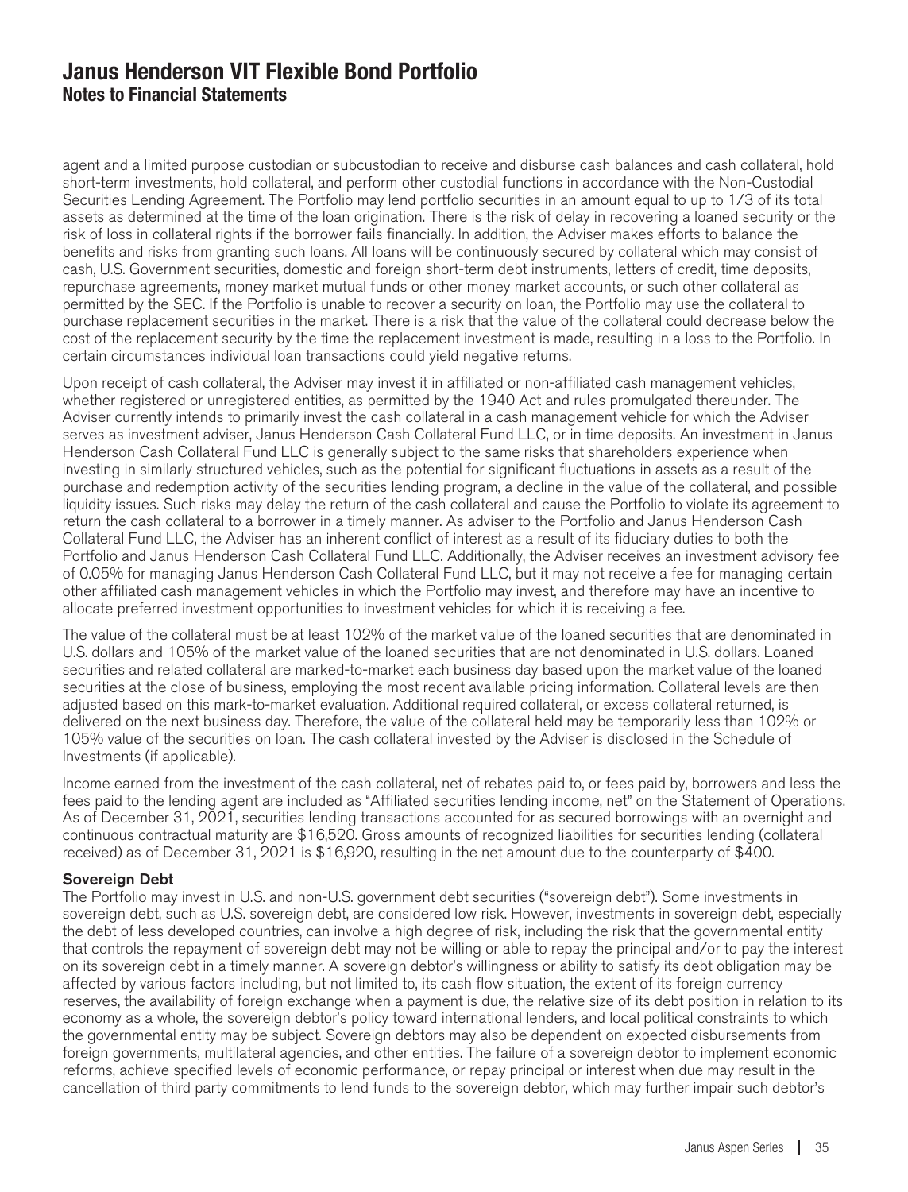# Janus Henderson VIT Flexible Bond Portfolio
## Notes to Financial Statements

agent and a limited purpose custodian or subcustodian to receive and disburse cash balances and cash collateral, hold short-term investments, hold collateral, and perform other custodial functions in accordance with the Non-Custodial Securities Lending Agreement. The Portfolio may lend portfolio securities in an amount equal to up to 1/3 of its total assets as determined at the time of the loan origination. There is the risk of delay in recovering a loaned security or the risk of loss in collateral rights if the borrower fails financially. In addition, the Adviser makes efforts to balance the benefits and risks from granting such loans. All loans will be continuously secured by collateral which may consist of cash, U.S. Government securities, domestic and foreign short-term debt instruments, letters of credit, time deposits, repurchase agreements, money market mutual funds or other money market accounts, or such other collateral as permitted by the SEC. If the Portfolio is unable to recover a security on loan, the Portfolio may use the collateral to purchase replacement securities in the market. There is a risk that the value of the collateral could decrease below the cost of the replacement security by the time the replacement investment is made, resulting in a loss to the Portfolio. In certain circumstances individual loan transactions could yield negative returns.

Upon receipt of cash collateral, the Adviser may invest it in affiliated or non-affiliated cash management vehicles, whether registered or unregistered entities, as permitted by the 1940 Act and rules promulgated thereunder. The Adviser currently intends to primarily invest the cash collateral in a cash management vehicle for which the Adviser serves as investment adviser, Janus Henderson Cash Collateral Fund LLC, or in time deposits. An investment in Janus Henderson Cash Collateral Fund LLC is generally subject to the same risks that shareholders experience when investing in similarly structured vehicles, such as the potential for significant fluctuations in assets as a result of the purchase and redemption activity of the securities lending program, a decline in the value of the collateral, and possible liquidity issues. Such risks may delay the return of the cash collateral and cause the Portfolio to violate its agreement to return the cash collateral to a borrower in a timely manner. As adviser to the Portfolio and Janus Henderson Cash Collateral Fund LLC, the Adviser has an inherent conflict of interest as a result of its fiduciary duties to both the Portfolio and Janus Henderson Cash Collateral Fund LLC. Additionally, the Adviser receives an investment advisory fee of 0.05% for managing Janus Henderson Cash Collateral Fund LLC, but it may not receive a fee for managing certain other affiliated cash management vehicles in which the Portfolio may invest, and therefore may have an incentive to allocate preferred investment opportunities to investment vehicles for which it is receiving a fee.

The value of the collateral must be at least 102% of the market value of the loaned securities that are denominated in U.S. dollars and 105% of the market value of the loaned securities that are not denominated in U.S. dollars. Loaned securities and related collateral are marked-to-market each business day based upon the market value of the loaned securities at the close of business, employing the most recent available pricing information. Collateral levels are then adjusted based on this mark-to-market evaluation. Additional required collateral, or excess collateral returned, is delivered on the next business day. Therefore, the value of the collateral held may be temporarily less than 102% or 105% value of the securities on loan. The cash collateral invested by the Adviser is disclosed in the Schedule of Investments (if applicable).

Income earned from the investment of the cash collateral, net of rebates paid to, or fees paid by, borrowers and less the fees paid to the lending agent are included as "Affiliated securities lending income, net" on the Statement of Operations. As of December 31, 2021, securities lending transactions accounted for as secured borrowings with an overnight and continuous contractual maturity are $16,520. Gross amounts of recognized liabilities for securities lending (collateral received) as of December 31, 2021 is $16,920, resulting in the net amount due to the counterparty of $400.

**Sovereign Debt**

The Portfolio may invest in U.S. and non-U.S. government debt securities ("sovereign debt"). Some investments in sovereign debt, such as U.S. sovereign debt, are considered low risk. However, investments in sovereign debt, especially the debt of less developed countries, can involve a high degree of risk, including the risk that the governmental entity that controls the repayment of sovereign debt may not be willing or able to repay the principal and/or to pay the interest on its sovereign debt in a timely manner. A sovereign debtor's willingness or ability to satisfy its debt obligation may be affected by various factors including, but not limited to, its cash flow situation, the extent of its foreign currency reserves, the availability of foreign exchange when a payment is due, the relative size of its debt position in relation to its economy as a whole, the sovereign debtor's policy toward international lenders, and local political constraints to which the governmental entity may be subject. Sovereign debtors may also be dependent on expected disbursements from foreign governments, multilateral agencies, and other entities. The failure of a sovereign debtor to implement economic reforms, achieve specified levels of economic performance, or repay principal or interest when due may result in the cancellation of third party commitments to lend funds to the sovereign debtor, which may further impair such debtor's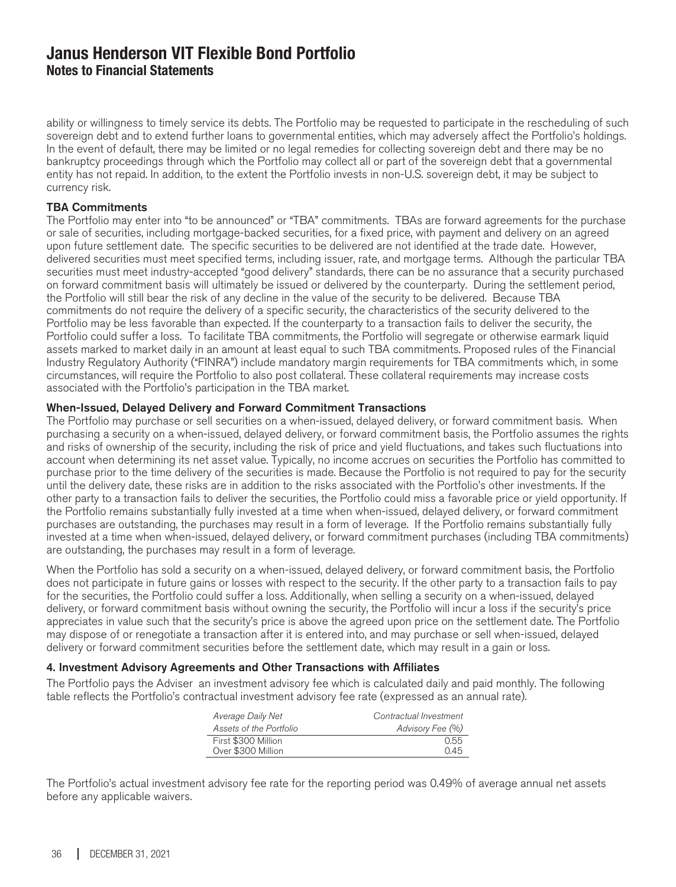ability or willingness to timely service its debts. The Portfolio may be requested to participate in the rescheduling of such sovereign debt and to extend further loans to governmental entities, which may adversely affect the Portfolio's holdings. In the event of default, there may be limited or no legal remedies for collecting sovereign debt and there may be no bankruptcy proceedings through which the Portfolio may collect all or part of the sovereign debt that a governmental entity has not repaid. In addition, to the extent the Portfolio invests in non-U.S. sovereign debt, it may be subject to currency risk.

**TBA Commitments**

The Portfolio may enter into "to be announced" or "TBA" commitments. TBAs are forward agreements for the purchase or sale of securities, including mortgage-backed securities, for a fixed price, with payment and delivery on an agreed upon future settlement date. The specific securities to be delivered are not identified at the trade date. However, delivered securities must meet specified terms, including issuer, rate, and mortgage terms. Although the particular TBA securities must meet industry-accepted "good delivery" standards, there can be no assurance that a security purchased on forward commitment basis will ultimately be issued or delivered by the counterparty. During the settlement period, the Portfolio will still bear the risk of any decline in the value of the security to be delivered. Because TBA commitments do not require the delivery of a specific security, the characteristics of the security delivered to the Portfolio may be less favorable than expected. If the counterparty to a transaction fails to deliver the security, the Portfolio could suffer a loss. To facilitate TBA commitments, the Portfolio will segregate or otherwise earmark liquid assets marked to market daily in an amount at least equal to such TBA commitments. Proposed rules of the Financial Industry Regulatory Authority ("FINRA") include mandatory margin requirements for TBA commitments which, in some circumstances, will require the Portfolio to also post collateral. These collateral requirements may increase costs associated with the Portfolio's participation in the TBA market.

**When-Issued, Delayed Delivery and Forward Commitment Transactions**

The Portfolio may purchase or sell securities on a when-issued, delayed delivery, or forward commitment basis. When purchasing a security on a when-issued, delayed delivery, or forward commitment basis, the Portfolio assumes the rights and risks of ownership of the security, including the risk of price and yield fluctuations, and takes such fluctuations into account when determining its net asset value. Typically, no income accrues on securities the Portfolio has committed to purchase prior to the time delivery of the securities is made. Because the Portfolio is not required to pay for the security until the delivery date, these risks are in addition to the risks associated with the Portfolio's other investments. If the other party to a transaction fails to deliver the securities, the Portfolio could miss a favorable price or yield opportunity. If the Portfolio remains substantially fully invested at a time when when-issued, delayed delivery, or forward commitment purchases are outstanding, the purchases may result in a form of leverage. If the Portfolio remains substantially fully invested at a time when when-issued, delayed delivery, or forward commitment purchases (including TBA commitments) are outstanding, the purchases may result in a form of leverage.

When the Portfolio has sold a security on a when-issued, delayed delivery, or forward commitment basis, the Portfolio does not participate in future gains or losses with respect to the security. If the other party to a transaction fails to pay for the securities, the Portfolio could suffer a loss. Additionally, when selling a security on a when-issued, delayed delivery, or forward commitment basis without owning the security, the Portfolio will incur a loss if the security's price appreciates in value such that the security's price is above the agreed upon price on the settlement date. The Portfolio may dispose of or renegotiate a transaction after it is entered into, and may purchase or sell when-issued, delayed delivery or forward commitment securities before the settlement date, which may result in a gain or loss.

### 4. Investment Advisory Agreements and Other Transactions with Affiliates

The Portfolio pays the Adviser an investment advisory fee which is calculated daily and paid monthly. The following table reflects the Portfolio's contractual investment advisory fee rate (expressed as an annual rate).

| *Average Daily Net Assets of the Portfolio* | *Contractual Investment Advisory Fee (%)* |
|---|---|
| First $300 Million | 0.55 |
| Over $300 Million | 0.45 |

The Portfolio's actual investment advisory fee rate for the reporting period was 0.49% of average annual net assets before any applicable waivers.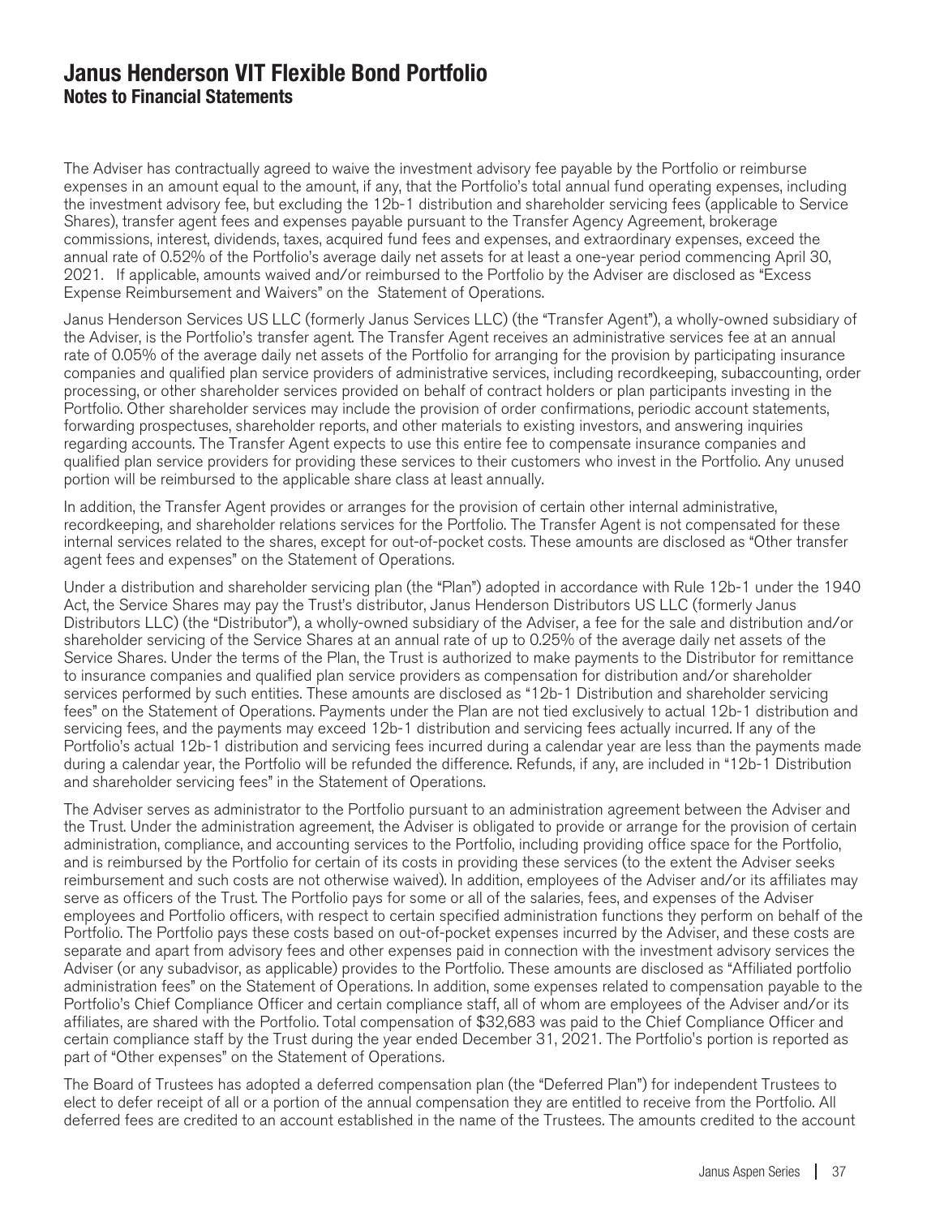# Janus Henderson VIT Flexible Bond Portfolio
## Notes to Financial Statements

The Adviser has contractually agreed to waive the investment advisory fee payable by the Portfolio or reimburse expenses in an amount equal to the amount, if any, that the Portfolio's total annual fund operating expenses, including the investment advisory fee, but excluding the 12b-1 distribution and shareholder servicing fees (applicable to Service Shares), transfer agent fees and expenses payable pursuant to the Transfer Agency Agreement, brokerage commissions, interest, dividends, taxes, acquired fund fees and expenses, and extraordinary expenses, exceed the annual rate of 0.52% of the Portfolio's average daily net assets for at least a one-year period commencing April 30, 2021. If applicable, amounts waived and/or reimbursed to the Portfolio by the Adviser are disclosed as "Excess Expense Reimbursement and Waivers" on the Statement of Operations.

Janus Henderson Services US LLC (formerly Janus Services LLC) (the "Transfer Agent"), a wholly-owned subsidiary of the Adviser, is the Portfolio's transfer agent. The Transfer Agent receives an administrative services fee at an annual rate of 0.05% of the average daily net assets of the Portfolio for arranging for the provision by participating insurance companies and qualified plan service providers of administrative services, including recordkeeping, subaccounting, order processing, or other shareholder services provided on behalf of contract holders or plan participants investing in the Portfolio. Other shareholder services may include the provision of order confirmations, periodic account statements, forwarding prospectuses, shareholder reports, and other materials to existing investors, and answering inquiries regarding accounts. The Transfer Agent expects to use this entire fee to compensate insurance companies and qualified plan service providers for providing these services to their customers who invest in the Portfolio. Any unused portion will be reimbursed to the applicable share class at least annually.

In addition, the Transfer Agent provides or arranges for the provision of certain other internal administrative, recordkeeping, and shareholder relations services for the Portfolio. The Transfer Agent is not compensated for these internal services related to the shares, except for out-of-pocket costs. These amounts are disclosed as "Other transfer agent fees and expenses" on the Statement of Operations.

Under a distribution and shareholder servicing plan (the "Plan") adopted in accordance with Rule 12b-1 under the 1940 Act, the Service Shares may pay the Trust's distributor, Janus Henderson Distributors US LLC (formerly Janus Distributors LLC) (the "Distributor"), a wholly-owned subsidiary of the Adviser, a fee for the sale and distribution and/or shareholder servicing of the Service Shares at an annual rate of up to 0.25% of the average daily net assets of the Service Shares. Under the terms of the Plan, the Trust is authorized to make payments to the Distributor for remittance to insurance companies and qualified plan service providers as compensation for distribution and/or shareholder services performed by such entities. These amounts are disclosed as "12b-1 Distribution and shareholder servicing fees" on the Statement of Operations. Payments under the Plan are not tied exclusively to actual 12b-1 distribution and servicing fees, and the payments may exceed 12b-1 distribution and servicing fees actually incurred. If any of the Portfolio's actual 12b-1 distribution and servicing fees incurred during a calendar year are less than the payments made during a calendar year, the Portfolio will be refunded the difference. Refunds, if any, are included in "12b-1 Distribution and shareholder servicing fees" in the Statement of Operations.

The Adviser serves as administrator to the Portfolio pursuant to an administration agreement between the Adviser and the Trust. Under the administration agreement, the Adviser is obligated to provide or arrange for the provision of certain administration, compliance, and accounting services to the Portfolio, including providing office space for the Portfolio, and is reimbursed by the Portfolio for certain of its costs in providing these services (to the extent the Adviser seeks reimbursement and such costs are not otherwise waived). In addition, employees of the Adviser and/or its affiliates may serve as officers of the Trust. The Portfolio pays for some or all of the salaries, fees, and expenses of the Adviser employees and Portfolio officers, with respect to certain specified administration functions they perform on behalf of the Portfolio. The Portfolio pays these costs based on out-of-pocket expenses incurred by the Adviser, and these costs are separate and apart from advisory fees and other expenses paid in connection with the investment advisory services the Adviser (or any subadvisor, as applicable) provides to the Portfolio. These amounts are disclosed as "Affiliated portfolio administration fees" on the Statement of Operations. In addition, some expenses related to compensation payable to the Portfolio's Chief Compliance Officer and certain compliance staff, all of whom are employees of the Adviser and/or its affiliates, are shared with the Portfolio. Total compensation of $32,683 was paid to the Chief Compliance Officer and certain compliance staff by the Trust during the year ended December 31, 2021. The Portfolio's portion is reported as part of "Other expenses" on the Statement of Operations.

The Board of Trustees has adopted a deferred compensation plan (the "Deferred Plan") for independent Trustees to elect to defer receipt of all or a portion of the annual compensation they are entitled to receive from the Portfolio. All deferred fees are credited to an account established in the name of the Trustees. The amounts credited to the account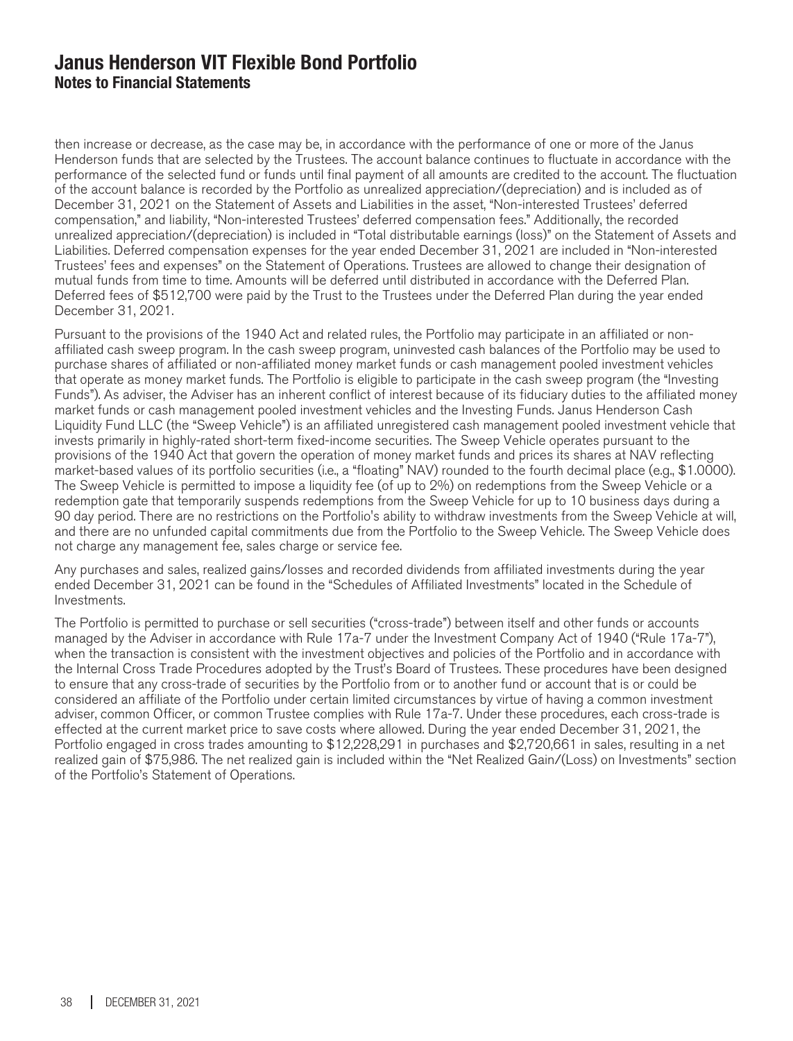then increase or decrease, as the case may be, in accordance with the performance of one or more of the Janus Henderson funds that are selected by the Trustees. The account balance continues to fluctuate in accordance with the performance of the selected fund or funds until final payment of all amounts are credited to the account. The fluctuation of the account balance is recorded by the Portfolio as unrealized appreciation/(depreciation) and is included as of December 31, 2021 on the Statement of Assets and Liabilities in the asset, "Non-interested Trustees' deferred compensation," and liability, "Non-interested Trustees' deferred compensation fees." Additionally, the recorded unrealized appreciation/(depreciation) is included in "Total distributable earnings (loss)" on the Statement of Assets and Liabilities. Deferred compensation expenses for the year ended December 31, 2021 are included in "Non-interested Trustees' fees and expenses" on the Statement of Operations. Trustees are allowed to change their designation of mutual funds from time to time. Amounts will be deferred until distributed in accordance with the Deferred Plan. Deferred fees of $512,700 were paid by the Trust to the Trustees under the Deferred Plan during the year ended December 31, 2021.

Pursuant to the provisions of the 1940 Act and related rules, the Portfolio may participate in an affiliated or non-affiliated cash sweep program. In the cash sweep program, uninvested cash balances of the Portfolio may be used to purchase shares of affiliated or non-affiliated money market funds or cash management pooled investment vehicles that operate as money market funds. The Portfolio is eligible to participate in the cash sweep program (the "Investing Funds"). As adviser, the Adviser has an inherent conflict of interest because of its fiduciary duties to the affiliated money market funds or cash management pooled investment vehicles and the Investing Funds. Janus Henderson Cash Liquidity Fund LLC (the "Sweep Vehicle") is an affiliated unregistered cash management pooled investment vehicle that invests primarily in highly-rated short-term fixed-income securities. The Sweep Vehicle operates pursuant to the provisions of the 1940 Act that govern the operation of money market funds and prices its shares at NAV reflecting market-based values of its portfolio securities (i.e., a "floating" NAV) rounded to the fourth decimal place (e.g., $1.0000). The Sweep Vehicle is permitted to impose a liquidity fee (of up to 2%) on redemptions from the Sweep Vehicle or a redemption gate that temporarily suspends redemptions from the Sweep Vehicle for up to 10 business days during a 90 day period. There are no restrictions on the Portfolio's ability to withdraw investments from the Sweep Vehicle at will, and there are no unfunded capital commitments due from the Portfolio to the Sweep Vehicle. The Sweep Vehicle does not charge any management fee, sales charge or service fee.

Any purchases and sales, realized gains/losses and recorded dividends from affiliated investments during the year ended December 31, 2021 can be found in the "Schedules of Affiliated Investments" located in the Schedule of Investments.

The Portfolio is permitted to purchase or sell securities ("cross-trade") between itself and other funds or accounts managed by the Adviser in accordance with Rule 17a-7 under the Investment Company Act of 1940 ("Rule 17a-7"), when the transaction is consistent with the investment objectives and policies of the Portfolio and in accordance with the Internal Cross Trade Procedures adopted by the Trust's Board of Trustees. These procedures have been designed to ensure that any cross-trade of securities by the Portfolio from or to another fund or account that is or could be considered an affiliate of the Portfolio under certain limited circumstances by virtue of having a common investment adviser, common Officer, or common Trustee complies with Rule 17a-7. Under these procedures, each cross-trade is effected at the current market price to save costs where allowed. During the year ended December 31, 2021, the Portfolio engaged in cross trades amounting to $12,228,291 in purchases and $2,720,661 in sales, resulting in a net realized gain of $75,986. The net realized gain is included within the "Net Realized Gain/(Loss) on Investments" section of the Portfolio's Statement of Operations.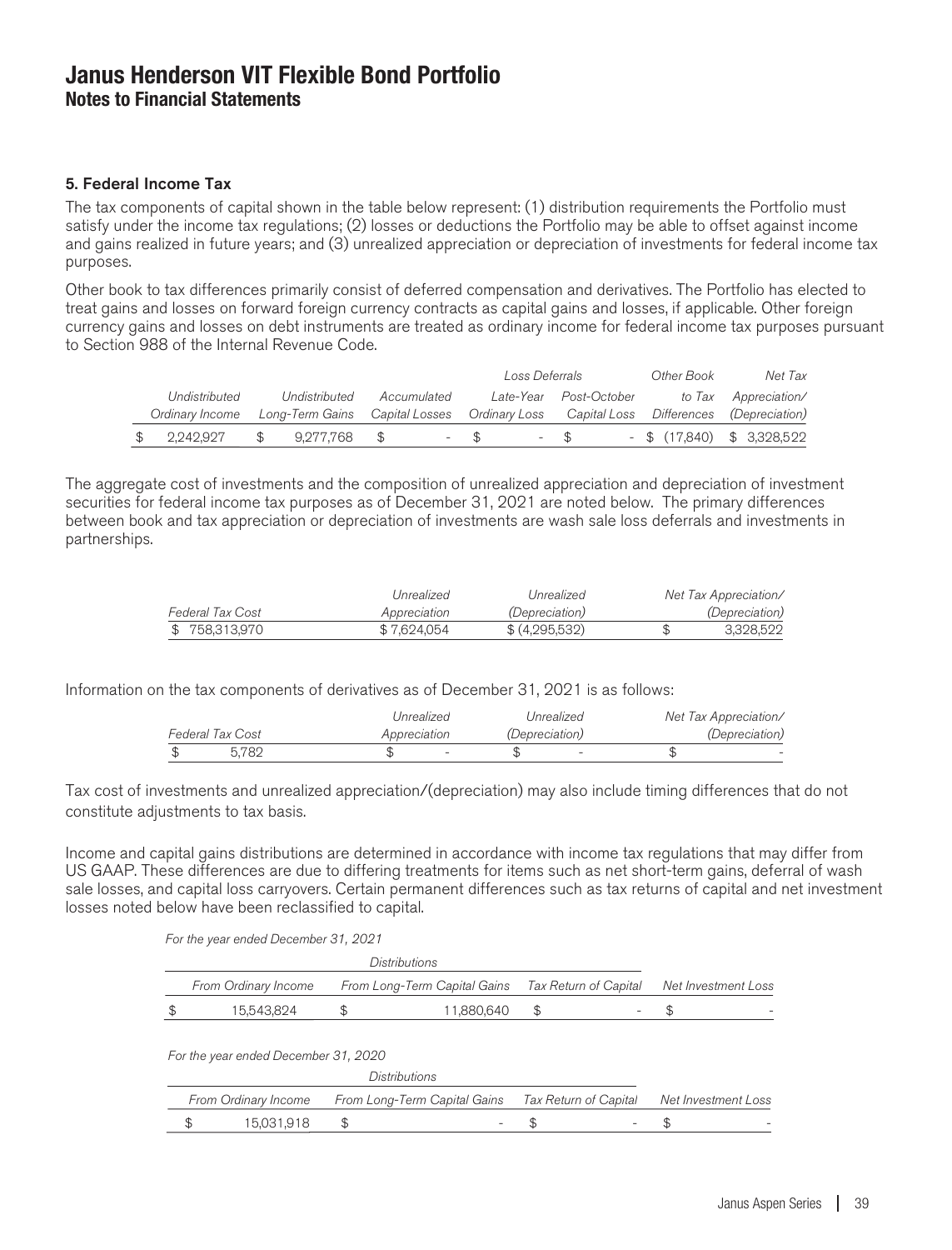# Janus Henderson VIT Flexible Bond Portfolio
## Notes to Financial Statements

### 5. Federal Income Tax

The tax components of capital shown in the table below represent: (1) distribution requirements the Portfolio must satisfy under the income tax regulations; (2) losses or deductions the Portfolio may be able to offset against income and gains realized in future years; and (3) unrealized appreciation or depreciation of investments for federal income tax purposes.

Other book to tax differences primarily consist of deferred compensation and derivatives. The Portfolio has elected to treat gains and losses on forward foreign currency contracts as capital gains and losses, if applicable. Other foreign currency gains and losses on debt instruments are treated as ordinary income for federal income tax purposes pursuant to Section 988 of the Internal Revenue Code.

| | | | Loss Deferrals | | Other Book | Net Tax |
|---|---|---|---|---|---|---|
| *Undistributed Ordinary Income* | *Undistributed Long-Term Gains* | *Accumulated Capital Losses* | *Late-Year Ordinary Loss* | *Post-October Capital Loss* | *to Tax Differences* | *Appreciation/ (Depreciation)* |
| $ 2,242,927 | $ 9,277,768 | $ - | $ - | $ - | $ (17,840) | $ 3,328,522 |

The aggregate cost of investments and the composition of unrealized appreciation and depreciation of investment securities for federal income tax purposes as of December 31, 2021 are noted below. The primary differences between book and tax appreciation or depreciation of investments are wash sale loss deferrals and investments in partnerships.

| *Federal Tax Cost* | *Unrealized Appreciation* | *Unrealized (Depreciation)* | *Net Tax Appreciation/ (Depreciation)* |
|---|---|---|---|
| $ 758,313,970 | $ 7,624,054 | $ (4,295,532) | $ 3,328,522 |

Information on the tax components of derivatives as of December 31, 2021 is as follows:

| *Federal Tax Cost* | *Unrealized Appreciation* | *Unrealized (Depreciation)* | *Net Tax Appreciation/ (Depreciation)* |
|---|---|---|---|
| $ 5,782 | $ - | $ - | $ - |

Tax cost of investments and unrealized appreciation/(depreciation) may also include timing differences that do not constitute adjustments to tax basis.

Income and capital gains distributions are determined in accordance with income tax regulations that may differ from US GAAP. These differences are due to differing treatments for items such as net short-term gains, deferral of wash sale losses, and capital loss carryovers. Certain permanent differences such as tax returns of capital and net investment losses noted below have been reclassified to capital.

*For the year ended December 31, 2021*

| Distributions | | | |
|---|---|---|---|
| *From Ordinary Income* | *From Long-Term Capital Gains* | *Tax Return of Capital* | *Net Investment Loss* |
| $ 15,543,824 | $ 11,880,640 | $ - | $ - |

*For the year ended December 31, 2020*

| Distributions | | | |
|---|---|---|---|
| *From Ordinary Income* | *From Long-Term Capital Gains* | *Tax Return of Capital* | *Net Investment Loss* |
| $ 15,031,918 | $ - | $ - | $ - |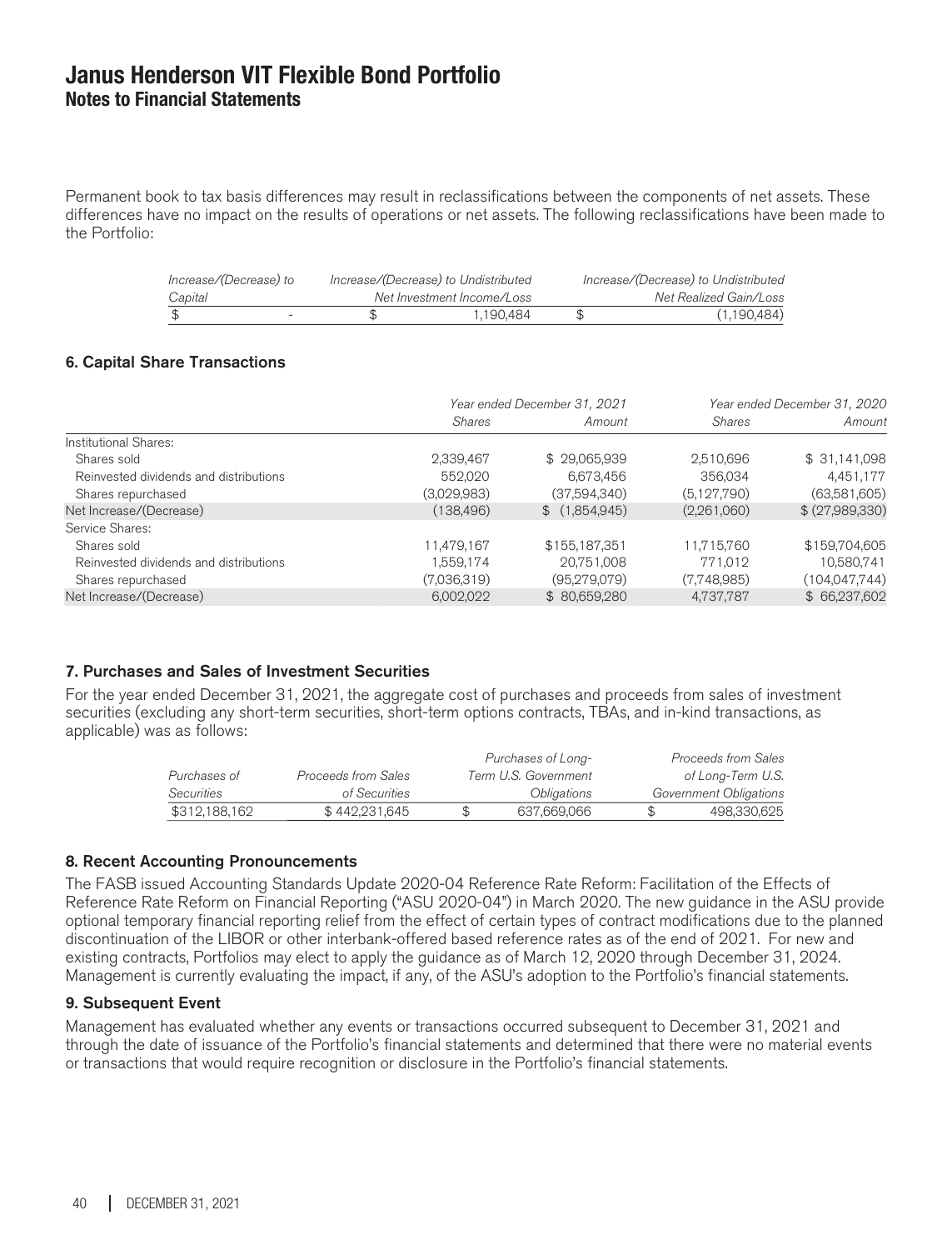# Janus Henderson VIT Flexible Bond Portfolio
## Notes to Financial Statements

Permanent book to tax basis differences may result in reclassifications between the components of net assets. These differences have no impact on the results of operations or net assets. The following reclassifications have been made to the Portfolio:

| *Increase/(Decrease) to Capital* | *Increase/(Decrease) to Undistributed Net Investment Income/Loss* | *Increase/(Decrease) to Undistributed Net Realized Gain/Loss* |
|---|---|---|
| $ - | $ 1,190,484 | $ (1,190,484) |

### 6. Capital Share Transactions

| | *Year ended December 31, 2021* | | *Year ended December 31, 2020* | |
|---|---|---|---|---|
| | *Shares* | *Amount* | *Shares* | *Amount* |
| Institutional Shares: | | | | |
| Shares sold | 2,339,467 | $ 29,065,939 | 2,510,696 | $ 31,141,098 |
| Reinvested dividends and distributions | 552,020 | 6,673,456 | 356,034 | 4,451,177 |
| Shares repurchased | (3,029,983) | (37,594,340) | (5,127,790) | (63,581,605) |
| Net Increase/(Decrease) | (138,496) | $ (1,854,945) | (2,261,060) | $ (27,989,330) |
| Service Shares: | | | | |
| Shares sold | 11,479,167 | $155,187,351 | 11,715,760 | $159,704,605 |
| Reinvested dividends and distributions | 1,559,174 | 20,751,008 | 771,012 | 10,580,741 |
| Shares repurchased | (7,036,319) | (95,279,079) | (7,748,985) | (104,047,744) |
| Net Increase/(Decrease) | 6,002,022 | $ 80,659,280 | 4,737,787 | $ 66,237,602 |

### 7. Purchases and Sales of Investment Securities

For the year ended December 31, 2021, the aggregate cost of purchases and proceeds from sales of investment securities (excluding any short-term securities, short-term options contracts, TBAs, and in-kind transactions, as applicable) was as follows:

| *Purchases of Securities* | *Proceeds from Sales of Securities* | *Purchases of Long-Term U.S. Government Obligations* | *Proceeds from Sales of Long-Term U.S. Government Obligations* |
|---|---|---|---|
| $312,188,162 | $ 442,231,645 | $ 637,669,066 | $ 498,330,625 |

### 8. Recent Accounting Pronouncements

The FASB issued Accounting Standards Update 2020-04 Reference Rate Reform: Facilitation of the Effects of Reference Rate Reform on Financial Reporting ("ASU 2020-04") in March 2020. The new guidance in the ASU provide optional temporary financial reporting relief from the effect of certain types of contract modifications due to the planned discontinuation of the LIBOR or other interbank-offered based reference rates as of the end of 2021. For new and existing contracts, Portfolios may elect to apply the guidance as of March 12, 2020 through December 31, 2024. Management is currently evaluating the impact, if any, of the ASU's adoption to the Portfolio's financial statements.

### 9. Subsequent Event

Management has evaluated whether any events or transactions occurred subsequent to December 31, 2021 and through the date of issuance of the Portfolio's financial statements and determined that there were no material events or transactions that would require recognition or disclosure in the Portfolio's financial statements.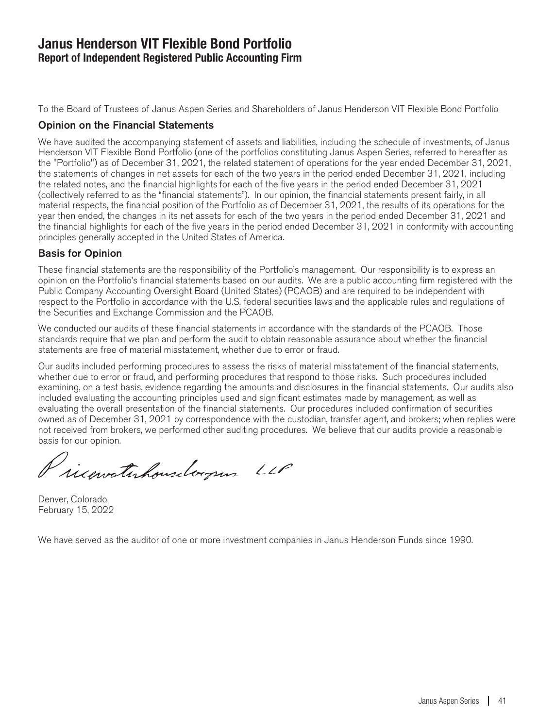# Janus Henderson VIT Flexible Bond Portfolio
## Report of Independent Registered Public Accounting Firm

To the Board of Trustees of Janus Aspen Series and Shareholders of Janus Henderson VIT Flexible Bond Portfolio

### Opinion on the Financial Statements

We have audited the accompanying statement of assets and liabilities, including the schedule of investments, of Janus Henderson VIT Flexible Bond Portfolio (one of the portfolios constituting Janus Aspen Series, referred to hereafter as the "Portfolio") as of December 31, 2021, the related statement of operations for the year ended December 31, 2021, the statements of changes in net assets for each of the two years in the period ended December 31, 2021, including the related notes, and the financial highlights for each of the five years in the period ended December 31, 2021 (collectively referred to as the "financial statements"). In our opinion, the financial statements present fairly, in all material respects, the financial position of the Portfolio as of December 31, 2021, the results of its operations for the year then ended, the changes in its net assets for each of the two years in the period ended December 31, 2021 and the financial highlights for each of the five years in the period ended December 31, 2021 in conformity with accounting principles generally accepted in the United States of America.

### Basis for Opinion

These financial statements are the responsibility of the Portfolio's management. Our responsibility is to express an opinion on the Portfolio's financial statements based on our audits. We are a public accounting firm registered with the Public Company Accounting Oversight Board (United States) (PCAOB) and are required to be independent with respect to the Portfolio in accordance with the U.S. federal securities laws and the applicable rules and regulations of the Securities and Exchange Commission and the PCAOB.

We conducted our audits of these financial statements in accordance with the standards of the PCAOB. Those standards require that we plan and perform the audit to obtain reasonable assurance about whether the financial statements are free of material misstatement, whether due to error or fraud.

Our audits included performing procedures to assess the risks of material misstatement of the financial statements, whether due to error or fraud, and performing procedures that respond to those risks. Such procedures included examining, on a test basis, evidence regarding the amounts and disclosures in the financial statements. Our audits also included evaluating the accounting principles used and significant estimates made by management, as well as evaluating the overall presentation of the financial statements. Our procedures included confirmation of securities owned as of December 31, 2021 by correspondence with the custodian, transfer agent, and brokers; when replies were not received from brokers, we performed other auditing procedures. We believe that our audits provide a reasonable basis for our opinion.

PricewaterhouseCoopers LLP

Denver, Colorado
February 15, 2022

We have served as the auditor of one or more investment companies in Janus Henderson Funds since 1990.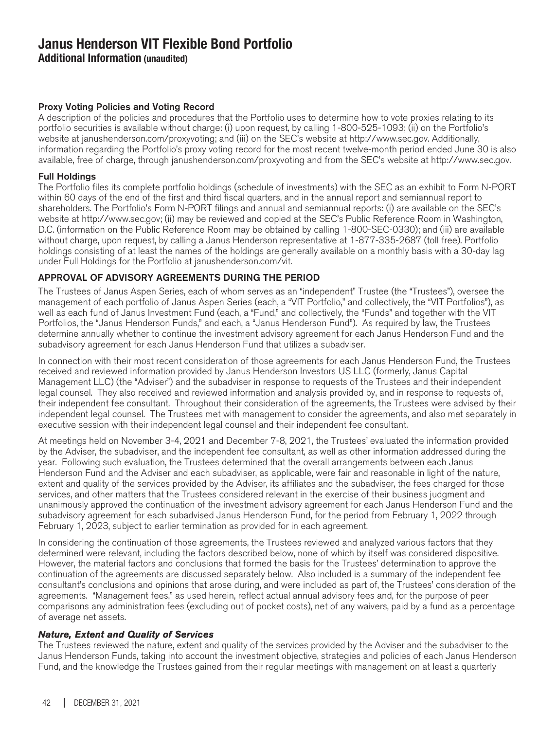# Janus Henderson VIT Flexible Bond Portfolio

## Additional Information (unaudited)

### Proxy Voting Policies and Voting Record

A description of the policies and procedures that the Portfolio uses to determine how to vote proxies relating to its portfolio securities is available without charge: (i) upon request, by calling 1-800-525-1093; (ii) on the Portfolio's website at janushenderson.com/proxyvoting; and (iii) on the SEC's website at http://www.sec.gov. Additionally, information regarding the Portfolio's proxy voting record for the most recent twelve-month period ended June 30 is also available, free of charge, through janushenderson.com/proxyvoting and from the SEC's website at http://www.sec.gov.

### Full Holdings

The Portfolio files its complete portfolio holdings (schedule of investments) with the SEC as an exhibit to Form N-PORT within 60 days of the end of the first and third fiscal quarters, and in the annual report and semiannual report to shareholders. The Portfolio's Form N-PORT filings and annual and semiannual reports: (i) are available on the SEC's website at http://www.sec.gov; (ii) may be reviewed and copied at the SEC's Public Reference Room in Washington, D.C. (information on the Public Reference Room may be obtained by calling 1-800-SEC-0330); and (iii) are available without charge, upon request, by calling a Janus Henderson representative at 1-877-335-2687 (toll free). Portfolio holdings consisting of at least the names of the holdings are generally available on a monthly basis with a 30-day lag under Full Holdings for the Portfolio at janushenderson.com/vit.

### APPROVAL OF ADVISORY AGREEMENTS DURING THE PERIOD

The Trustees of Janus Aspen Series, each of whom serves as an "independent" Trustee (the "Trustees"), oversee the management of each portfolio of Janus Aspen Series (each, a "VIT Portfolio," and collectively, the "VIT Portfolios"), as well as each fund of Janus Investment Fund (each, a "Fund," and collectively, the "Funds" and together with the VIT Portfolios, the "Janus Henderson Funds," and each, a "Janus Henderson Fund"). As required by law, the Trustees determine annually whether to continue the investment advisory agreement for each Janus Henderson Fund and the subadvisory agreement for each Janus Henderson Fund that utilizes a subadviser.

In connection with their most recent consideration of those agreements for each Janus Henderson Fund, the Trustees received and reviewed information provided by Janus Henderson Investors US LLC (formerly, Janus Capital Management LLC) (the "Adviser") and the subadviser in response to requests of the Trustees and their independent legal counsel. They also received and reviewed information and analysis provided by, and in response to requests of, their independent fee consultant. Throughout their consideration of the agreements, the Trustees were advised by their independent legal counsel. The Trustees met with management to consider the agreements, and also met separately in executive session with their independent legal counsel and their independent fee consultant.

At meetings held on November 3-4, 2021 and December 7-8, 2021, the Trustees' evaluated the information provided by the Adviser, the subadviser, and the independent fee consultant, as well as other information addressed during the year. Following such evaluation, the Trustees determined that the overall arrangements between each Janus Henderson Fund and the Adviser and each subadviser, as applicable, were fair and reasonable in light of the nature, extent and quality of the services provided by the Adviser, its affiliates and the subadviser, the fees charged for those services, and other matters that the Trustees considered relevant in the exercise of their business judgment and unanimously approved the continuation of the investment advisory agreement for each Janus Henderson Fund and the subadvisory agreement for each subadvised Janus Henderson Fund, for the period from February 1, 2022 through February 1, 2023, subject to earlier termination as provided for in each agreement.

In considering the continuation of those agreements, the Trustees reviewed and analyzed various factors that they determined were relevant, including the factors described below, none of which by itself was considered dispositive. However, the material factors and conclusions that formed the basis for the Trustees' determination to approve the continuation of the agreements are discussed separately below. Also included is a summary of the independent fee consultant's conclusions and opinions that arose during, and were included as part of, the Trustees' consideration of the agreements. "Management fees," as used herein, reflect actual annual advisory fees and, for the purpose of peer comparisons any administration fees (excluding out of pocket costs), net of any waivers, paid by a fund as a percentage of average net assets.

#### *Nature, Extent and Quality of Services*

The Trustees reviewed the nature, extent and quality of the services provided by the Adviser and the subadviser to the Janus Henderson Funds, taking into account the investment objective, strategies and policies of each Janus Henderson Fund, and the knowledge the Trustees gained from their regular meetings with management on at least a quarterly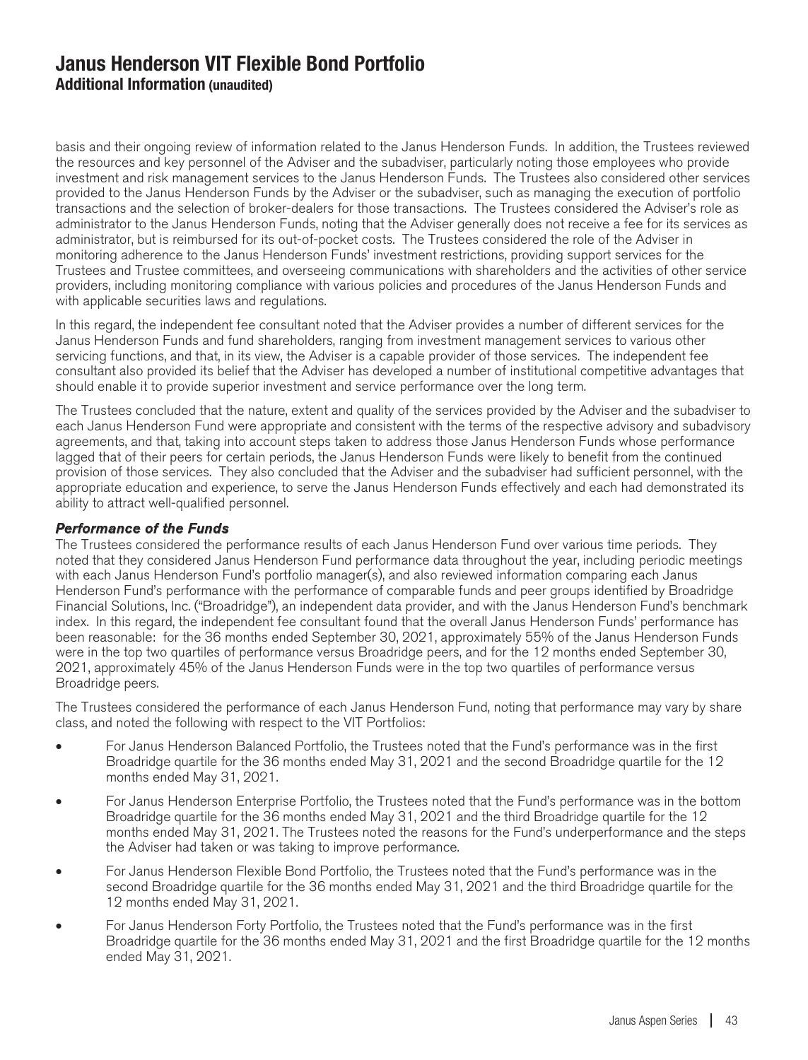basis and their ongoing review of information related to the Janus Henderson Funds. In addition, the Trustees reviewed the resources and key personnel of the Adviser and the subadviser, particularly noting those employees who provide investment and risk management services to the Janus Henderson Funds. The Trustees also considered other services provided to the Janus Henderson Funds by the Adviser or the subadviser, such as managing the execution of portfolio transactions and the selection of broker-dealers for those transactions. The Trustees considered the Adviser's role as administrator to the Janus Henderson Funds, noting that the Adviser generally does not receive a fee for its services as administrator, but is reimbursed for its out-of-pocket costs. The Trustees considered the role of the Adviser in monitoring adherence to the Janus Henderson Funds' investment restrictions, providing support services for the Trustees and Trustee committees, and overseeing communications with shareholders and the activities of other service providers, including monitoring compliance with various policies and procedures of the Janus Henderson Funds and with applicable securities laws and regulations.

In this regard, the independent fee consultant noted that the Adviser provides a number of different services for the Janus Henderson Funds and fund shareholders, ranging from investment management services to various other servicing functions, and that, in its view, the Adviser is a capable provider of those services. The independent fee consultant also provided its belief that the Adviser has developed a number of institutional competitive advantages that should enable it to provide superior investment and service performance over the long term.

The Trustees concluded that the nature, extent and quality of the services provided by the Adviser and the subadviser to each Janus Henderson Fund were appropriate and consistent with the terms of the respective advisory and subadvisory agreements, and that, taking into account steps taken to address those Janus Henderson Funds whose performance lagged that of their peers for certain periods, the Janus Henderson Funds were likely to benefit from the continued provision of those services. They also concluded that the Adviser and the subadviser had sufficient personnel, with the appropriate education and experience, to serve the Janus Henderson Funds effectively and each had demonstrated its ability to attract well-qualified personnel.

***Performance of the Funds***

The Trustees considered the performance results of each Janus Henderson Fund over various time periods. They noted that they considered Janus Henderson Fund performance data throughout the year, including periodic meetings with each Janus Henderson Fund's portfolio manager(s), and also reviewed information comparing each Janus Henderson Fund's performance with the performance of comparable funds and peer groups identified by Broadridge Financial Solutions, Inc. ("Broadridge"), an independent data provider, and with the Janus Henderson Fund's benchmark index. In this regard, the independent fee consultant found that the overall Janus Henderson Funds' performance has been reasonable: for the 36 months ended September 30, 2021, approximately 55% of the Janus Henderson Funds were in the top two quartiles of performance versus Broadridge peers, and for the 12 months ended September 30, 2021, approximately 45% of the Janus Henderson Funds were in the top two quartiles of performance versus Broadridge peers.

The Trustees considered the performance of each Janus Henderson Fund, noting that performance may vary by share class, and noted the following with respect to the VIT Portfolios:

- For Janus Henderson Balanced Portfolio, the Trustees noted that the Fund's performance was in the first Broadridge quartile for the 36 months ended May 31, 2021 and the second Broadridge quartile for the 12 months ended May 31, 2021.
- For Janus Henderson Enterprise Portfolio, the Trustees noted that the Fund's performance was in the bottom Broadridge quartile for the 36 months ended May 31, 2021 and the third Broadridge quartile for the 12 months ended May 31, 2021. The Trustees noted the reasons for the Fund's underperformance and the steps the Adviser had taken or was taking to improve performance.
- For Janus Henderson Flexible Bond Portfolio, the Trustees noted that the Fund's performance was in the second Broadridge quartile for the 36 months ended May 31, 2021 and the third Broadridge quartile for the 12 months ended May 31, 2021.
- For Janus Henderson Forty Portfolio, the Trustees noted that the Fund's performance was in the first Broadridge quartile for the 36 months ended May 31, 2021 and the first Broadridge quartile for the 12 months ended May 31, 2021.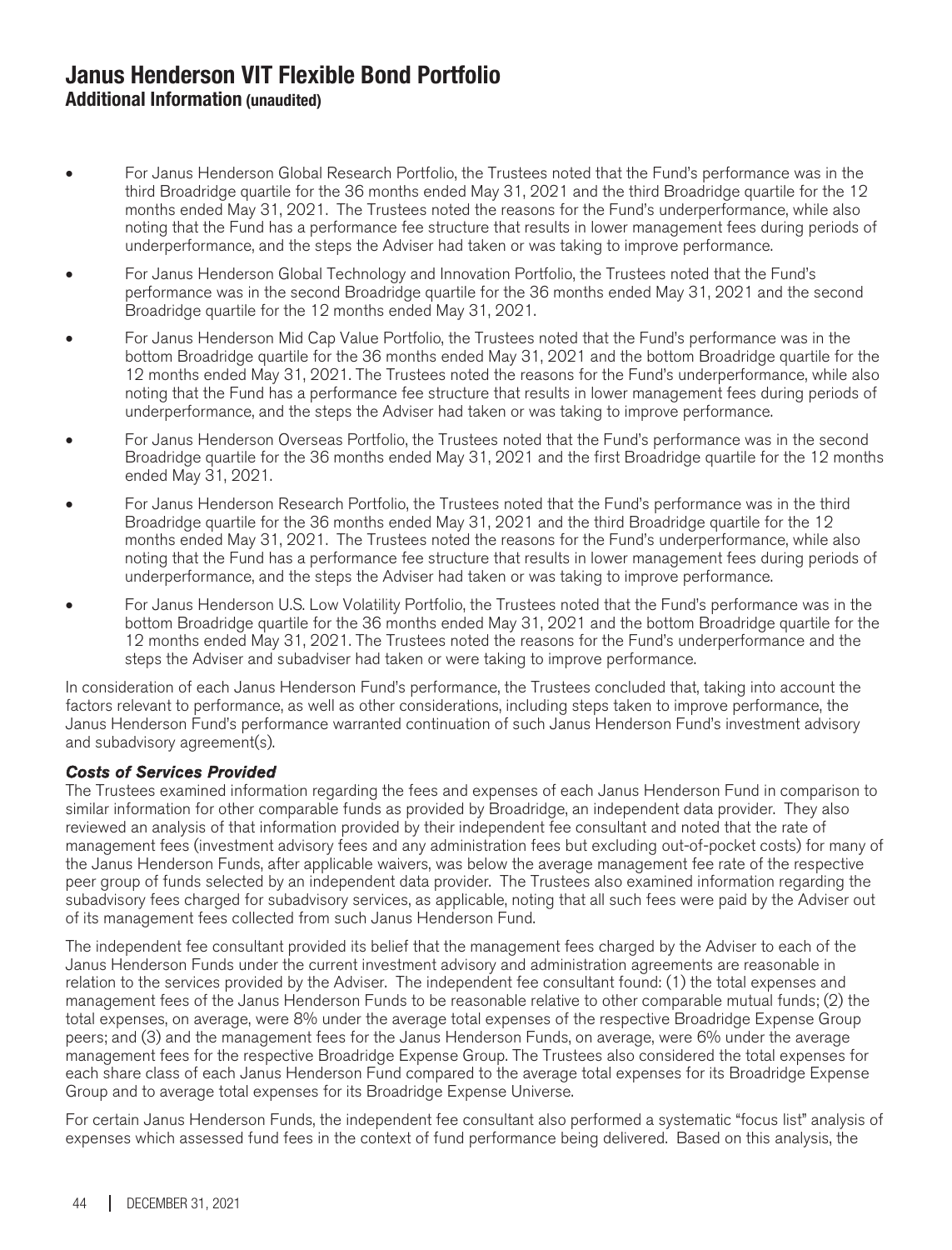- For Janus Henderson Global Research Portfolio, the Trustees noted that the Fund's performance was in the third Broadridge quartile for the 36 months ended May 31, 2021 and the third Broadridge quartile for the 12 months ended May 31, 2021. The Trustees noted the reasons for the Fund's underperformance, while also noting that the Fund has a performance fee structure that results in lower management fees during periods of underperformance, and the steps the Adviser had taken or was taking to improve performance.
- For Janus Henderson Global Technology and Innovation Portfolio, the Trustees noted that the Fund's performance was in the second Broadridge quartile for the 36 months ended May 31, 2021 and the second Broadridge quartile for the 12 months ended May 31, 2021.
- For Janus Henderson Mid Cap Value Portfolio, the Trustees noted that the Fund's performance was in the bottom Broadridge quartile for the 36 months ended May 31, 2021 and the bottom Broadridge quartile for the 12 months ended May 31, 2021. The Trustees noted the reasons for the Fund's underperformance, while also noting that the Fund has a performance fee structure that results in lower management fees during periods of underperformance, and the steps the Adviser had taken or was taking to improve performance.
- For Janus Henderson Overseas Portfolio, the Trustees noted that the Fund's performance was in the second Broadridge quartile for the 36 months ended May 31, 2021 and the first Broadridge quartile for the 12 months ended May 31, 2021.
- For Janus Henderson Research Portfolio, the Trustees noted that the Fund's performance was in the third Broadridge quartile for the 36 months ended May 31, 2021 and the third Broadridge quartile for the 12 months ended May 31, 2021. The Trustees noted the reasons for the Fund's underperformance, while also noting that the Fund has a performance fee structure that results in lower management fees during periods of underperformance, and the steps the Adviser had taken or was taking to improve performance.
- For Janus Henderson U.S. Low Volatility Portfolio, the Trustees noted that the Fund's performance was in the bottom Broadridge quartile for the 36 months ended May 31, 2021 and the bottom Broadridge quartile for the 12 months ended May 31, 2021. The Trustees noted the reasons for the Fund's underperformance and the steps the Adviser and subadviser had taken or were taking to improve performance.

In consideration of each Janus Henderson Fund's performance, the Trustees concluded that, taking into account the factors relevant to performance, as well as other considerations, including steps taken to improve performance, the Janus Henderson Fund's performance warranted continuation of such Janus Henderson Fund's investment advisory and subadvisory agreement(s).

***Costs of Services Provided***

The Trustees examined information regarding the fees and expenses of each Janus Henderson Fund in comparison to similar information for other comparable funds as provided by Broadridge, an independent data provider. They also reviewed an analysis of that information provided by their independent fee consultant and noted that the rate of management fees (investment advisory fees and any administration fees but excluding out-of-pocket costs) for many of the Janus Henderson Funds, after applicable waivers, was below the average management fee rate of the respective peer group of funds selected by an independent data provider. The Trustees also examined information regarding the subadvisory fees charged for subadvisory services, as applicable, noting that all such fees were paid by the Adviser out of its management fees collected from such Janus Henderson Fund.

The independent fee consultant provided its belief that the management fees charged by the Adviser to each of the Janus Henderson Funds under the current investment advisory and administration agreements are reasonable in relation to the services provided by the Adviser. The independent fee consultant found: (1) the total expenses and management fees of the Janus Henderson Funds to be reasonable relative to other comparable mutual funds; (2) the total expenses, on average, were 8% under the average total expenses of the respective Broadridge Expense Group peers; and (3) and the management fees for the Janus Henderson Funds, on average, were 6% under the average management fees for the respective Broadridge Expense Group. The Trustees also considered the total expenses for each share class of each Janus Henderson Fund compared to the average total expenses for its Broadridge Expense Group and to average total expenses for its Broadridge Expense Universe.

For certain Janus Henderson Funds, the independent fee consultant also performed a systematic "focus list" analysis of expenses which assessed fund fees in the context of fund performance being delivered. Based on this analysis, the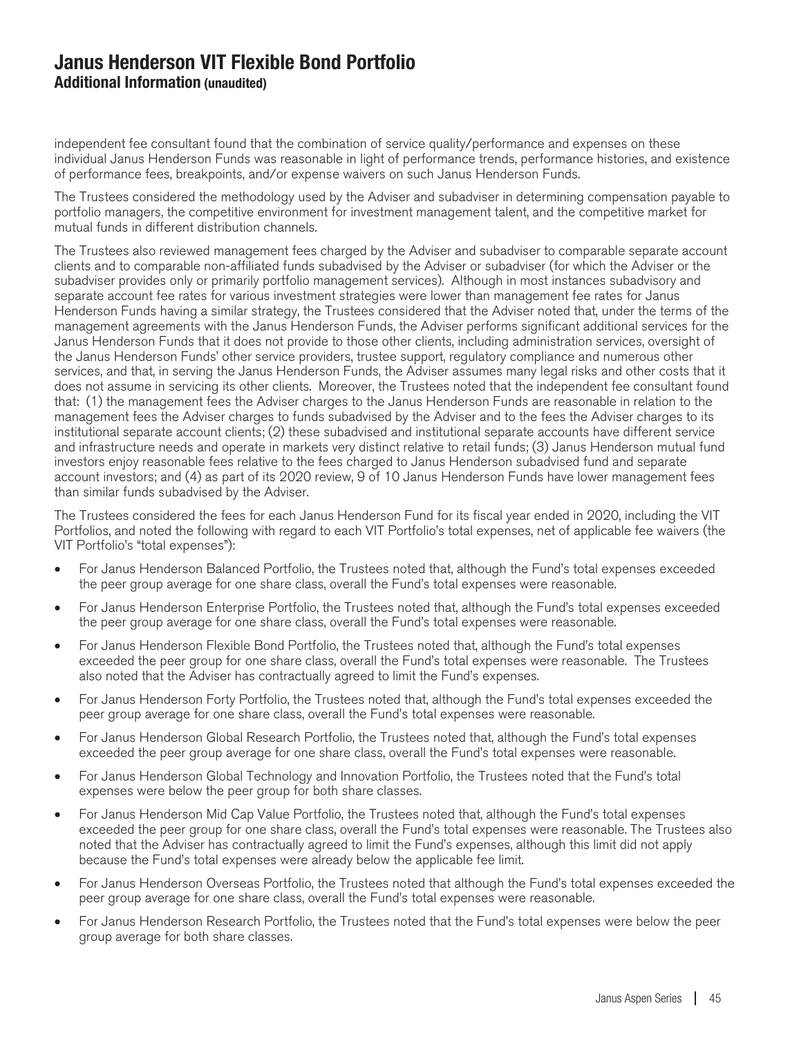# Janus Henderson VIT Flexible Bond Portfolio
**Additional Information (unaudited)**

independent fee consultant found that the combination of service quality/performance and expenses on these individual Janus Henderson Funds was reasonable in light of performance trends, performance histories, and existence of performance fees, breakpoints, and/or expense waivers on such Janus Henderson Funds.

The Trustees considered the methodology used by the Adviser and subadviser in determining compensation payable to portfolio managers, the competitive environment for investment management talent, and the competitive market for mutual funds in different distribution channels.

The Trustees also reviewed management fees charged by the Adviser and subadviser to comparable separate account clients and to comparable non-affiliated funds subadvised by the Adviser or subadviser (for which the Adviser or the subadviser provides only or primarily portfolio management services). Although in most instances subadvisory and separate account fee rates for various investment strategies were lower than management fee rates for Janus Henderson Funds having a similar strategy, the Trustees considered that the Adviser noted that, under the terms of the management agreements with the Janus Henderson Funds, the Adviser performs significant additional services for the Janus Henderson Funds that it does not provide to those other clients, including administration services, oversight of the Janus Henderson Funds' other service providers, trustee support, regulatory compliance and numerous other services, and that, in serving the Janus Henderson Funds, the Adviser assumes many legal risks and other costs that it does not assume in servicing its other clients. Moreover, the Trustees noted that the independent fee consultant found that: (1) the management fees the Adviser charges to the Janus Henderson Funds are reasonable in relation to the management fees the Adviser charges to funds subadvised by the Adviser and to the fees the Adviser charges to its institutional separate account clients; (2) these subadvised and institutional separate accounts have different service and infrastructure needs and operate in markets very distinct relative to retail funds; (3) Janus Henderson mutual fund investors enjoy reasonable fees relative to the fees charged to Janus Henderson subadvised fund and separate account investors; and (4) as part of its 2020 review, 9 of 10 Janus Henderson Funds have lower management fees than similar funds subadvised by the Adviser.

The Trustees considered the fees for each Janus Henderson Fund for its fiscal year ended in 2020, including the VIT Portfolios, and noted the following with regard to each VIT Portfolio's total expenses, net of applicable fee waivers (the VIT Portfolio's "total expenses"):

- For Janus Henderson Balanced Portfolio, the Trustees noted that, although the Fund's total expenses exceeded the peer group average for one share class, overall the Fund's total expenses were reasonable.
- For Janus Henderson Enterprise Portfolio, the Trustees noted that, although the Fund's total expenses exceeded the peer group average for one share class, overall the Fund's total expenses were reasonable.
- For Janus Henderson Flexible Bond Portfolio, the Trustees noted that, although the Fund's total expenses exceeded the peer group for one share class, overall the Fund's total expenses were reasonable. The Trustees also noted that the Adviser has contractually agreed to limit the Fund's expenses.
- For Janus Henderson Forty Portfolio, the Trustees noted that, although the Fund's total expenses exceeded the peer group average for one share class, overall the Fund's total expenses were reasonable.
- For Janus Henderson Global Research Portfolio, the Trustees noted that, although the Fund's total expenses exceeded the peer group average for one share class, overall the Fund's total expenses were reasonable.
- For Janus Henderson Global Technology and Innovation Portfolio, the Trustees noted that the Fund's total expenses were below the peer group for both share classes.
- For Janus Henderson Mid Cap Value Portfolio, the Trustees noted that, although the Fund's total expenses exceeded the peer group for one share class, overall the Fund's total expenses were reasonable. The Trustees also noted that the Adviser has contractually agreed to limit the Fund's expenses, although this limit did not apply because the Fund's total expenses were already below the applicable fee limit.
- For Janus Henderson Overseas Portfolio, the Trustees noted that although the Fund's total expenses exceeded the peer group average for one share class, overall the Fund's total expenses were reasonable.
- For Janus Henderson Research Portfolio, the Trustees noted that the Fund's total expenses were below the peer group average for both share classes.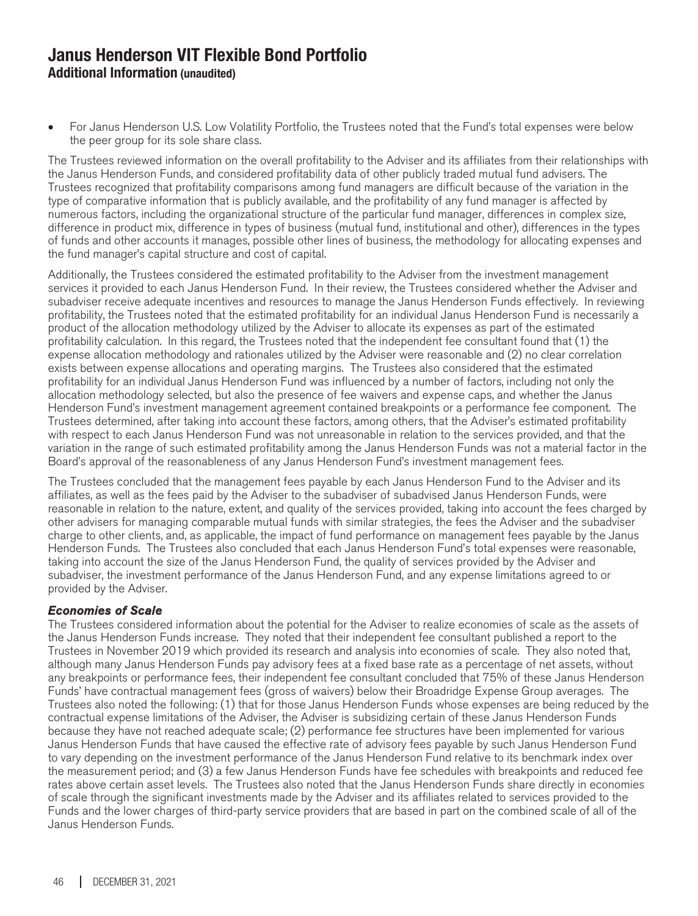- For Janus Henderson U.S. Low Volatility Portfolio, the Trustees noted that the Fund's total expenses were below the peer group for its sole share class.

The Trustees reviewed information on the overall profitability to the Adviser and its affiliates from their relationships with the Janus Henderson Funds, and considered profitability data of other publicly traded mutual fund advisers. The Trustees recognized that profitability comparisons among fund managers are difficult because of the variation in the type of comparative information that is publicly available, and the profitability of any fund manager is affected by numerous factors, including the organizational structure of the particular fund manager, differences in complex size, difference in product mix, difference in types of business (mutual fund, institutional and other), differences in the types of funds and other accounts it manages, possible other lines of business, the methodology for allocating expenses and the fund manager's capital structure and cost of capital.

Additionally, the Trustees considered the estimated profitability to the Adviser from the investment management services it provided to each Janus Henderson Fund. In their review, the Trustees considered whether the Adviser and subadviser receive adequate incentives and resources to manage the Janus Henderson Funds effectively. In reviewing profitability, the Trustees noted that the estimated profitability for an individual Janus Henderson Fund is necessarily a product of the allocation methodology utilized by the Adviser to allocate its expenses as part of the estimated profitability calculation. In this regard, the Trustees noted that the independent fee consultant found that (1) the expense allocation methodology and rationales utilized by the Adviser were reasonable and (2) no clear correlation exists between expense allocations and operating margins. The Trustees also considered that the estimated profitability for an individual Janus Henderson Fund was influenced by a number of factors, including not only the allocation methodology selected, but also the presence of fee waivers and expense caps, and whether the Janus Henderson Fund's investment management agreement contained breakpoints or a performance fee component. The Trustees determined, after taking into account these factors, among others, that the Adviser's estimated profitability with respect to each Janus Henderson Fund was not unreasonable in relation to the services provided, and that the variation in the range of such estimated profitability among the Janus Henderson Funds was not a material factor in the Board's approval of the reasonableness of any Janus Henderson Fund's investment management fees.

The Trustees concluded that the management fees payable by each Janus Henderson Fund to the Adviser and its affiliates, as well as the fees paid by the Adviser to the subadviser of subadvised Janus Henderson Funds, were reasonable in relation to the nature, extent, and quality of the services provided, taking into account the fees charged by other advisers for managing comparable mutual funds with similar strategies, the fees the Adviser and the subadviser charge to other clients, and, as applicable, the impact of fund performance on management fees payable by the Janus Henderson Funds. The Trustees also concluded that each Janus Henderson Fund's total expenses were reasonable, taking into account the size of the Janus Henderson Fund, the quality of services provided by the Adviser and subadviser, the investment performance of the Janus Henderson Fund, and any expense limitations agreed to or provided by the Adviser.

***Economies of Scale***

The Trustees considered information about the potential for the Adviser to realize economies of scale as the assets of the Janus Henderson Funds increase. They noted that their independent fee consultant published a report to the Trustees in November 2019 which provided its research and analysis into economies of scale. They also noted that, although many Janus Henderson Funds pay advisory fees at a fixed base rate as a percentage of net assets, without any breakpoints or performance fees, their independent fee consultant concluded that 75% of these Janus Henderson Funds' have contractual management fees (gross of waivers) below their Broadridge Expense Group averages. The Trustees also noted the following: (1) that for those Janus Henderson Funds whose expenses are being reduced by the contractual expense limitations of the Adviser, the Adviser is subsidizing certain of these Janus Henderson Funds because they have not reached adequate scale; (2) performance fee structures have been implemented for various Janus Henderson Funds that have caused the effective rate of advisory fees payable by such Janus Henderson Fund to vary depending on the investment performance of the Janus Henderson Fund relative to its benchmark index over the measurement period; and (3) a few Janus Henderson Funds have fee schedules with breakpoints and reduced fee rates above certain asset levels. The Trustees also noted that the Janus Henderson Funds share directly in economies of scale through the significant investments made by the Adviser and its affiliates related to services provided to the Funds and the lower charges of third-party service providers that are based in part on the combined scale of all of the Janus Henderson Funds.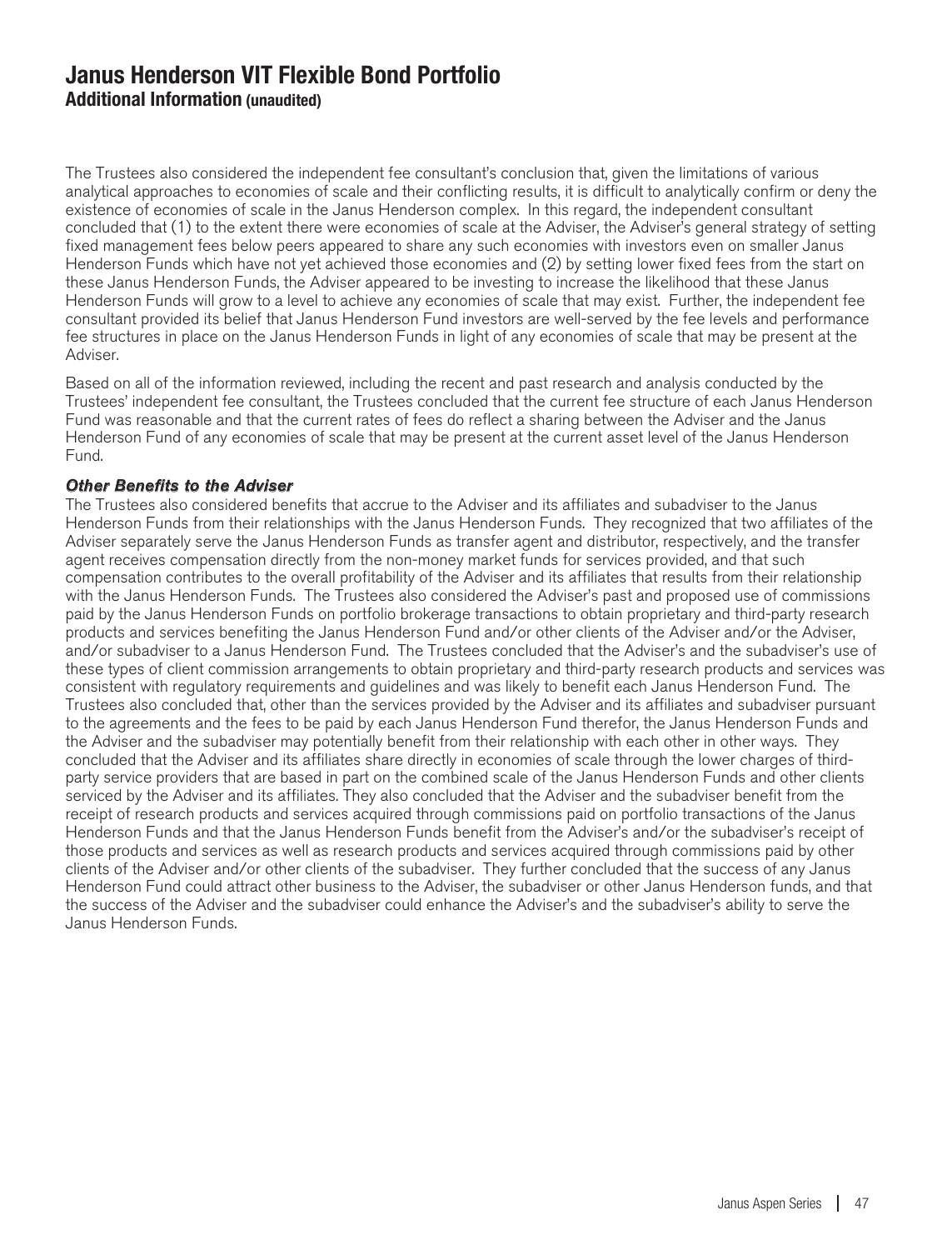# Janus Henderson VIT Flexible Bond Portfolio

**Additional Information (unaudited)**

The Trustees also considered the independent fee consultant's conclusion that, given the limitations of various analytical approaches to economies of scale and their conflicting results, it is difficult to analytically confirm or deny the existence of economies of scale in the Janus Henderson complex. In this regard, the independent consultant concluded that (1) to the extent there were economies of scale at the Adviser, the Adviser's general strategy of setting fixed management fees below peers appeared to share any such economies with investors even on smaller Janus Henderson Funds which have not yet achieved those economies and (2) by setting lower fixed fees from the start on these Janus Henderson Funds, the Adviser appeared to be investing to increase the likelihood that these Janus Henderson Funds will grow to a level to achieve any economies of scale that may exist. Further, the independent fee consultant provided its belief that Janus Henderson Fund investors are well-served by the fee levels and performance fee structures in place on the Janus Henderson Funds in light of any economies of scale that may be present at the Adviser.

Based on all of the information reviewed, including the recent and past research and analysis conducted by the Trustees' independent fee consultant, the Trustees concluded that the current fee structure of each Janus Henderson Fund was reasonable and that the current rates of fees do reflect a sharing between the Adviser and the Janus Henderson Fund of any economies of scale that may be present at the current asset level of the Janus Henderson Fund.

***Other Benefits to the Adviser***

The Trustees also considered benefits that accrue to the Adviser and its affiliates and subadviser to the Janus Henderson Funds from their relationships with the Janus Henderson Funds. They recognized that two affiliates of the Adviser separately serve the Janus Henderson Funds as transfer agent and distributor, respectively, and the transfer agent receives compensation directly from the non-money market funds for services provided, and that such compensation contributes to the overall profitability of the Adviser and its affiliates that results from their relationship with the Janus Henderson Funds. The Trustees also considered the Adviser's past and proposed use of commissions paid by the Janus Henderson Funds on portfolio brokerage transactions to obtain proprietary and third-party research products and services benefiting the Janus Henderson Fund and/or other clients of the Adviser and/or the Adviser, and/or subadviser to a Janus Henderson Fund. The Trustees concluded that the Adviser's and the subadviser's use of these types of client commission arrangements to obtain proprietary and third-party research products and services was consistent with regulatory requirements and guidelines and was likely to benefit each Janus Henderson Fund. The Trustees also concluded that, other than the services provided by the Adviser and its affiliates and subadviser pursuant to the agreements and the fees to be paid by each Janus Henderson Fund therefor, the Janus Henderson Funds and the Adviser and the subadviser may potentially benefit from their relationship with each other in other ways. They concluded that the Adviser and its affiliates share directly in economies of scale through the lower charges of third-party service providers that are based in part on the combined scale of the Janus Henderson Funds and other clients serviced by the Adviser and its affiliates. They also concluded that the Adviser and the subadviser benefit from the receipt of research products and services acquired through commissions paid on portfolio transactions of the Janus Henderson Funds and that the Janus Henderson Funds benefit from the Adviser's and/or the subadviser's receipt of those products and services as well as research products and services acquired through commissions paid by other clients of the Adviser and/or other clients of the subadviser. They further concluded that the success of any Janus Henderson Fund could attract other business to the Adviser, the subadviser or other Janus Henderson funds, and that the success of the Adviser and the subadviser could enhance the Adviser's and the subadviser's ability to serve the Janus Henderson Funds.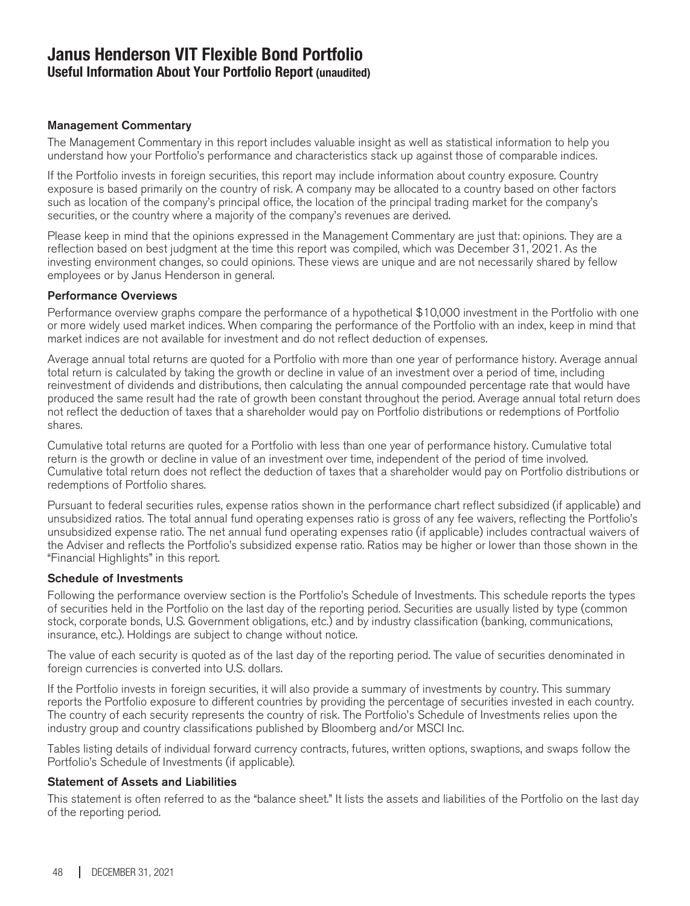# Janus Henderson VIT Flexible Bond Portfolio
## Useful Information About Your Portfolio Report (unaudited)

### Management Commentary

The Management Commentary in this report includes valuable insight as well as statistical information to help you understand how your Portfolio's performance and characteristics stack up against those of comparable indices.

If the Portfolio invests in foreign securities, this report may include information about country exposure. Country exposure is based primarily on the country of risk. A company may be allocated to a country based on other factors such as location of the company's principal office, the location of the principal trading market for the company's securities, or the country where a majority of the company's revenues are derived.

Please keep in mind that the opinions expressed in the Management Commentary are just that: opinions. They are a reflection based on best judgment at the time this report was compiled, which was December 31, 2021. As the investing environment changes, so could opinions. These views are unique and are not necessarily shared by fellow employees or by Janus Henderson in general.

### Performance Overviews

Performance overview graphs compare the performance of a hypothetical $10,000 investment in the Portfolio with one or more widely used market indices. When comparing the performance of the Portfolio with an index, keep in mind that market indices are not available for investment and do not reflect deduction of expenses.

Average annual total returns are quoted for a Portfolio with more than one year of performance history. Average annual total return is calculated by taking the growth or decline in value of an investment over a period of time, including reinvestment of dividends and distributions, then calculating the annual compounded percentage rate that would have produced the same result had the rate of growth been constant throughout the period. Average annual total return does not reflect the deduction of taxes that a shareholder would pay on Portfolio distributions or redemptions of Portfolio shares.

Cumulative total returns are quoted for a Portfolio with less than one year of performance history. Cumulative total return is the growth or decline in value of an investment over time, independent of the period of time involved. Cumulative total return does not reflect the deduction of taxes that a shareholder would pay on Portfolio distributions or redemptions of Portfolio shares.

Pursuant to federal securities rules, expense ratios shown in the performance chart reflect subsidized (if applicable) and unsubsidized ratios. The total annual fund operating expenses ratio is gross of any fee waivers, reflecting the Portfolio's unsubsidized expense ratio. The net annual fund operating expenses ratio (if applicable) includes contractual waivers of the Adviser and reflects the Portfolio's subsidized expense ratio. Ratios may be higher or lower than those shown in the "Financial Highlights" in this report.

### Schedule of Investments

Following the performance overview section is the Portfolio's Schedule of Investments. This schedule reports the types of securities held in the Portfolio on the last day of the reporting period. Securities are usually listed by type (common stock, corporate bonds, U.S. Government obligations, etc.) and by industry classification (banking, communications, insurance, etc.). Holdings are subject to change without notice.

The value of each security is quoted as of the last day of the reporting period. The value of securities denominated in foreign currencies is converted into U.S. dollars.

If the Portfolio invests in foreign securities, it will also provide a summary of investments by country. This summary reports the Portfolio exposure to different countries by providing the percentage of securities invested in each country. The country of each security represents the country of risk. The Portfolio's Schedule of Investments relies upon the industry group and country classifications published by Bloomberg and/or MSCI Inc.

Tables listing details of individual forward currency contracts, futures, written options, swaptions, and swaps follow the Portfolio's Schedule of Investments (if applicable).

### Statement of Assets and Liabilities

This statement is often referred to as the "balance sheet." It lists the assets and liabilities of the Portfolio on the last day of the reporting period.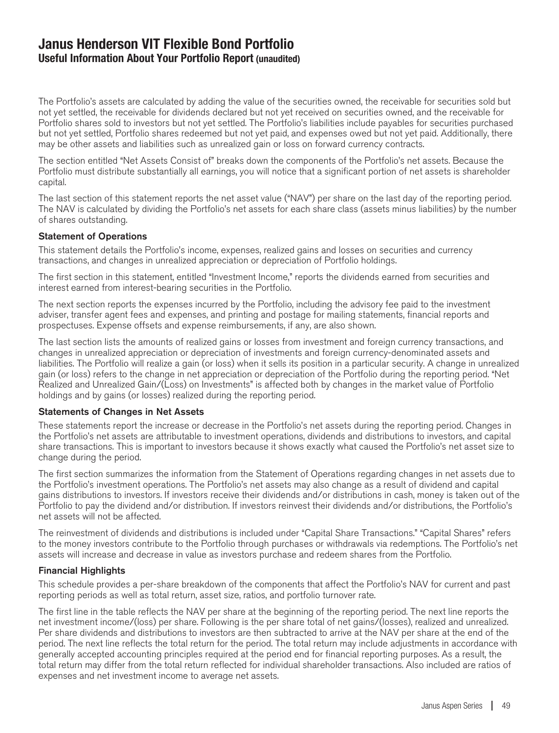# Janus Henderson VIT Flexible Bond Portfolio
## Useful Information About Your Portfolio Report (unaudited)

The Portfolio's assets are calculated by adding the value of the securities owned, the receivable for securities sold but not yet settled, the receivable for dividends declared but not yet received on securities owned, and the receivable for Portfolio shares sold to investors but not yet settled. The Portfolio's liabilities include payables for securities purchased but not yet settled, Portfolio shares redeemed but not yet paid, and expenses owed but not yet paid. Additionally, there may be other assets and liabilities such as unrealized gain or loss on forward currency contracts.

The section entitled "Net Assets Consist of" breaks down the components of the Portfolio's net assets. Because the Portfolio must distribute substantially all earnings, you will notice that a significant portion of net assets is shareholder capital.

The last section of this statement reports the net asset value ("NAV") per share on the last day of the reporting period. The NAV is calculated by dividing the Portfolio's net assets for each share class (assets minus liabilities) by the number of shares outstanding.

**Statement of Operations**

This statement details the Portfolio's income, expenses, realized gains and losses on securities and currency transactions, and changes in unrealized appreciation or depreciation of Portfolio holdings.

The first section in this statement, entitled "Investment Income," reports the dividends earned from securities and interest earned from interest-bearing securities in the Portfolio.

The next section reports the expenses incurred by the Portfolio, including the advisory fee paid to the investment adviser, transfer agent fees and expenses, and printing and postage for mailing statements, financial reports and prospectuses. Expense offsets and expense reimbursements, if any, are also shown.

The last section lists the amounts of realized gains or losses from investment and foreign currency transactions, and changes in unrealized appreciation or depreciation of investments and foreign currency-denominated assets and liabilities. The Portfolio will realize a gain (or loss) when it sells its position in a particular security. A change in unrealized gain (or loss) refers to the change in net appreciation or depreciation of the Portfolio during the reporting period. "Net Realized and Unrealized Gain/(Loss) on Investments" is affected both by changes in the market value of Portfolio holdings and by gains (or losses) realized during the reporting period.

**Statements of Changes in Net Assets**

These statements report the increase or decrease in the Portfolio's net assets during the reporting period. Changes in the Portfolio's net assets are attributable to investment operations, dividends and distributions to investors, and capital share transactions. This is important to investors because it shows exactly what caused the Portfolio's net asset size to change during the period.

The first section summarizes the information from the Statement of Operations regarding changes in net assets due to the Portfolio's investment operations. The Portfolio's net assets may also change as a result of dividend and capital gains distributions to investors. If investors receive their dividends and/or distributions in cash, money is taken out of the Portfolio to pay the dividend and/or distribution. If investors reinvest their dividends and/or distributions, the Portfolio's net assets will not be affected.

The reinvestment of dividends and distributions is included under "Capital Share Transactions." "Capital Shares" refers to the money investors contribute to the Portfolio through purchases or withdrawals via redemptions. The Portfolio's net assets will increase and decrease in value as investors purchase and redeem shares from the Portfolio.

**Financial Highlights**

This schedule provides a per-share breakdown of the components that affect the Portfolio's NAV for current and past reporting periods as well as total return, asset size, ratios, and portfolio turnover rate.

The first line in the table reflects the NAV per share at the beginning of the reporting period. The next line reports the net investment income/(loss) per share. Following is the per share total of net gains/(losses), realized and unrealized. Per share dividends and distributions to investors are then subtracted to arrive at the NAV per share at the end of the period. The next line reflects the total return for the period. The total return may include adjustments in accordance with generally accepted accounting principles required at the period end for financial reporting purposes. As a result, the total return may differ from the total return reflected for individual shareholder transactions. Also included are ratios of expenses and net investment income to average net assets.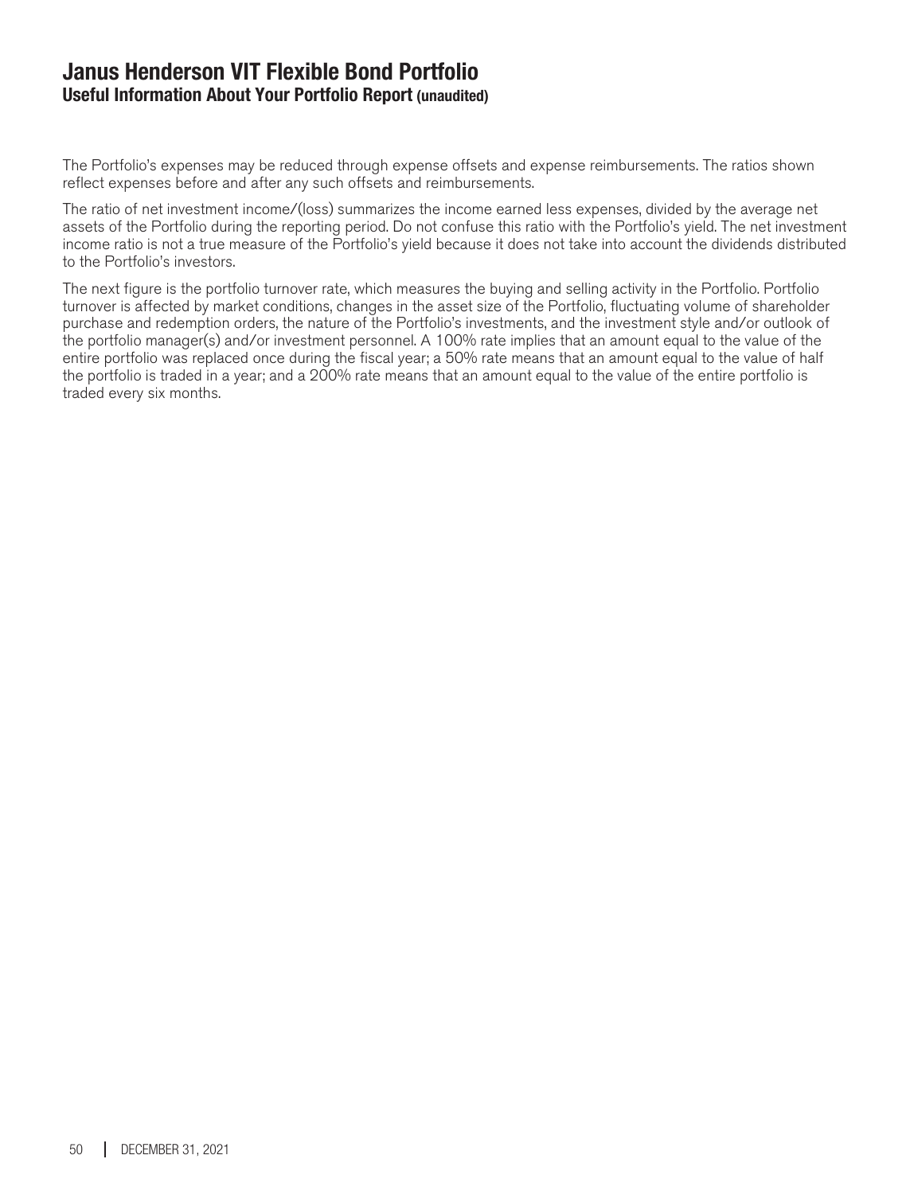# Janus Henderson VIT Flexible Bond Portfolio
## Useful Information About Your Portfolio Report (unaudited)

The Portfolio's expenses may be reduced through expense offsets and expense reimbursements. The ratios shown reflect expenses before and after any such offsets and reimbursements.

The ratio of net investment income/(loss) summarizes the income earned less expenses, divided by the average net assets of the Portfolio during the reporting period. Do not confuse this ratio with the Portfolio's yield. The net investment income ratio is not a true measure of the Portfolio's yield because it does not take into account the dividends distributed to the Portfolio's investors.

The next figure is the portfolio turnover rate, which measures the buying and selling activity in the Portfolio. Portfolio turnover is affected by market conditions, changes in the asset size of the Portfolio, fluctuating volume of shareholder purchase and redemption orders, the nature of the Portfolio's investments, and the investment style and/or outlook of the portfolio manager(s) and/or investment personnel. A 100% rate implies that an amount equal to the value of the entire portfolio was replaced once during the fiscal year; a 50% rate means that an amount equal to the value of half the portfolio is traded in a year; and a 200% rate means that an amount equal to the value of the entire portfolio is traded every six months.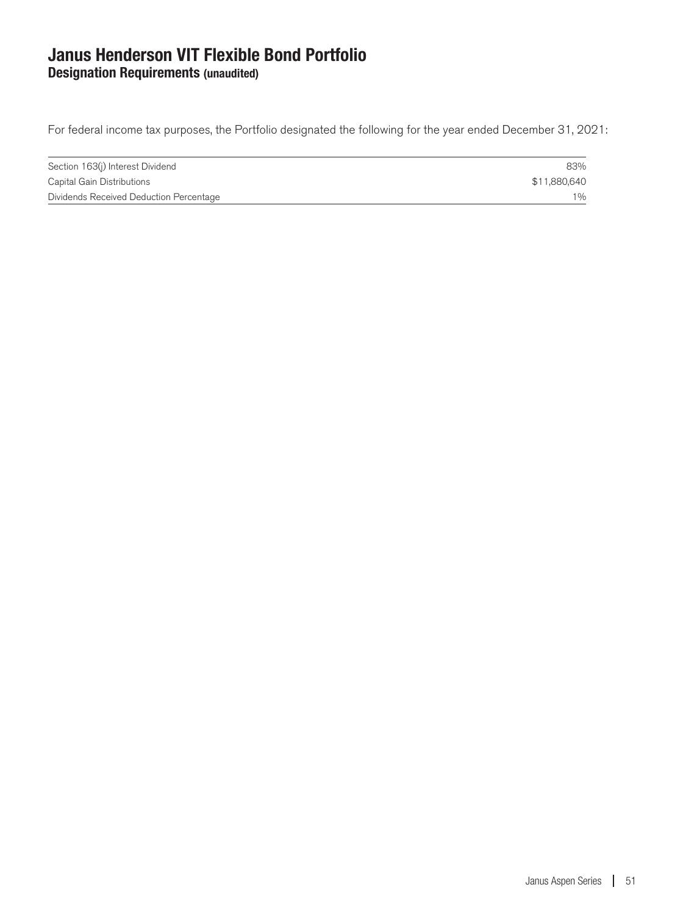# Janus Henderson VIT Flexible Bond Portfolio
## Designation Requirements (unaudited)

For federal income tax purposes, the Portfolio designated the following for the year ended December 31, 2021:

| | |
|---|---:|
| Section 163(j) Interest Dividend | 83% |
| Capital Gain Distributions | $11,880,640 |
| Dividends Received Deduction Percentage | 1% |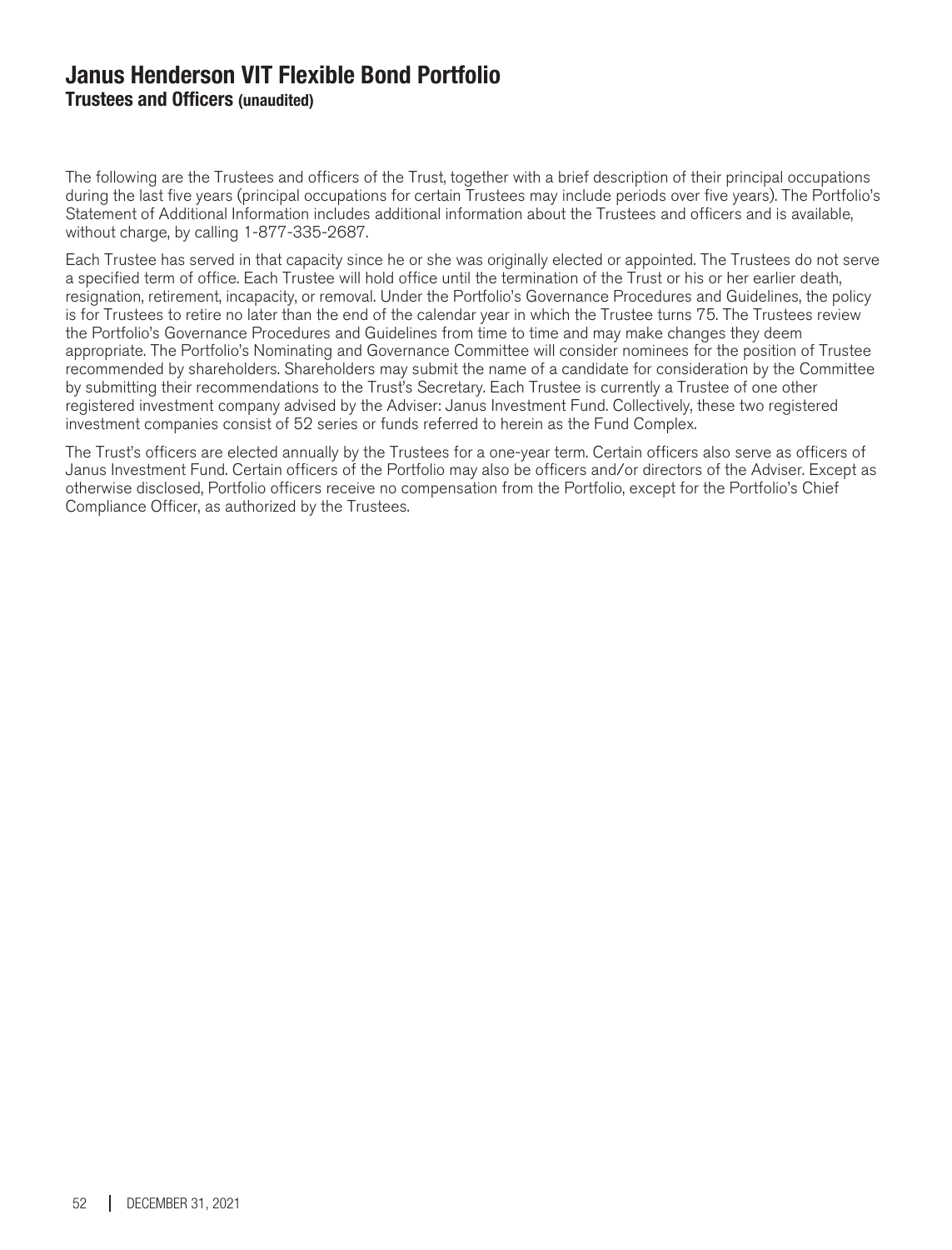# Janus Henderson VIT Flexible Bond Portfolio

## Trustees and Officers (unaudited)

The following are the Trustees and officers of the Trust, together with a brief description of their principal occupations during the last five years (principal occupations for certain Trustees may include periods over five years). The Portfolio's Statement of Additional Information includes additional information about the Trustees and officers and is available, without charge, by calling 1-877-335-2687.

Each Trustee has served in that capacity since he or she was originally elected or appointed. The Trustees do not serve a specified term of office. Each Trustee will hold office until the termination of the Trust or his or her earlier death, resignation, retirement, incapacity, or removal. Under the Portfolio's Governance Procedures and Guidelines, the policy is for Trustees to retire no later than the end of the calendar year in which the Trustee turns 75. The Trustees review the Portfolio's Governance Procedures and Guidelines from time to time and may make changes they deem appropriate. The Portfolio's Nominating and Governance Committee will consider nominees for the position of Trustee recommended by shareholders. Shareholders may submit the name of a candidate for consideration by the Committee by submitting their recommendations to the Trust's Secretary. Each Trustee is currently a Trustee of one other registered investment company advised by the Adviser: Janus Investment Fund. Collectively, these two registered investment companies consist of 52 series or funds referred to herein as the Fund Complex.

The Trust's officers are elected annually by the Trustees for a one-year term. Certain officers also serve as officers of Janus Investment Fund. Certain officers of the Portfolio may also be officers and/or directors of the Adviser. Except as otherwise disclosed, Portfolio officers receive no compensation from the Portfolio, except for the Portfolio's Chief Compliance Officer, as authorized by the Trustees.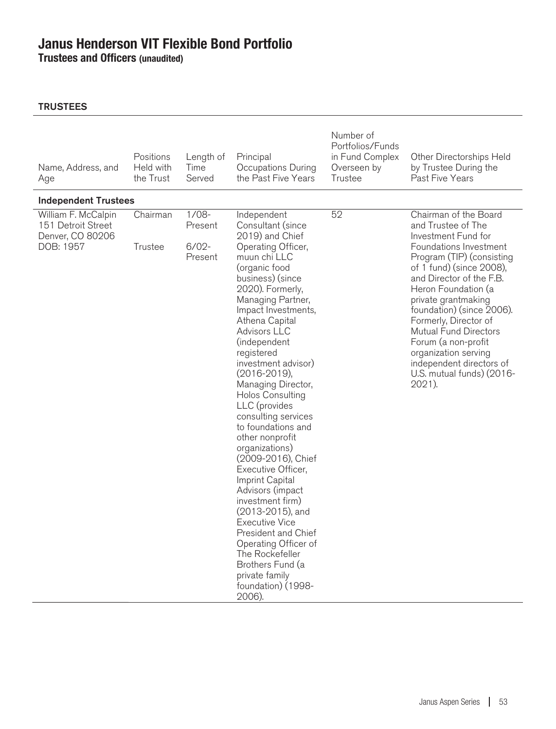# Janus Henderson VIT Flexible Bond Portfolio

**Trustees and Officers (unaudited)**

## TRUSTEES

| Name, Address, and Age | Positions Held with the Trust | Length of Time Served | Principal Occupations During the Past Five Years | Number of Portfolios/Funds in Fund Complex Overseen by Trustee | Other Directorships Held by Trustee During the Past Five Years |
|---|---|---|---|---|---|
| **Independent Trustees** | | | | | |
| William F. McCalpin<br>151 Detroit Street<br>Denver, CO 80206<br>DOB: 1957 | Chairman<br><br>Trustee | 1/08-Present<br><br>6/02-Present | Independent Consultant (since 2019) and Chief Operating Officer, muun chi LLC (organic food business) (since 2020). Formerly, Managing Partner, Impact Investments, Athena Capital Advisors LLC (independent registered investment advisor) (2016-2019), Managing Director, Holos Consulting LLC (provides consulting services to foundations and other nonprofit organizations) (2009-2016), Chief Executive Officer, Imprint Capital Advisors (impact investment firm) (2013-2015), and Executive Vice President and Chief Operating Officer of The Rockefeller Brothers Fund (a private family foundation) (1998-2006). | 52 | Chairman of the Board and Trustee of The Investment Fund for Foundations Investment Program (TIP) (consisting of 1 fund) (since 2008), and Director of the F.B. Heron Foundation (a private grantmaking foundation) (since 2006). Formerly, Director of Mutual Fund Directors Forum (a non-profit organization serving independent directors of U.S. mutual funds) (2016-2021). |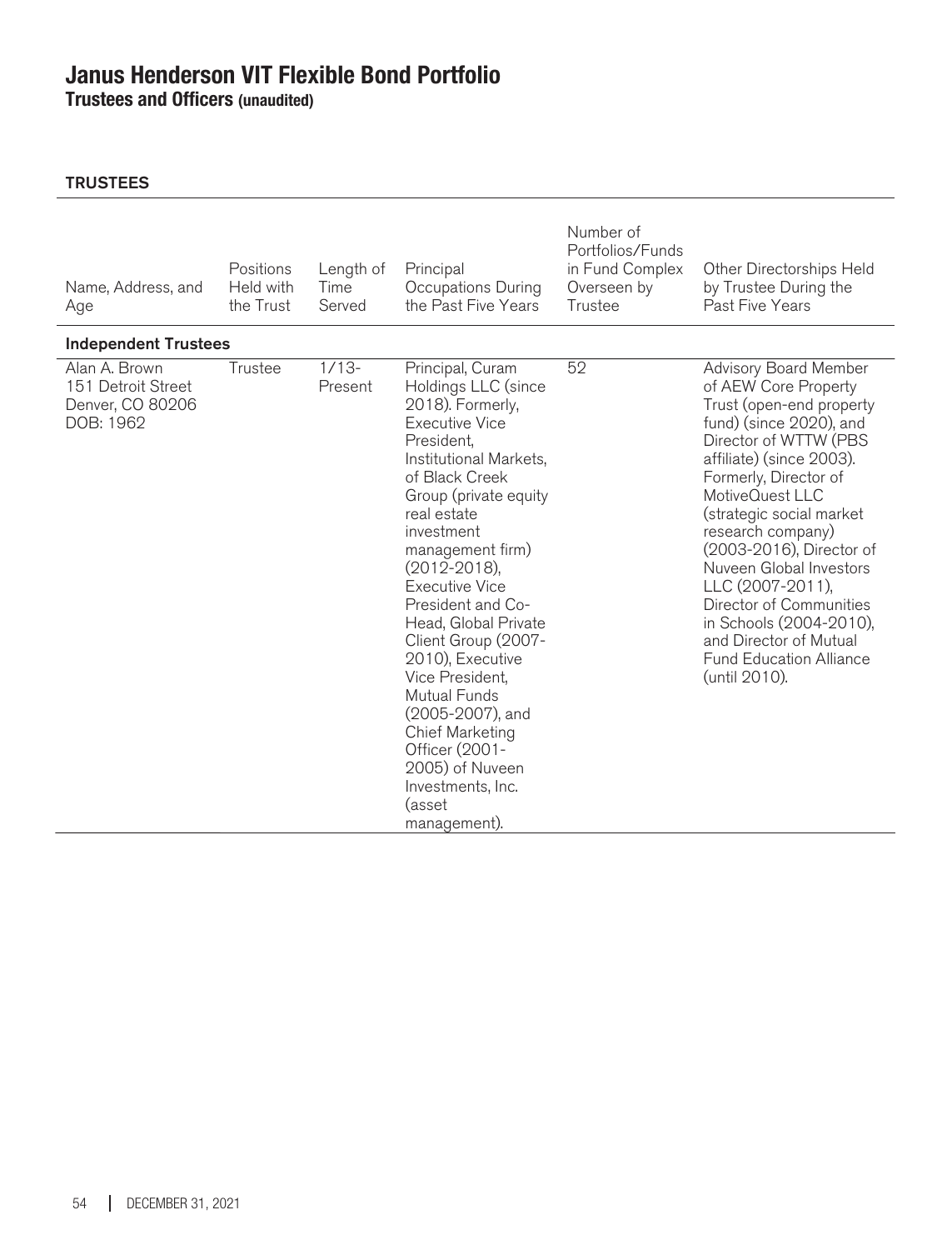# Janus Henderson VIT Flexible Bond Portfolio

**Trustees and Officers (unaudited)**

**TRUSTEES**

| Name, Address, and Age | Positions Held with the Trust | Length of Time Served | Principal Occupations During the Past Five Years | Number of Portfolios/Funds in Fund Complex Overseen by Trustee | Other Directorships Held by Trustee During the Past Five Years |
|---|---|---|---|---|---|
| **Independent Trustees** | | | | | |
| Alan A. Brown<br>151 Detroit Street<br>Denver, CO 80206<br>DOB: 1962 | Trustee | 1/13-Present | Principal, Curam Holdings LLC (since 2018). Formerly, Executive Vice President, Institutional Markets, of Black Creek Group (private equity real estate investment management firm) (2012-2018), Executive Vice President and Co-Head, Global Private Client Group (2007-2010), Executive Vice President, Mutual Funds (2005-2007), and Chief Marketing Officer (2001-2005) of Nuveen Investments, Inc. (asset management). | 52 | Advisory Board Member of AEW Core Property Trust (open-end property fund) (since 2020), and Director of WTTW (PBS affiliate) (since 2003). Formerly, Director of MotiveQuest LLC (strategic social market research company) (2003-2016), Director of Nuveen Global Investors LLC (2007-2011), Director of Communities in Schools (2004-2010), and Director of Mutual Fund Education Alliance (until 2010). |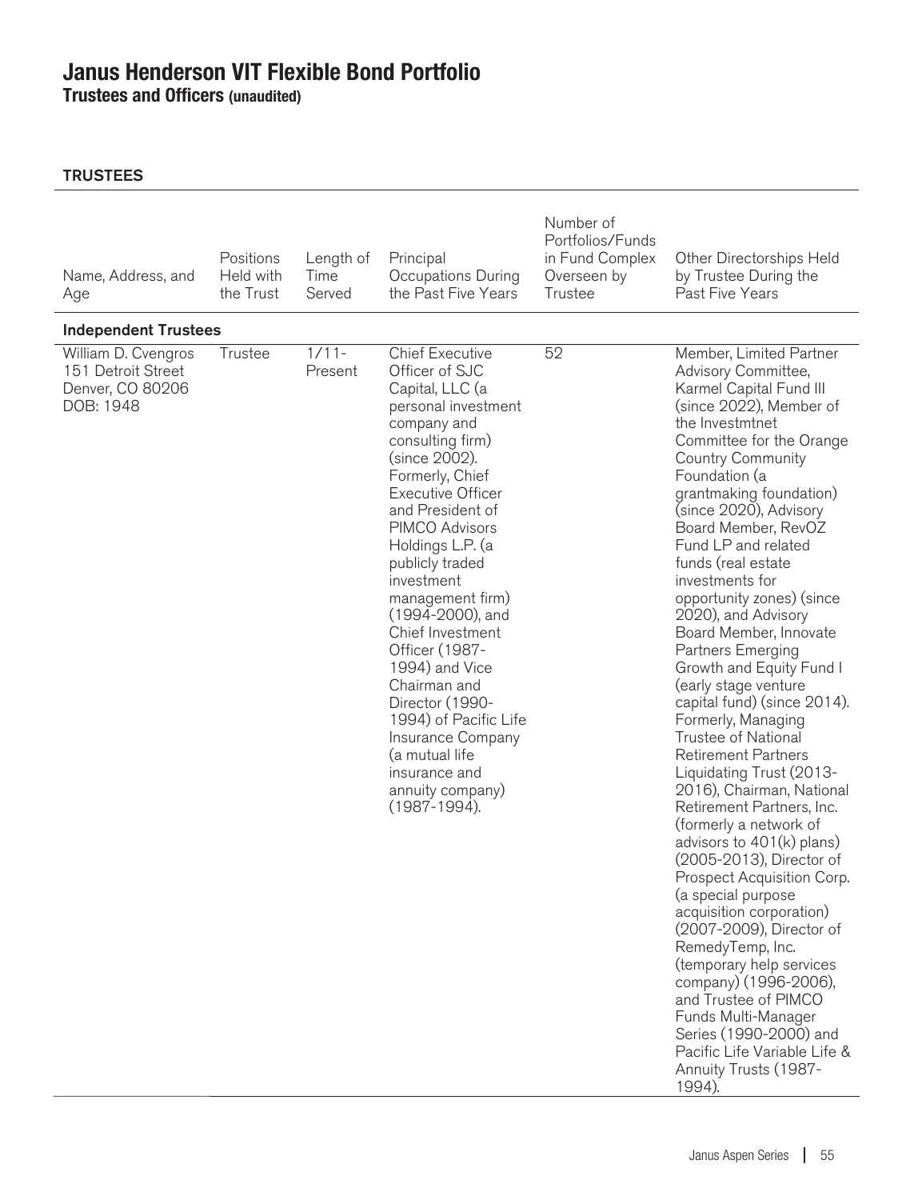# Janus Henderson VIT Flexible Bond Portfolio

**Trustees and Officers (unaudited)**

**TRUSTEES**

| Name, Address, and Age | Positions Held with the Trust | Length of Time Served | Principal Occupations During the Past Five Years | Number of Portfolios/Funds in Fund Complex Overseen by Trustee | Other Directorships Held by Trustee During the Past Five Years |
|---|---|---|---|---|---|
| **Independent Trustees** | | | | | |
| William D. Cvengros 151 Detroit Street Denver, CO 80206 DOB: 1948 | Trustee | 1/11-Present | Chief Executive Officer of SJC Capital, LLC (a personal investment company and consulting firm) (since 2002). Formerly, Chief Executive Officer and President of PIMCO Advisors Holdings L.P. (a publicly traded investment management firm) (1994-2000), and Chief Investment Officer (1987-1994) and Vice Chairman and Director (1990-1994) of Pacific Life Insurance Company (a mutual life insurance and annuity company) (1987-1994). | 52 | Member, Limited Partner Advisory Committee, Karmel Capital Fund III (since 2022), Member of the Investmtnet Committee for the Orange Country Community Foundation (a grantmaking foundation) (since 2020), Advisory Board Member, RevOZ Fund LP and related funds (real estate investments for opportunity zones) (since 2020), and Advisory Board Member, Innovate Partners Emerging Growth and Equity Fund I (early stage venture capital fund) (since 2014). Formerly, Managing Trustee of National Retirement Partners Liquidating Trust (2013-2016), Chairman, National Retirement Partners, Inc. (formerly a network of advisors to 401(k) plans) (2005-2013), Director of Prospect Acquisition Corp. (a special purpose acquisition corporation) (2007-2009), Director of RemedyTemp, Inc. (temporary help services company) (1996-2006), and Trustee of PIMCO Funds Multi-Manager Series (1990-2000) and Pacific Life Variable Life & Annuity Trusts (1987-1994). |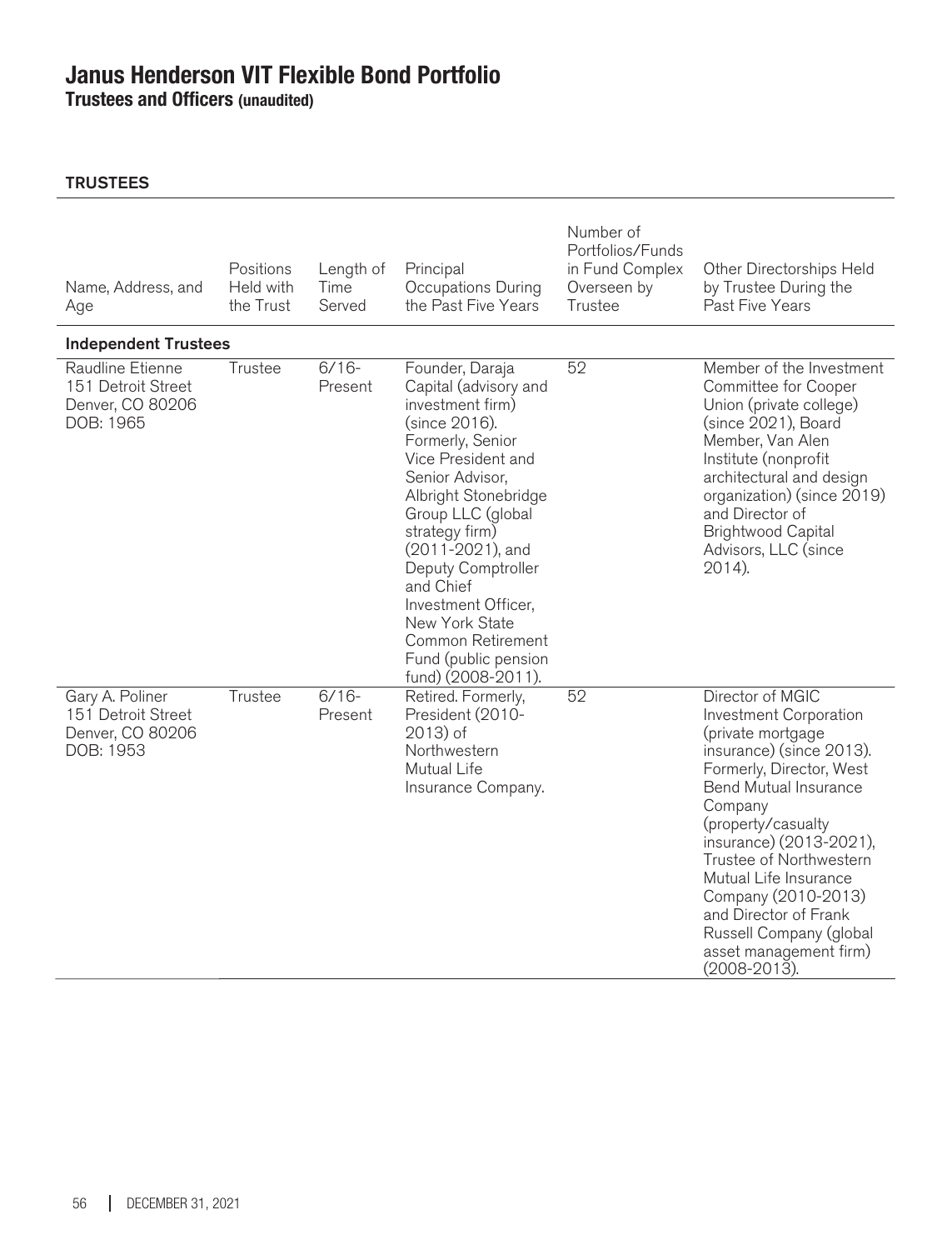# Janus Henderson VIT Flexible Bond Portfolio

**Trustees and Officers (unaudited)**

**TRUSTEES**

| Name, Address, and Age | Positions Held with the Trust | Length of Time Served | Principal Occupations During the Past Five Years | Number of Portfolios/Funds in Fund Complex Overseen by Trustee | Other Directorships Held by Trustee During the Past Five Years |
|---|---|---|---|---|---|
| **Independent Trustees** | | | | | |
| Raudline Etienne<br>151 Detroit Street<br>Denver, CO 80206<br>DOB: 1965 | Trustee | 6/16-Present | Founder, Daraja Capital (advisory and investment firm) (since 2016). Formerly, Senior Vice President and Senior Advisor, Albright Stonebridge Group LLC (global strategy firm) (2011-2021), and Deputy Comptroller and Chief Investment Officer, New York State Common Retirement Fund (public pension fund) (2008-2011). | 52 | Member of the Investment Committee for Cooper Union (private college) (since 2021), Board Member, Van Alen Institute (nonprofit architectural and design organization) (since 2019) and Director of Brightwood Capital Advisors, LLC (since 2014). |
| Gary A. Poliner<br>151 Detroit Street<br>Denver, CO 80206<br>DOB: 1953 | Trustee | 6/16-Present | Retired. Formerly, President (2010-2013) of Northwestern Mutual Life Insurance Company. | 52 | Director of MGIC Investment Corporation (private mortgage insurance) (since 2013). Formerly, Director, West Bend Mutual Insurance Company (property/casualty insurance) (2013-2021), Trustee of Northwestern Mutual Life Insurance Company (2010-2013) and Director of Frank Russell Company (global asset management firm) (2008-2013). |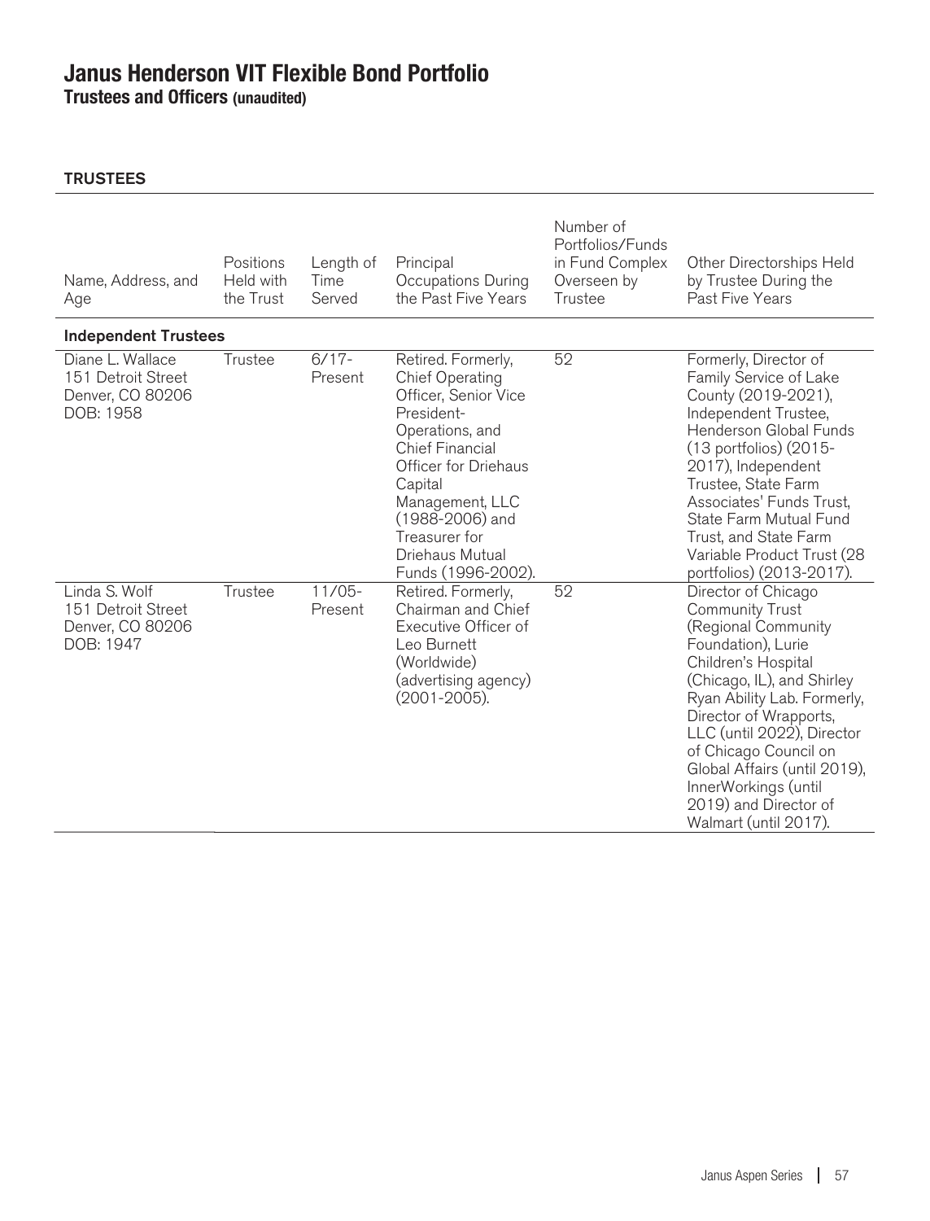# Janus Henderson VIT Flexible Bond Portfolio

## Trustees and Officers (unaudited)

### TRUSTEES

| Name, Address, and Age | Positions Held with the Trust | Length of Time Served | Principal Occupations During the Past Five Years | Number of Portfolios/Funds in Fund Complex Overseen by Trustee | Other Directorships Held by Trustee During the Past Five Years |
|---|---|---|---|---|---|
| **Independent Trustees** | | | | | |
| Diane L. Wallace<br>151 Detroit Street<br>Denver, CO 80206<br>DOB: 1958 | Trustee | 6/17-Present | Retired. Formerly, Chief Operating Officer, Senior Vice President-Operations, and Chief Financial Officer for Driehaus Capital Management, LLC (1988-2006) and Treasurer for Driehaus Mutual Funds (1996-2002). | 52 | Formerly, Director of Family Service of Lake County (2019-2021), Independent Trustee, Henderson Global Funds (13 portfolios) (2015-2017), Independent Trustee, State Farm Associates' Funds Trust, State Farm Mutual Fund Trust, and State Farm Variable Product Trust (28 portfolios) (2013-2017). |
| Linda S. Wolf<br>151 Detroit Street<br>Denver, CO 80206<br>DOB: 1947 | Trustee | 11/05-Present | Retired. Formerly, Chairman and Chief Executive Officer of Leo Burnett (Worldwide) (advertising agency) (2001-2005). | 52 | Director of Chicago Community Trust (Regional Community Foundation), Lurie Children's Hospital (Chicago, IL), and Shirley Ryan Ability Lab. Formerly, Director of Wrapports, LLC (until 2022), Director of Chicago Council on Global Affairs (until 2019), InnerWorkings (until 2019) and Director of Walmart (until 2017). |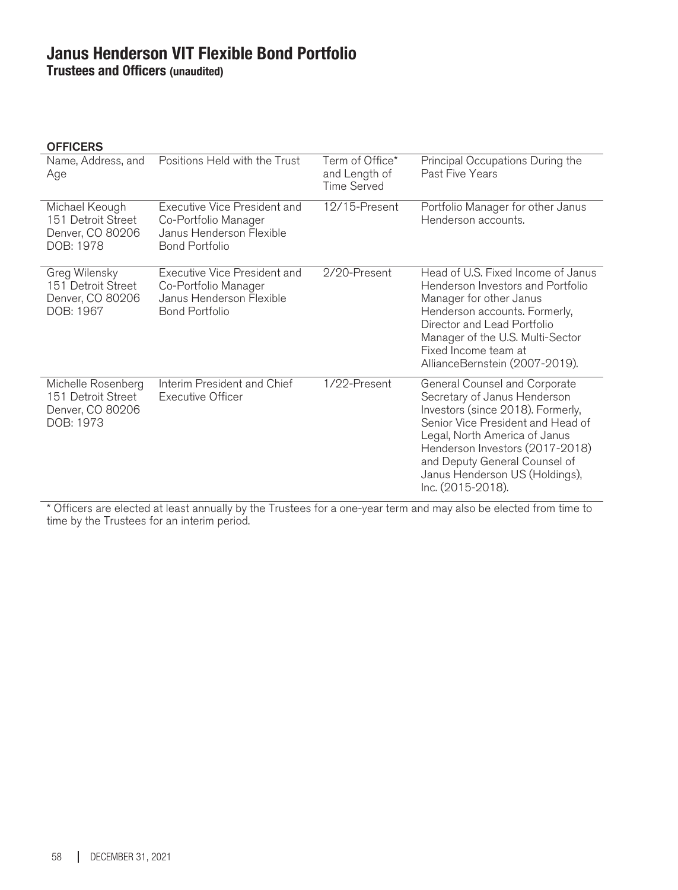# Janus Henderson VIT Flexible Bond Portfolio

**Trustees and Officers (unaudited)**

**OFFICERS**

| Name, Address, and Age | Positions Held with the Trust | Term of Office* and Length of Time Served | Principal Occupations During the Past Five Years |
|---|---|---|---|
| Michael Keough<br>151 Detroit Street<br>Denver, CO 80206<br>DOB: 1978 | Executive Vice President and Co-Portfolio Manager Janus Henderson Flexible Bond Portfolio | 12/15-Present | Portfolio Manager for other Janus Henderson accounts. |
| Greg Wilensky<br>151 Detroit Street<br>Denver, CO 80206<br>DOB: 1967 | Executive Vice President and Co-Portfolio Manager Janus Henderson Flexible Bond Portfolio | 2/20-Present | Head of U.S. Fixed Income of Janus Henderson Investors and Portfolio Manager for other Janus Henderson accounts. Formerly, Director and Lead Portfolio Manager of the U.S. Multi-Sector Fixed Income team at AllianceBernstein (2007-2019). |
| Michelle Rosenberg<br>151 Detroit Street<br>Denver, CO 80206<br>DOB: 1973 | Interim President and Chief Executive Officer | 1/22-Present | General Counsel and Corporate Secretary of Janus Henderson Investors (since 2018). Formerly, Senior Vice President and Head of Legal, North America of Janus Henderson Investors (2017-2018) and Deputy General Counsel of Janus Henderson US (Holdings), Inc. (2015-2018). |

* Officers are elected at least annually by the Trustees for a one-year term and may also be elected from time to time by the Trustees for an interim period.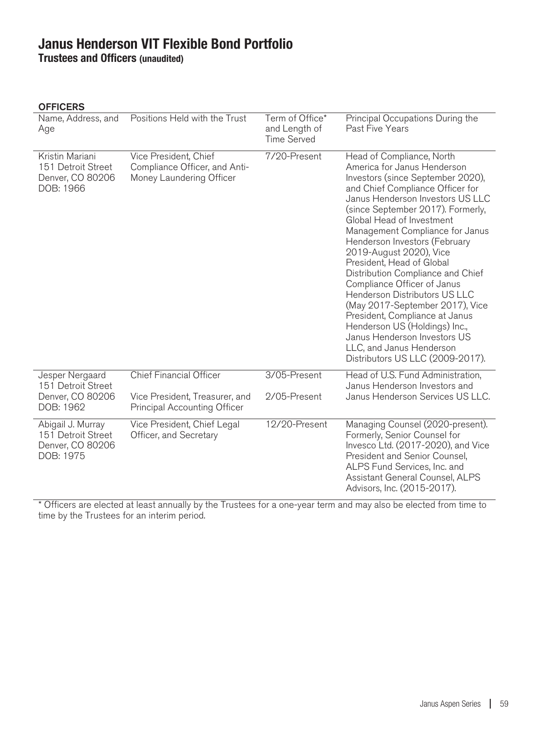# Janus Henderson VIT Flexible Bond Portfolio

**Trustees and Officers (unaudited)**

**OFFICERS**

| Name, Address, and Age | Positions Held with the Trust | Term of Office* and Length of Time Served | Principal Occupations During the Past Five Years |
|---|---|---|---|
| Kristin Mariani<br>151 Detroit Street<br>Denver, CO 80206<br>DOB: 1966 | Vice President, Chief Compliance Officer, and Anti-Money Laundering Officer | 7/20-Present | Head of Compliance, North America for Janus Henderson Investors (since September 2020), and Chief Compliance Officer for Janus Henderson Investors US LLC (since September 2017). Formerly, Global Head of Investment Management Compliance for Janus Henderson Investors (February 2019-August 2020), Vice President, Head of Global Distribution Compliance and Chief Compliance Officer of Janus Henderson Distributors US LLC (May 2017-September 2017), Vice President, Compliance at Janus Henderson US (Holdings) Inc., Janus Henderson Investors US LLC, and Janus Henderson Distributors US LLC (2009-2017). |
| Jesper Nergaard<br>151 Detroit Street<br>Denver, CO 80206<br>DOB: 1962 | Chief Financial Officer<br><br>Vice President, Treasurer, and Principal Accounting Officer | 3/05-Present<br><br>2/05-Present | Head of U.S. Fund Administration, Janus Henderson Investors and Janus Henderson Services US LLC. |
| Abigail J. Murray<br>151 Detroit Street<br>Denver, CO 80206<br>DOB: 1975 | Vice President, Chief Legal Officer, and Secretary | 12/20-Present | Managing Counsel (2020-present). Formerly, Senior Counsel for Invesco Ltd. (2017-2020), and Vice President and Senior Counsel, ALPS Fund Services, Inc. and Assistant General Counsel, ALPS Advisors, Inc. (2015-2017). |

* Officers are elected at least annually by the Trustees for a one-year term and may also be elected from time to time by the Trustees for an interim period.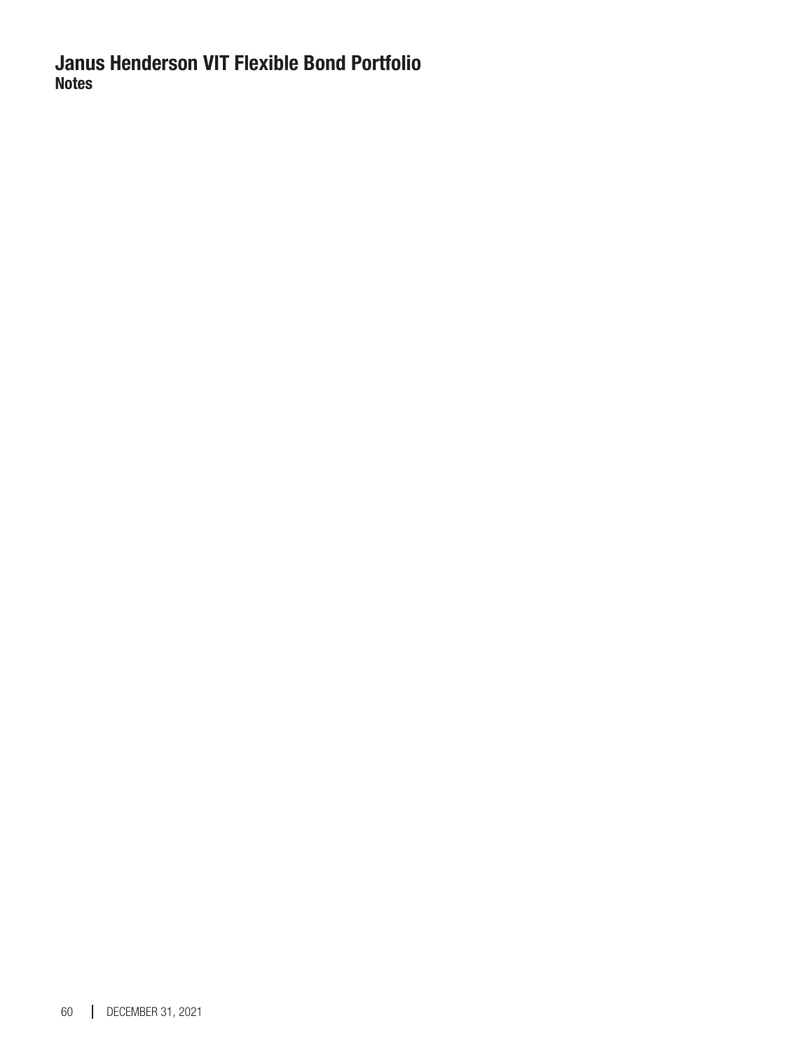# Janus Henderson VIT Flexible Bond Portfolio

**Notes**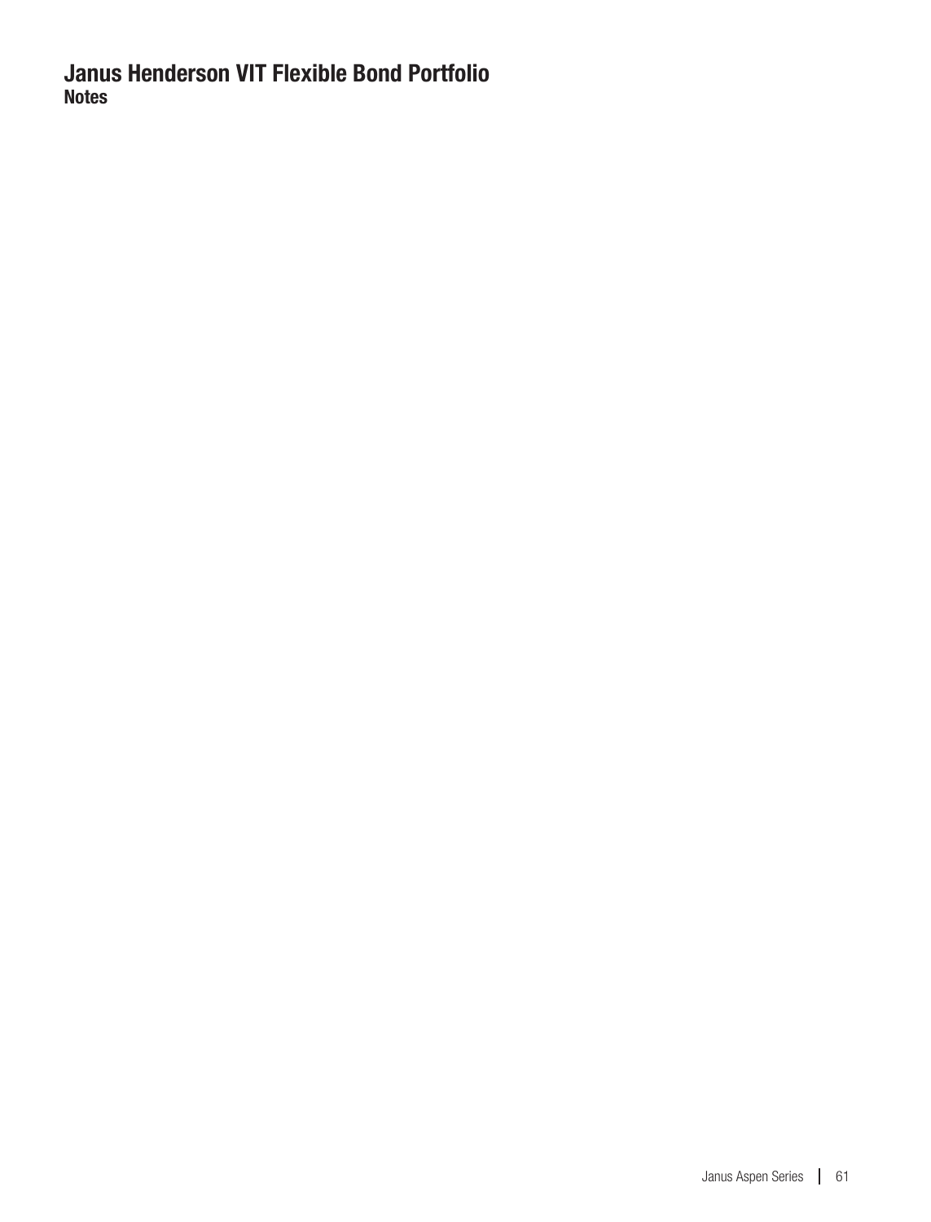# Janus Henderson VIT Flexible Bond Portfolio
**Notes**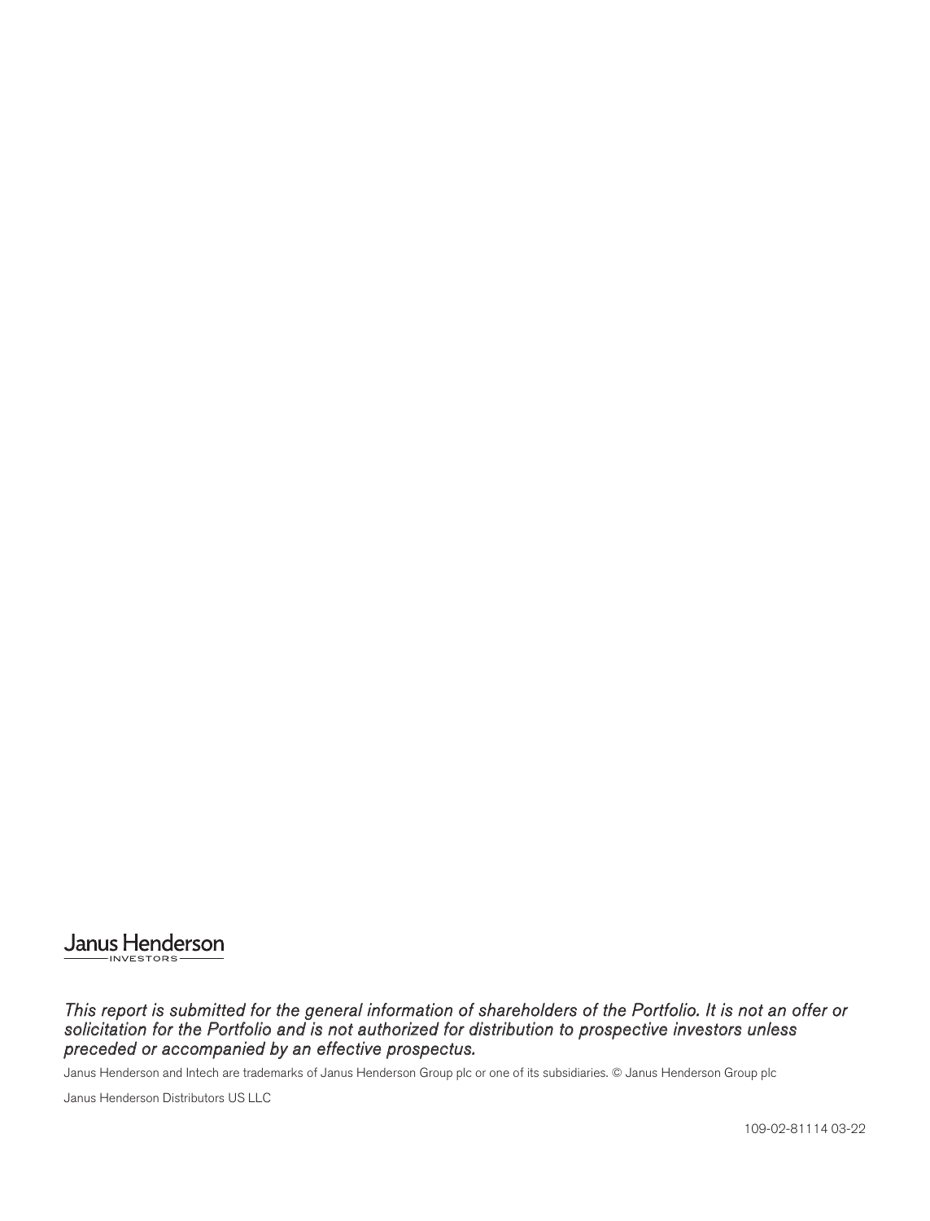Janus Henderson
INVESTORS

*This report is submitted for the general information of shareholders of the Portfolio. It is not an offer or solicitation for the Portfolio and is not authorized for distribution to prospective investors unless preceded or accompanied by an effective prospectus.*

Janus Henderson and Intech are trademarks of Janus Henderson Group plc or one of its subsidiaries. © Janus Henderson Group plc

Janus Henderson Distributors US LLC

109-02-81114 03-22